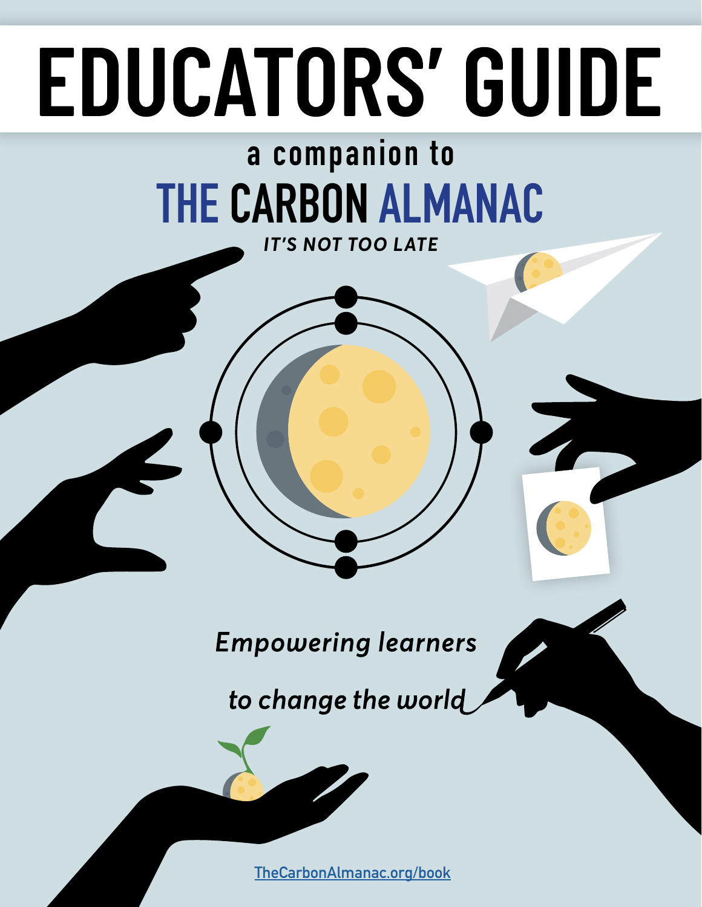# EDUCATORS' GUIDE

a companion to

## THE CARBON ALMANAC

***IT'S NOT TOO LATE***

*Empowering learners*

*to change the world*

TheCarbonAlmanac.org/book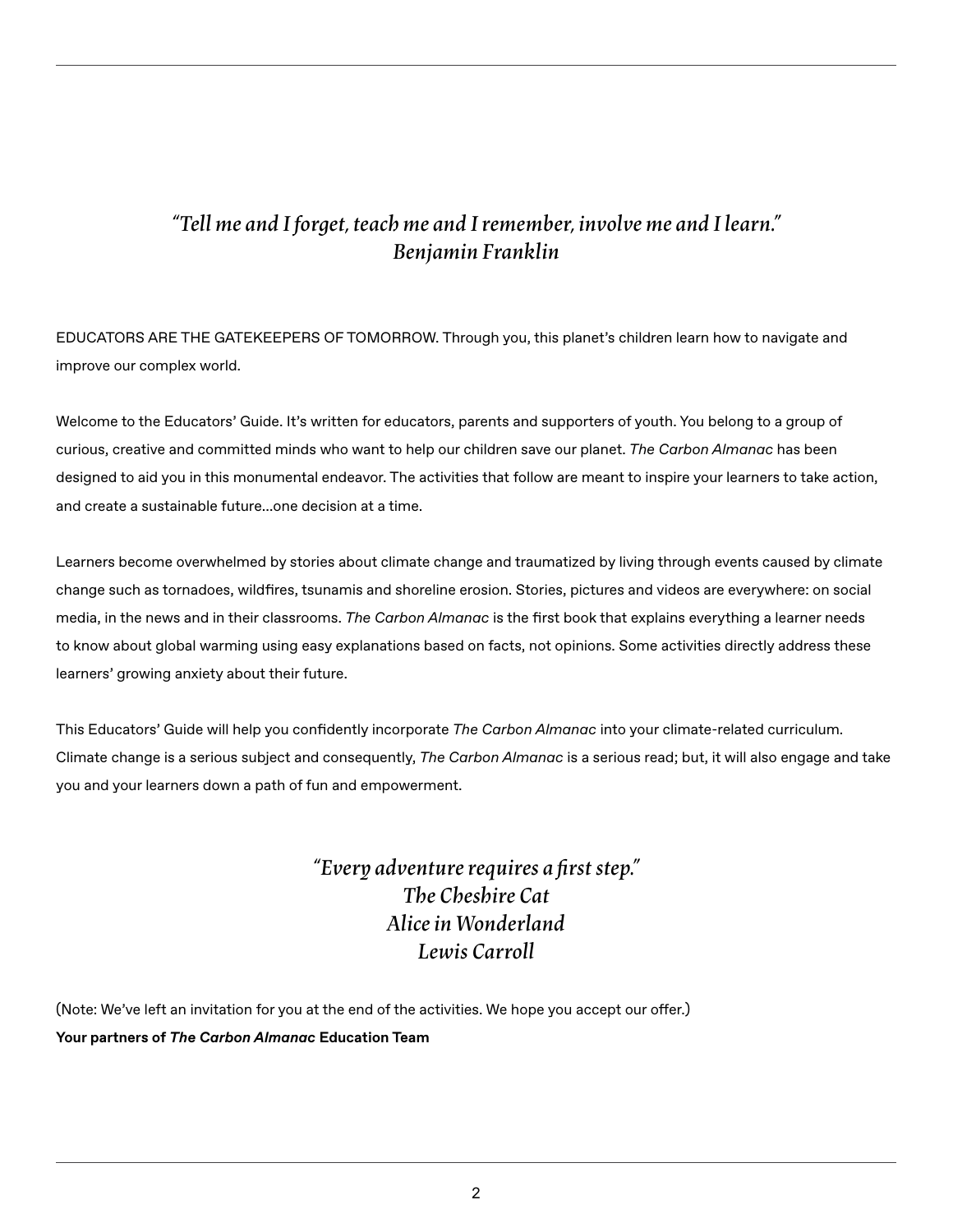*"Tell me and I forget, teach me and I remember, involve me and I learn."*
*Benjamin Franklin*

EDUCATORS ARE THE GATEKEEPERS OF TOMORROW. Through you, this planet's children learn how to navigate and improve our complex world.

Welcome to the Educators' Guide. It's written for educators, parents and supporters of youth. You belong to a group of curious, creative and committed minds who want to help our children save our planet. *The Carbon Almanac* has been designed to aid you in this monumental endeavor. The activities that follow are meant to inspire your learners to take action, and create a sustainable future...one decision at a time.

Learners become overwhelmed by stories about climate change and traumatized by living through events caused by climate change such as tornadoes, wildfires, tsunamis and shoreline erosion. Stories, pictures and videos are everywhere: on social media, in the news and in their classrooms. *The Carbon Almanac* is the first book that explains everything a learner needs to know about global warming using easy explanations based on facts, not opinions. Some activities directly address these learners' growing anxiety about their future.

This Educators' Guide will help you confidently incorporate *The Carbon Almanac* into your climate-related curriculum. Climate change is a serious subject and consequently, *The Carbon Almanac* is a serious read; but, it will also engage and take you and your learners down a path of fun and empowerment.

*"Every adventure requires a first step."*
*The Cheshire Cat*
*Alice in Wonderland*
*Lewis Carroll*

(Note: We've left an invitation for you at the end of the activities. We hope you accept our offer.)
**Your partners of *The Carbon Almanac* Education Team**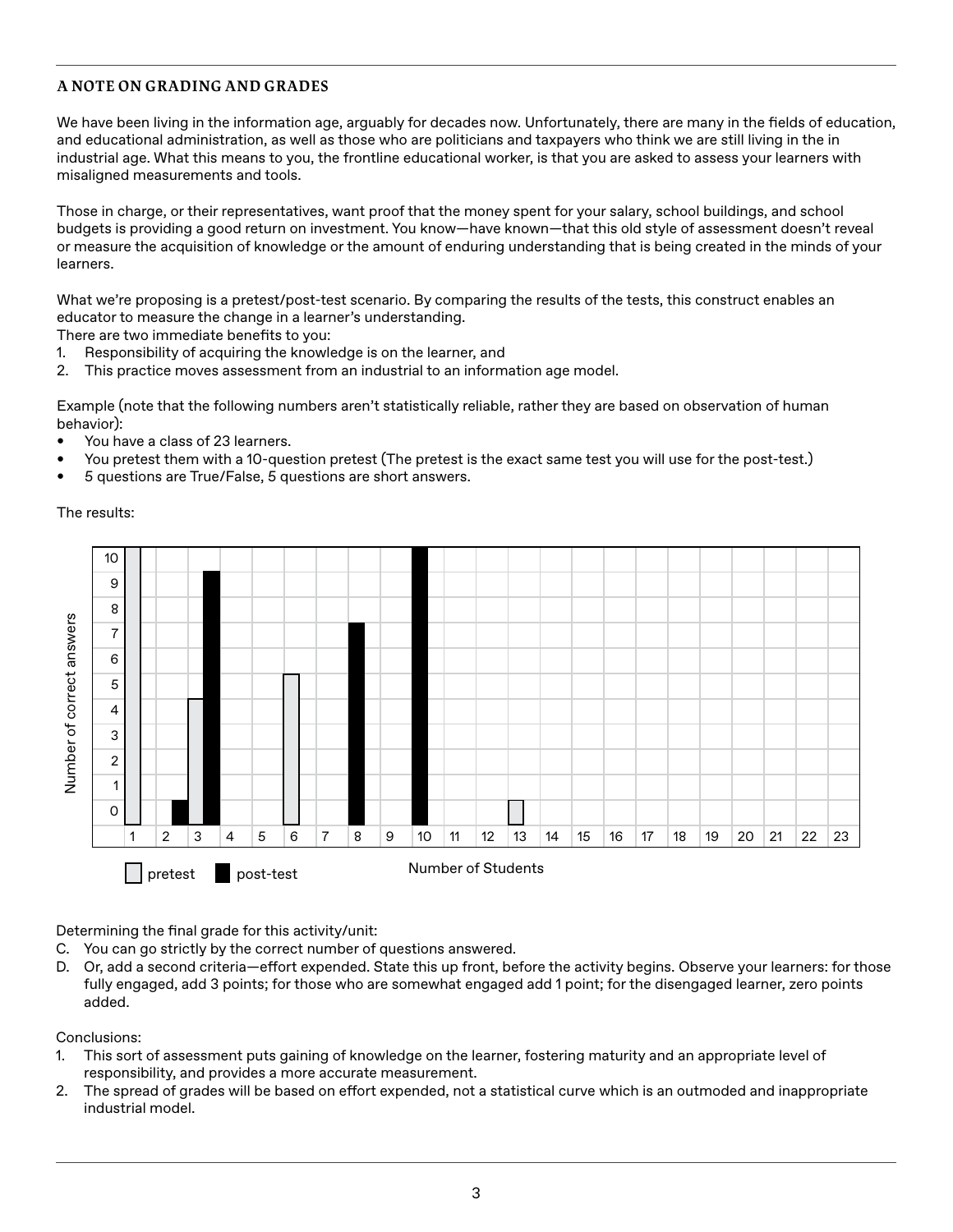## A NOTE ON GRADING AND GRADES

We have been living in the information age, arguably for decades now. Unfortunately, there are many in the fields of education, and educational administration, as well as those who are politicians and taxpayers who think we are still living in the in industrial age. What this means to you, the frontline educational worker, is that you are asked to assess your learners with misaligned measurements and tools.

Those in charge, or their representatives, want proof that the money spent for your salary, school buildings, and school budgets is providing a good return on investment. You know—have known—that this old style of assessment doesn't reveal or measure the acquisition of knowledge or the amount of enduring understanding that is being created in the minds of your learners.

What we're proposing is a pretest/post-test scenario. By comparing the results of the tests, this construct enables an educator to measure the change in a learner's understanding.
There are two immediate benefits to you:

1. Responsibility of acquiring the knowledge is on the learner, and
2. This practice moves assessment from an industrial to an information age model.

Example (note that the following numbers aren't statistically reliable, rather they are based on observation of human behavior):

- You have a class of 23 learners.
- You pretest them with a 10-question pretest (The pretest is the exact same test you will use for the post-test.)
- 5 questions are True/False, 5 questions are short answers.

The results:

| Number of Students | Pretest (correct answers) | Post-test (correct answers) |
|---|---|---|
| 1 | 10 | |
| 2 | | 1 |
| 3 | 5 | 10 |
| 6 | 6 | |
| 8 | | 8 |
| 10 | | 11 |
| 13 | 1 | |

Number of correct answers (0–10) by Number of Students (1–23); legend: pretest, post-test

Determining the final grade for this activity/unit:

C. You can go strictly by the correct number of questions answered.
D. Or, add a second criteria—effort expended. State this up front, before the activity begins. Observe your learners: for those fully engaged, add 3 points; for those who are somewhat engaged add 1 point; for the disengaged learner, zero points added.

Conclusions:

1. This sort of assessment puts gaining of knowledge on the learner, fostering maturity and an appropriate level of responsibility, and provides a more accurate measurement.
2. The spread of grades will be based on effort expended, not a statistical curve which is an outmoded and inappropriate industrial model.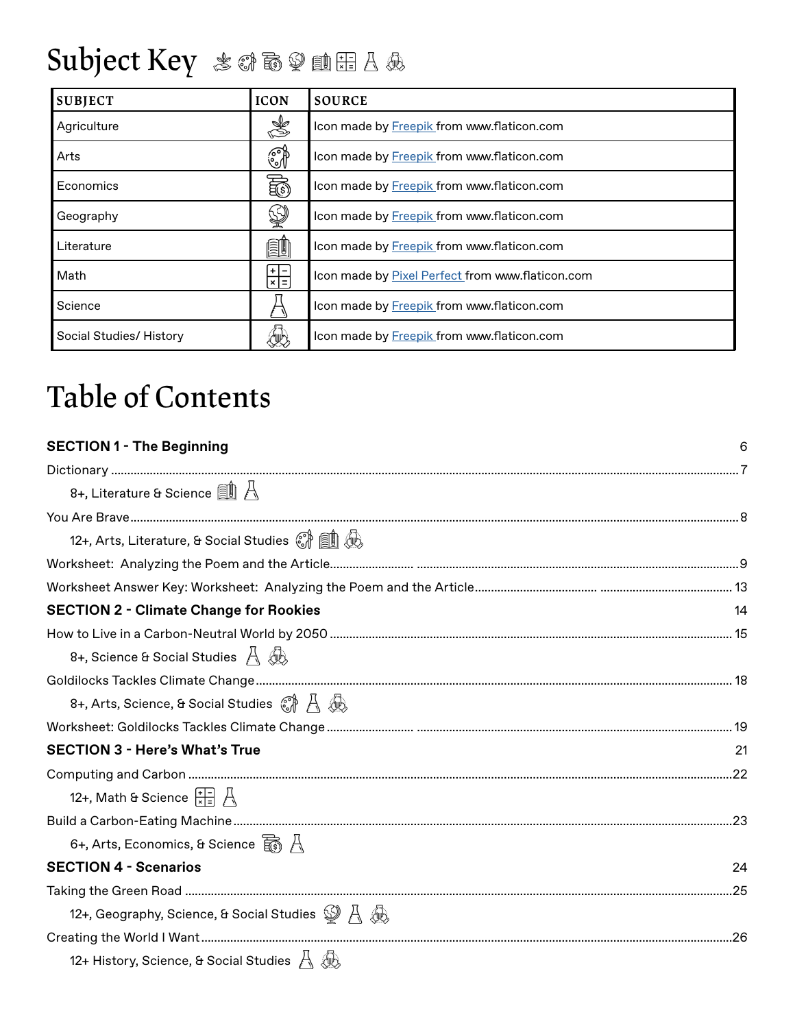# Subject Key

| SUBJECT | ICON | SOURCE |
| --- | --- | --- |
| Agriculture | | Icon made by Freepik from www.flaticon.com |
| Arts | | Icon made by Freepik from www.flaticon.com |
| Economics | | Icon made by Freepik from www.flaticon.com |
| Geography | | Icon made by Freepik from www.flaticon.com |
| Literature | | Icon made by Freepik from www.flaticon.com |
| Math | | Icon made by Pixel Perfect from www.flaticon.com |
| Science | | Icon made by Freepik from www.flaticon.com |
| Social Studies/ History | | Icon made by Freepik from www.flaticon.com |

# Table of Contents

**SECTION 1 - The Beginning** 6

Dictionary ....... 7

  8+, Literature & Science

You Are Brave ....... 8

  12+, Arts, Literature, & Social Studies

Worksheet: Analyzing the Poem and the Article ....... 9

Worksheet Answer Key: Worksheet: Analyzing the Poem and the Article ....... 13

**SECTION 2 - Climate Change for Rookies** 14

How to Live in a Carbon-Neutral World by 2050 ....... 15

  8+, Science & Social Studies

Goldilocks Tackles Climate Change ....... 18

  8+, Arts, Science, & Social Studies

Worksheet: Goldilocks Tackles Climate Change ....... 19

**SECTION 3 - Here's What's True** 21

Computing and Carbon ....... 22

  12+, Math & Science

Build a Carbon-Eating Machine ....... 23

  6+, Arts, Economics, & Science

**SECTION 4 - Scenarios** 24

Taking the Green Road ....... 25

  12+, Geography, Science, & Social Studies

Creating the World I Want ....... 26

  12+ History, Science, & Social Studies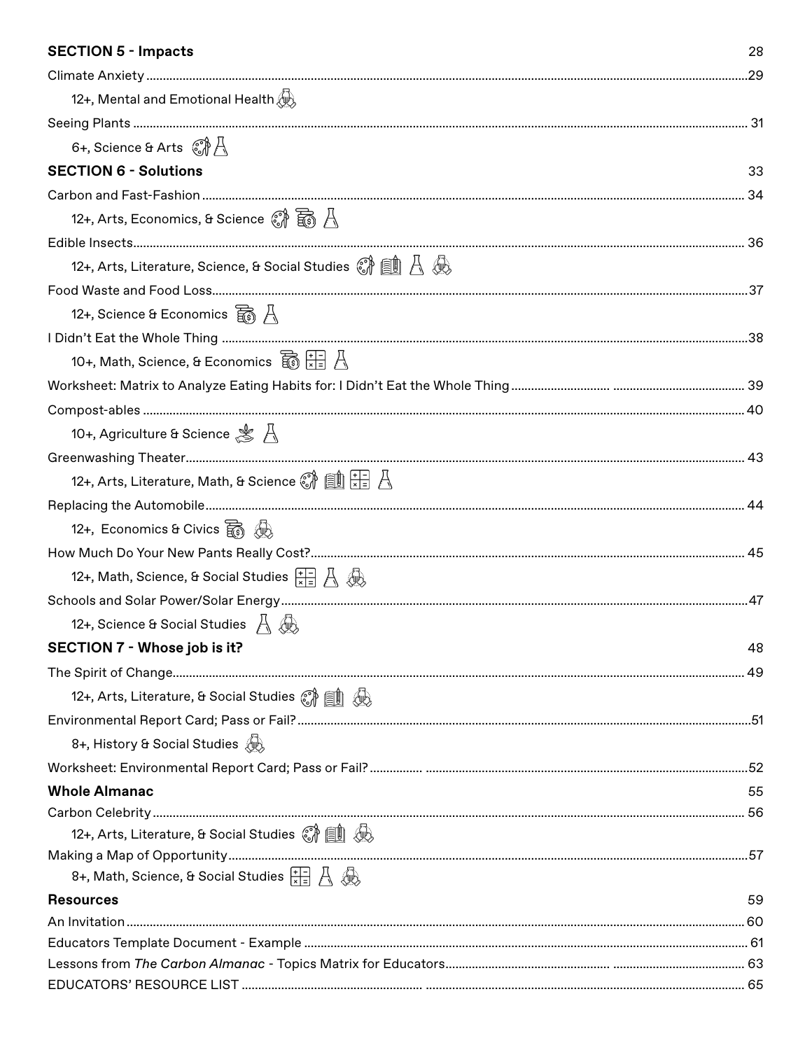**SECTION 5 - Impacts** 28

Climate Anxiety ....29

12+, Mental and Emotional Health

Seeing Plants .... 31

6+, Science & Arts

**SECTION 6 - Solutions** 33

Carbon and Fast-Fashion .... 34

12+, Arts, Economics, & Science

Edible Insects.... 36

12+, Arts, Literature, Science, & Social Studies

Food Waste and Food Loss....37

12+, Science & Economics

I Didn't Eat the Whole Thing ....38

10+, Math, Science, & Economics

Worksheet: Matrix to Analyze Eating Habits for: I Didn't Eat the Whole Thing .... 39

Compost-ables .... 40

10+, Agriculture & Science

Greenwashing Theater.... 43

12+, Arts, Literature, Math, & Science

Replacing the Automobile.... 44

12+, Economics & Civics

How Much Do Your New Pants Really Cost?.... 45

12+, Math, Science, & Social Studies

Schools and Solar Power/Solar Energy....47

12+, Science & Social Studies

**SECTION 7 - Whose job is it?** 48

The Spirit of Change.... 49

12+, Arts, Literature, & Social Studies

Environmental Report Card; Pass or Fail?....51

8+, History & Social Studies

Worksheet: Environmental Report Card; Pass or Fail? ....52

**Whole Almanac** 55

Carbon Celebrity .... 56

12+, Arts, Literature, & Social Studies

Making a Map of Opportunity....57

8+, Math, Science, & Social Studies

**Resources** 59

An Invitation .... 60

Educators Template Document - Example .... 61

Lessons from *The Carbon Almanac* - Topics Matrix for Educators.... 63

EDUCATORS' RESOURCE LIST .... 65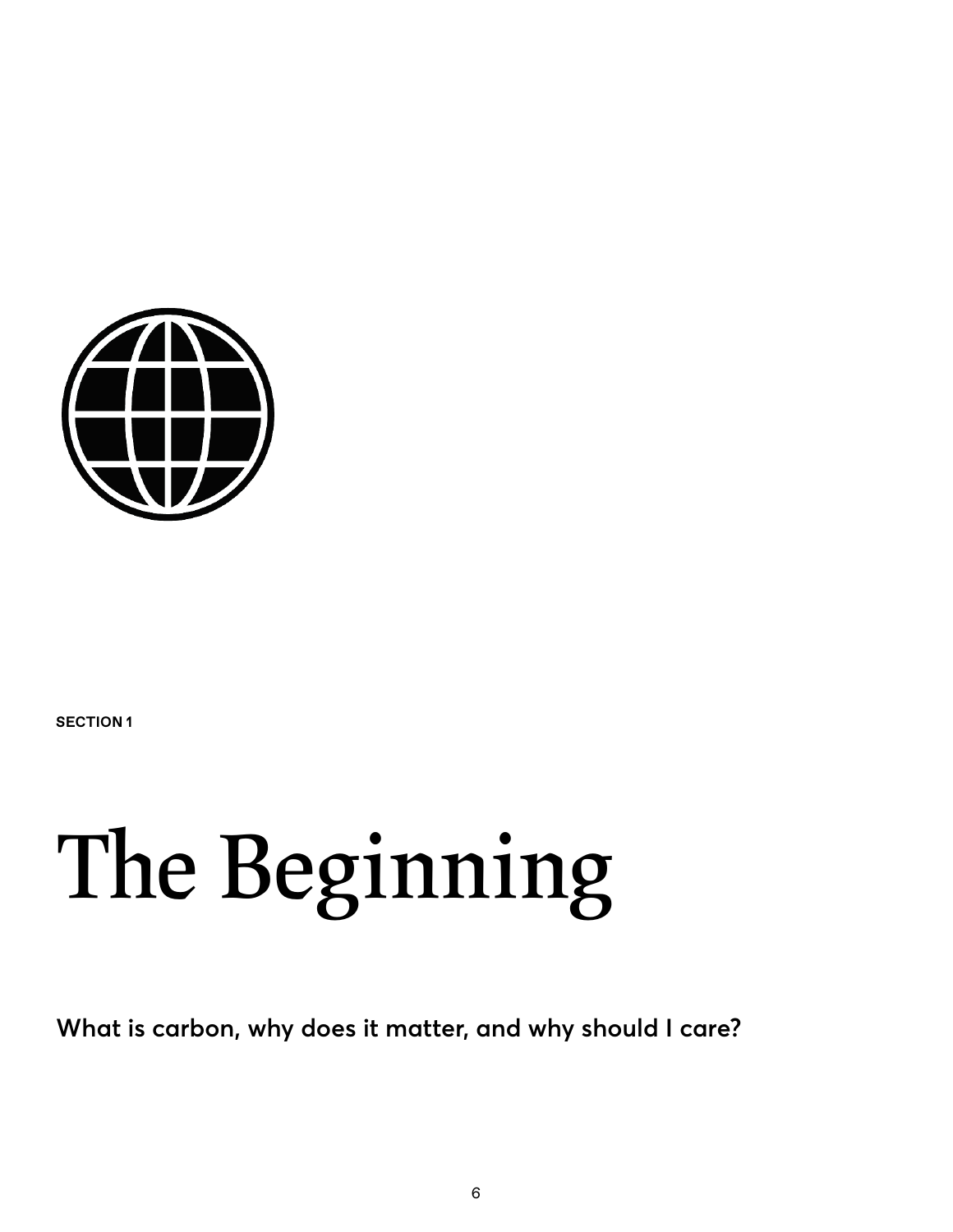SECTION 1

# The Beginning

**What is carbon, why does it matter, and why should I care?**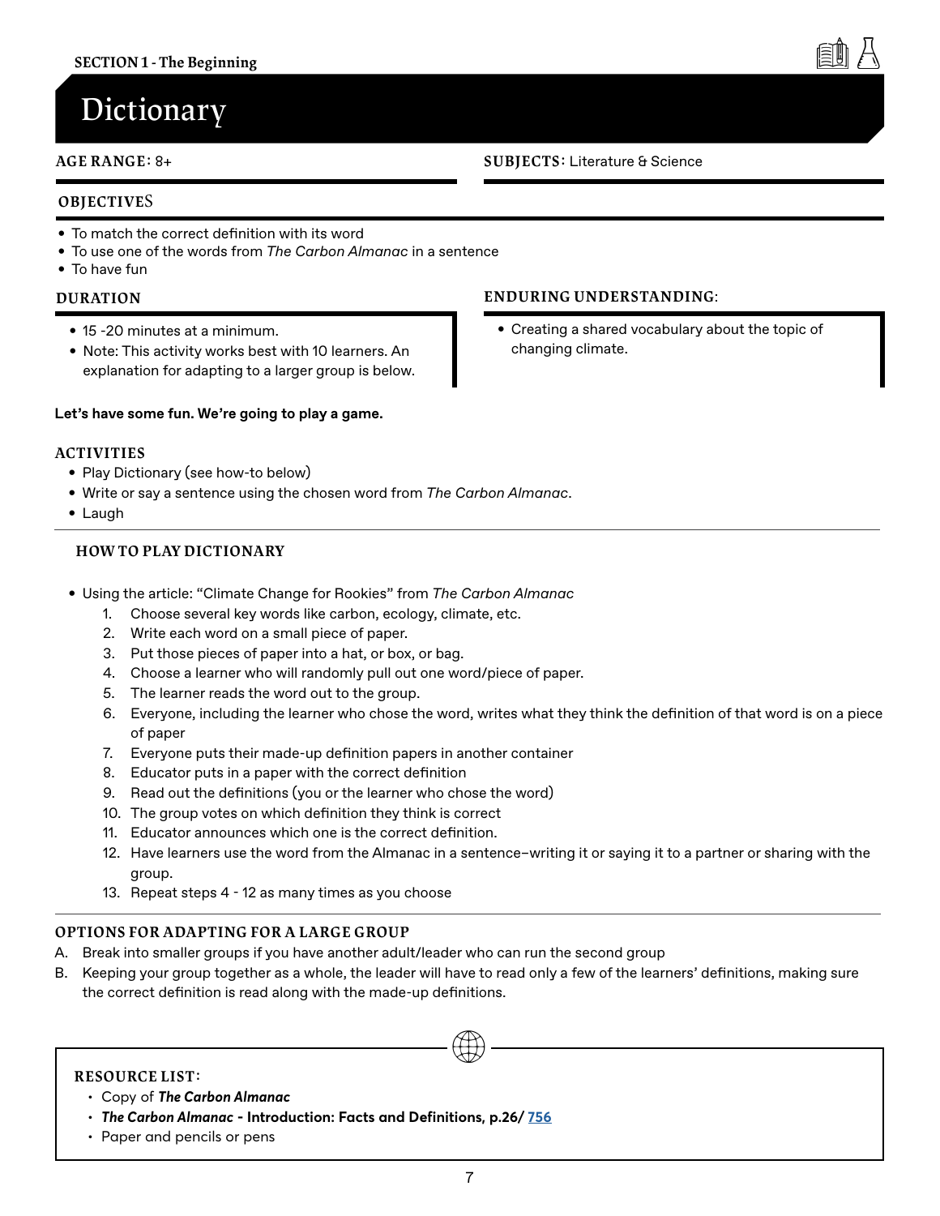SECTION 1 - The Beginning

# Dictionary

**AGE RANGE:** 8+

**SUBJECTS:** Literature & Science

### OBJECTIVES

- To match the correct definition with its word
- To use one of the words from *The Carbon Almanac* in a sentence
- To have fun

### DURATION

- 15 -20 minutes at a minimum.
- Note: This activity works best with 10 learners. An explanation for adapting to a larger group is below.

### ENDURING UNDERSTANDING:

- Creating a shared vocabulary about the topic of changing climate.

**Let's have some fun. We're going to play a game.**

### ACTIVITIES

- Play Dictionary (see how-to below)
- Write or say a sentence using the chosen word from *The Carbon Almanac*.
- Laugh

### HOW TO PLAY DICTIONARY

- Using the article: "Climate Change for Rookies" from *The Carbon Almanac*
  1. Choose several key words like carbon, ecology, climate, etc.
  2. Write each word on a small piece of paper.
  3. Put those pieces of paper into a hat, or box, or bag.
  4. Choose a learner who will randomly pull out one word/piece of paper.
  5. The learner reads the word out to the group.
  6. Everyone, including the learner who chose the word, writes what they think the definition of that word is on a piece of paper
  7. Everyone puts their made-up definition papers in another container
  8. Educator puts in a paper with the correct definition
  9. Read out the definitions (you or the learner who chose the word)
  10. The group votes on which definition they think is correct
  11. Educator announces which one is the correct definition.
  12. Have learners use the word from the Almanac in a sentence–writing it or saying it to a partner or sharing with the group.
  13. Repeat steps 4 - 12 as many times as you choose

### OPTIONS FOR ADAPTING FOR A LARGE GROUP

A. Break into smaller groups if you have another adult/leader who can run the second group

B. Keeping your group together as a whole, the leader will have to read only a few of the learners' definitions, making sure the correct definition is read along with the made-up definitions.

### RESOURCE LIST:

- Copy of ***The Carbon Almanac***
- ***The Carbon Almanac* - Introduction: Facts and Definitions, p.26/ 756**
- Paper and pencils or pens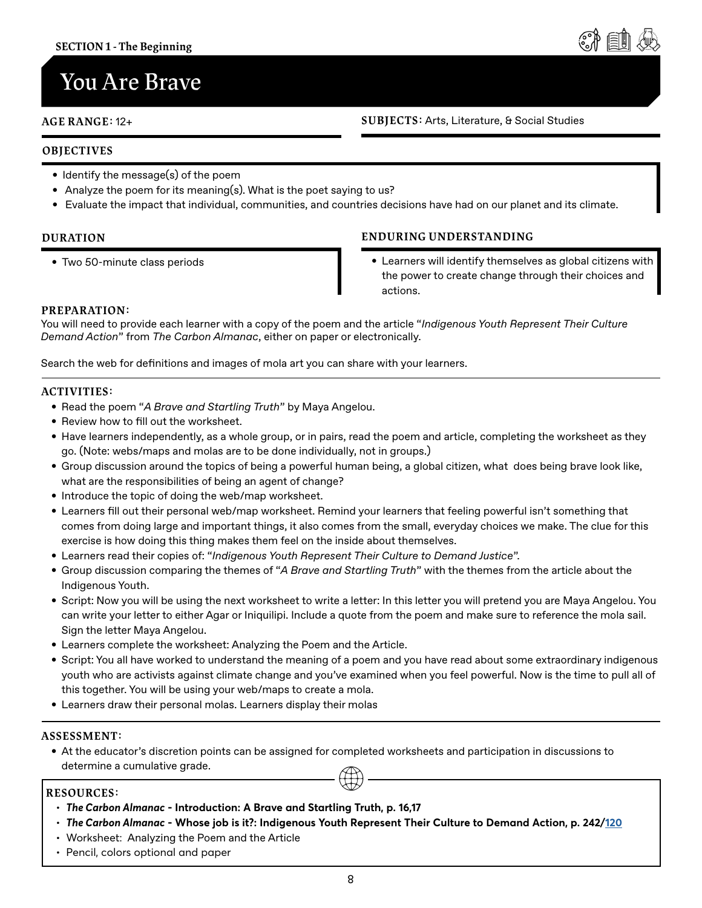SECTION 1 - The Beginning

# You Are Brave

**AGE RANGE:** 12+

**SUBJECTS:** Arts, Literature, & Social Studies

## OBJECTIVES

- Identify the message(s) of the poem
- Analyze the poem for its meaning(s). What is the poet saying to us?
- Evaluate the impact that individual, communities, and countries decisions have had on our planet and its climate.

## DURATION

- Two 50-minute class periods

## ENDURING UNDERSTANDING

- Learners will identify themselves as global citizens with the power to create change through their choices and actions.

## PREPARATION:

You will need to provide each learner with a copy of the poem and the article "*Indigenous Youth Represent Their Culture Demand Action*" from *The Carbon Almanac*, either on paper or electronically.

Search the web for definitions and images of mola art you can share with your learners.

## ACTIVITIES:

- Read the poem "*A Brave and Startling Truth*" by Maya Angelou.
- Review how to fill out the worksheet.
- Have learners independently, as a whole group, or in pairs, read the poem and article, completing the worksheet as they go. (Note: webs/maps and molas are to be done individually, not in groups.)
- Group discussion around the topics of being a powerful human being, a global citizen, what does being brave look like, what are the responsibilities of being an agent of change?
- Introduce the topic of doing the web/map worksheet.
- Learners fill out their personal web/map worksheet. Remind your learners that feeling powerful isn't something that comes from doing large and important things, it also comes from the small, everyday choices we make. The clue for this exercise is how doing this thing makes them feel on the inside about themselves.
- Learners read their copies of: "*Indigenous Youth Represent Their Culture to Demand Justice*".
- Group discussion comparing the themes of "*A Brave and Startling Truth*" with the themes from the article about the Indigenous Youth.
- Script: Now you will be using the next worksheet to write a letter: In this letter you will pretend you are Maya Angelou. You can write your letter to either Agar or Iniquilipi. Include a quote from the poem and make sure to reference the mola sail. Sign the letter Maya Angelou.
- Learners complete the worksheet: Analyzing the Poem and the Article.
- Script: You all have worked to understand the meaning of a poem and you have read about some extraordinary indigenous youth who are activists against climate change and you've examined when you feel powerful. Now is the time to pull all of this together. You will be using your web/maps to create a mola.
- Learners draw their personal molas. Learners display their molas

## ASSESSMENT:

- At the educator's discretion points can be assigned for completed worksheets and participation in discussions to determine a cumulative grade.

## RESOURCES:

- ***The Carbon Almanac* - Introduction: A Brave and Startling Truth, p. 16,17**
- ***The Carbon Almanac* - Whose job is it?: Indigenous Youth Represent Their Culture to Demand Action, p. 242/120**
- Worksheet: Analyzing the Poem and the Article
- Pencil, colors optional and paper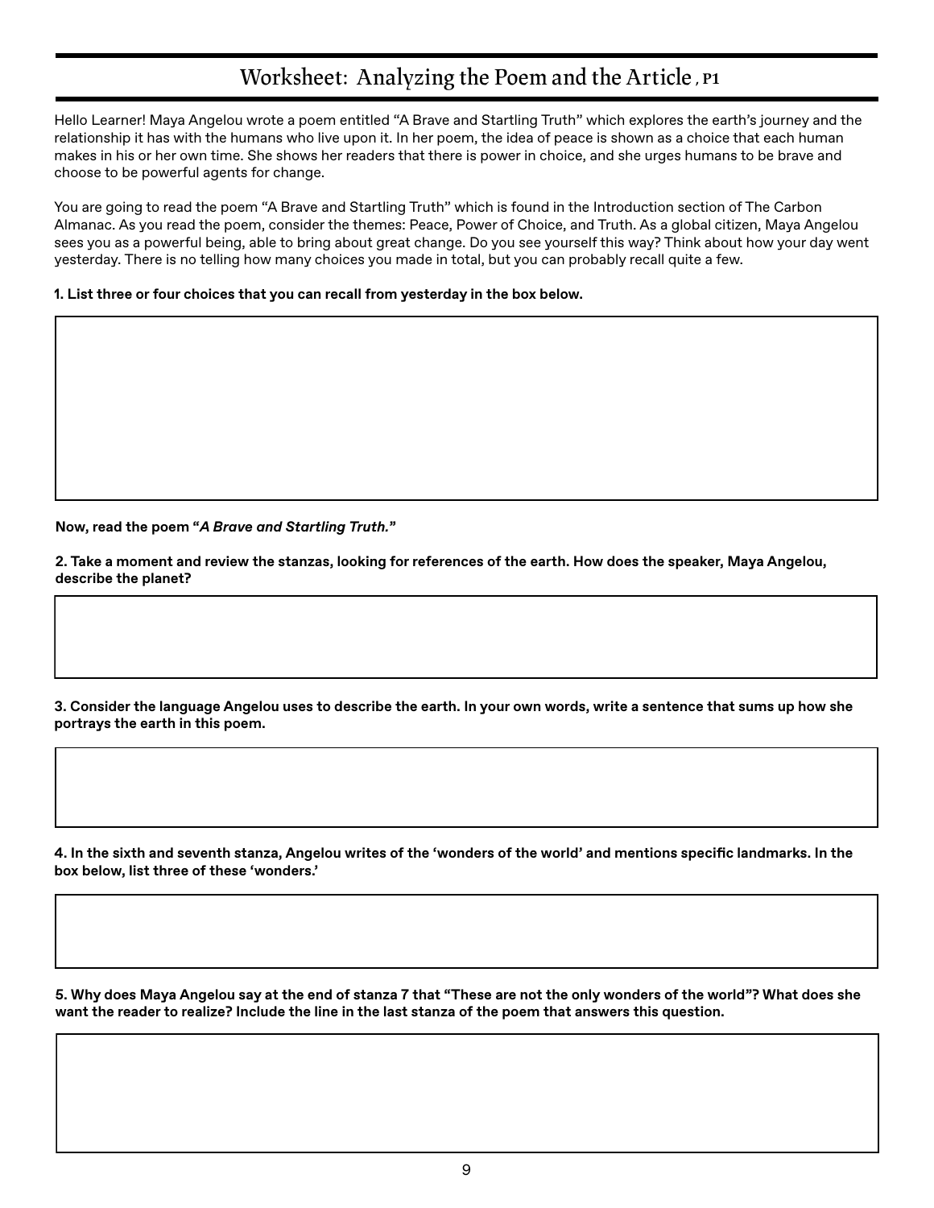# Worksheet: Analyzing the Poem and the Article , P1

Hello Learner! Maya Angelou wrote a poem entitled "A Brave and Startling Truth" which explores the earth's journey and the relationship it has with the humans who live upon it. In her poem, the idea of peace is shown as a choice that each human makes in his or her own time. She shows her readers that there is power in choice, and she urges humans to be brave and choose to be powerful agents for change.

You are going to read the poem "A Brave and Startling Truth" which is found in the Introduction section of The Carbon Almanac. As you read the poem, consider the themes: Peace, Power of Choice, and Truth. As a global citizen, Maya Angelou sees you as a powerful being, able to bring about great change. Do you see yourself this way? Think about how your day went yesterday. There is no telling how many choices you made in total, but you can probably recall quite a few.

**1. List three or four choices that you can recall from yesterday in the box below.**

**Now, read the poem "*A Brave and Startling Truth.*"**

**2. Take a moment and review the stanzas, looking for references of the earth. How does the speaker, Maya Angelou, describe the planet?**

**3. Consider the language Angelou uses to describe the earth. In your own words, write a sentence that sums up how she portrays the earth in this poem.**

**4. In the sixth and seventh stanza, Angelou writes of the 'wonders of the world' and mentions specific landmarks. In the box below, list three of these 'wonders.'**

**5. Why does Maya Angelou say at the end of stanza 7 that "These are not the only wonders of the world"? What does she want the reader to realize? Include the line in the last stanza of the poem that answers this question.**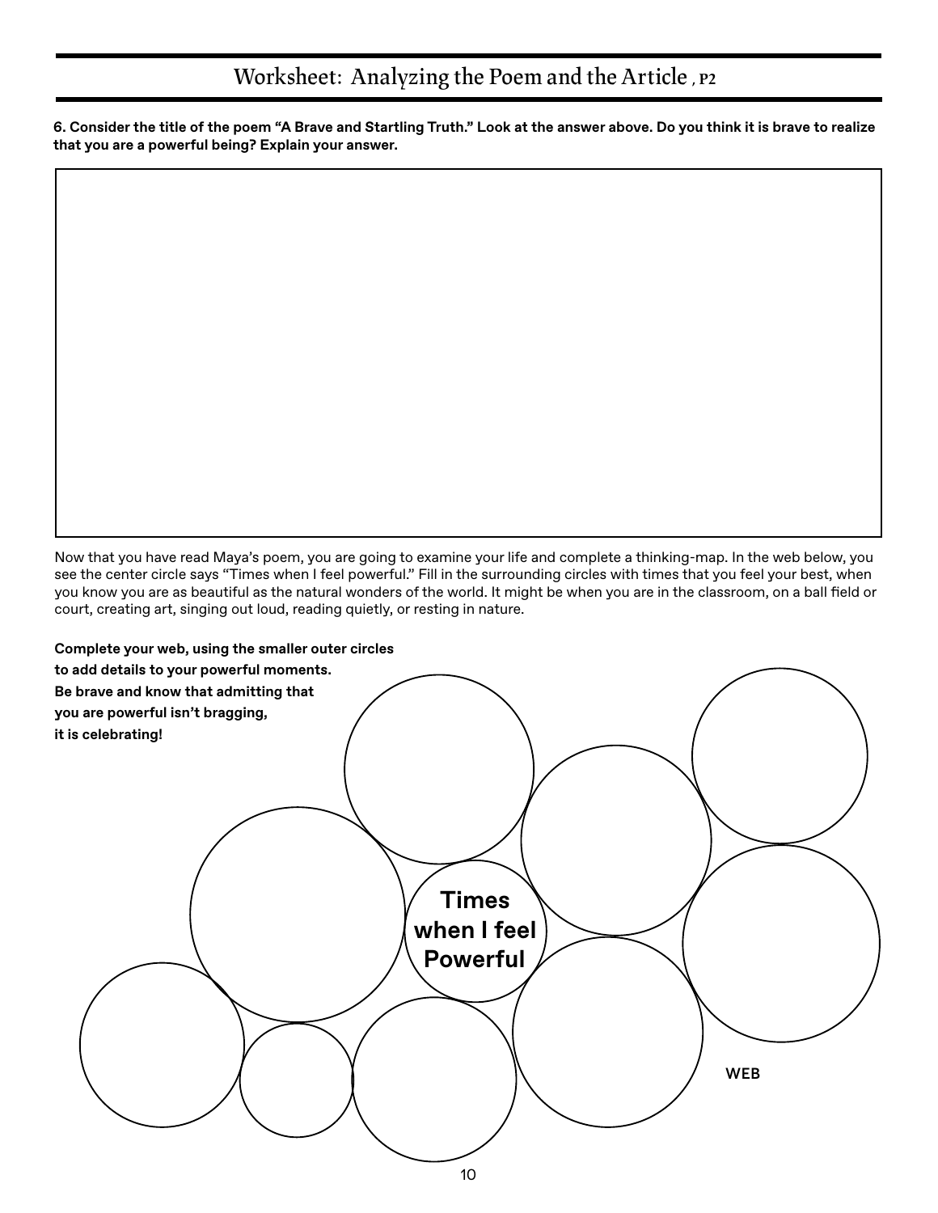# Worksheet: Analyzing the Poem and the Article, P2

**6. Consider the title of the poem "A Brave and Startling Truth." Look at the answer above. Do you think it is brave to realize that you are a powerful being? Explain your answer.**

Now that you have read Maya's poem, you are going to examine your life and complete a thinking-map. In the web below, you see the center circle says "Times when I feel powerful." Fill in the surrounding circles with times that you feel your best, when you know you are as beautiful as the natural wonders of the world. It might be when you are in the classroom, on a ball field or court, creating art, singing out loud, reading quietly, or resting in nature.

**Complete your web, using the smaller outer circles to add details to your powerful moments. Be brave and know that admitting that you are powerful isn't bragging, it is celebrating!**

**Times when I feel Powerful**

WEB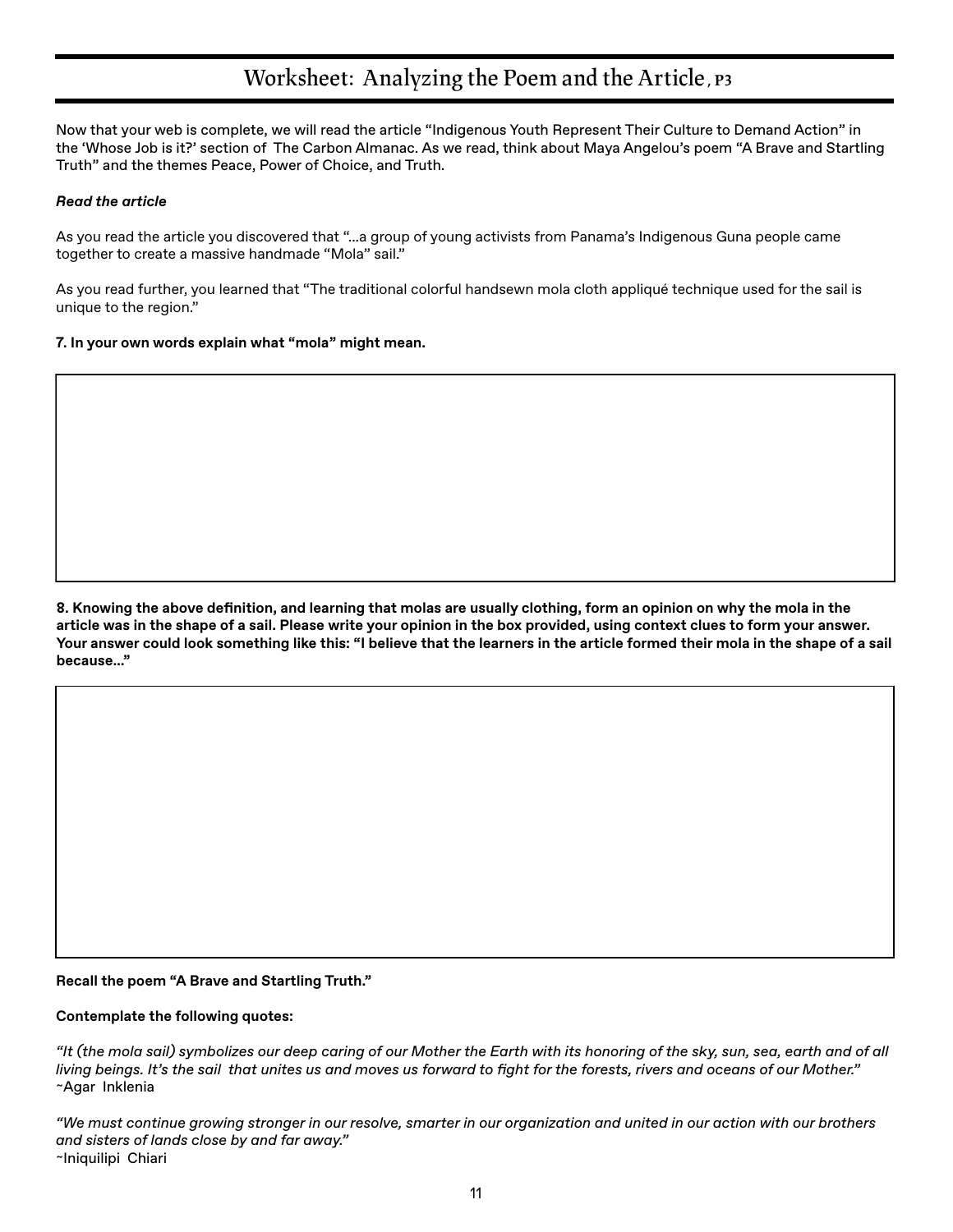# Worksheet: Analyzing the Poem and the Article, P3

Now that your web is complete, we will read the article "Indigenous Youth Represent Their Culture to Demand Action" in the 'Whose Job is it?' section of The Carbon Almanac. As we read, think about Maya Angelou's poem "A Brave and Startling Truth" and the themes Peace, Power of Choice, and Truth.

***Read the article***

As you read the article you discovered that "...a group of young activists from Panama's Indigenous Guna people came together to create a massive handmade "Mola" sail."

As you read further, you learned that "The traditional colorful handsewn mola cloth appliqué technique used for the sail is unique to the region."

**7. In your own words explain what "mola" might mean.**

**8. Knowing the above definition, and learning that molas are usually clothing, form an opinion on why the mola in the article was in the shape of a sail. Please write your opinion in the box provided, using context clues to form your answer. Your answer could look something like this: "I believe that the learners in the article formed their mola in the shape of a sail because..."**

**Recall the poem "A Brave and Startling Truth."**

**Contemplate the following quotes:**

*"It (the mola sail) symbolizes our deep caring of our Mother the Earth with its honoring of the sky, sun, sea, earth and of all living beings. It's the sail that unites us and moves us forward to fight for the forests, rivers and oceans of our Mother."*
~Agar Inklenia

*"We must continue growing stronger in our resolve, smarter in our organization and united in our action with our brothers and sisters of lands close by and far away."*
~Iniquilipi Chiari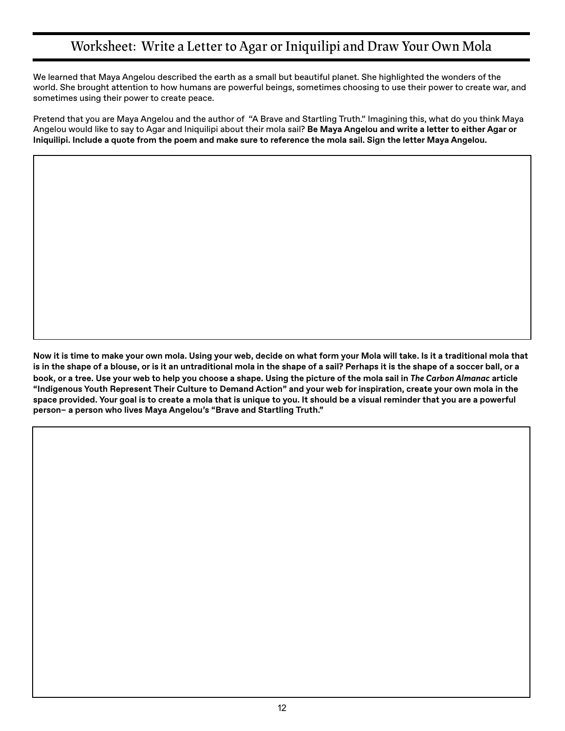# Worksheet: Write a Letter to Agar or Iniquilipi and Draw Your Own Mola

We learned that Maya Angelou described the earth as a small but beautiful planet. She highlighted the wonders of the world. She brought attention to how humans are powerful beings, sometimes choosing to use their power to create war, and sometimes using their power to create peace.

Pretend that you are Maya Angelou and the author of "A Brave and Startling Truth." Imagining this, what do you think Maya Angelou would like to say to Agar and Iniquilipi about their mola sail? **Be Maya Angelou and write a letter to either Agar or Iniquilipi. Include a quote from the poem and make sure to reference the mola sail. Sign the letter Maya Angelou.**

**Now it is time to make your own mola. Using your web, decide on what form your Mola will take. Is it a traditional mola that is in the shape of a blouse, or is it an untraditional mola in the shape of a sail? Perhaps it is the shape of a soccer ball, or a book, or a tree. Use your web to help you choose a shape. Using the picture of the mola sail in *The Carbon Almanac* article "Indigenous Youth Represent Their Culture to Demand Action" and your web for inspiration, create your own mola in the space provided. Your goal is to create a mola that is unique to you. It should be a visual reminder that you are a powerful person– a person who lives Maya Angelou's "Brave and Startling Truth."**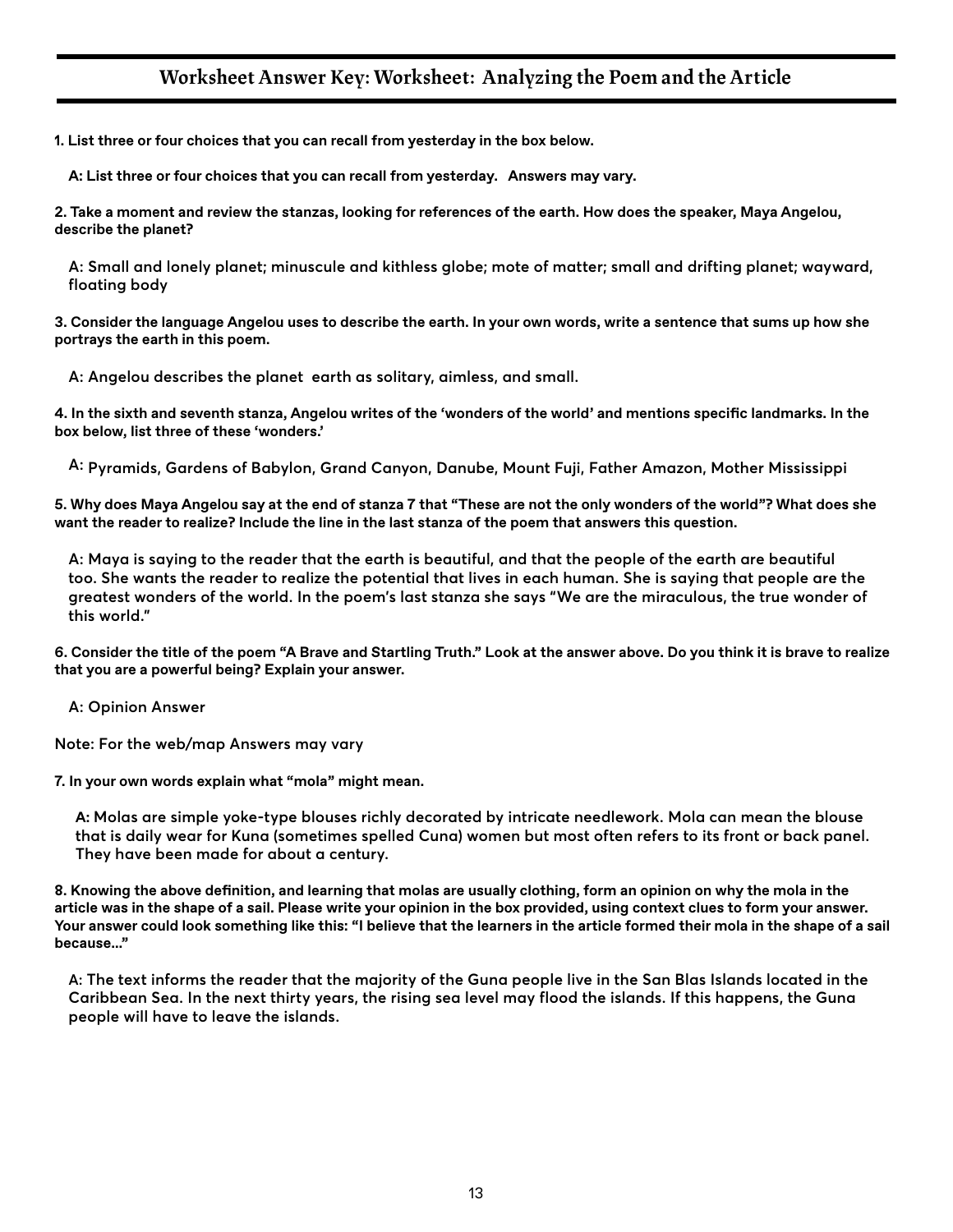## Worksheet Answer Key: Worksheet: Analyzing the Poem and the Article

**1. List three or four choices that you can recall from yesterday in the box below.**

**A: List three or four choices that you can recall from yesterday. Answers may vary.**

**2. Take a moment and review the stanzas, looking for references of the earth. How does the speaker, Maya Angelou, describe the planet?**

A: Small and lonely planet; minuscule and kithless globe; mote of matter; small and drifting planet; wayward, floating body

**3. Consider the language Angelou uses to describe the earth. In your own words, write a sentence that sums up how she portrays the earth in this poem.**

A: Angelou describes the planet earth as solitary, aimless, and small.

**4. In the sixth and seventh stanza, Angelou writes of the 'wonders of the world' and mentions specific landmarks. In the box below, list three of these 'wonders.'**

A: Pyramids, Gardens of Babylon, Grand Canyon, Danube, Mount Fuji, Father Amazon, Mother Mississippi

**5. Why does Maya Angelou say at the end of stanza 7 that "These are not the only wonders of the world"? What does she want the reader to realize? Include the line in the last stanza of the poem that answers this question.**

A: Maya is saying to the reader that the earth is beautiful, and that the people of the earth are beautiful too. She wants the reader to realize the potential that lives in each human. She is saying that people are the greatest wonders of the world. In the poem's last stanza she says "We are the miraculous, the true wonder of this world."

**6. Consider the title of the poem "A Brave and Startling Truth." Look at the answer above. Do you think it is brave to realize that you are a powerful being? Explain your answer.**

A: Opinion Answer

Note: For the web/map Answers may vary

**7. In your own words explain what "mola" might mean.**

A: Molas are simple yoke-type blouses richly decorated by intricate needlework. Mola can mean the blouse that is daily wear for Kuna (sometimes spelled Cuna) women but most often refers to its front or back panel. They have been made for about a century.

**8. Knowing the above definition, and learning that molas are usually clothing, form an opinion on why the mola in the article was in the shape of a sail. Please write your opinion in the box provided, using context clues to form your answer. Your answer could look something like this: "I believe that the learners in the article formed their mola in the shape of a sail because..."**

A: The text informs the reader that the majority of the Guna people live in the San Blas Islands located in the Caribbean Sea. In the next thirty years, the rising sea level may flood the islands. If this happens, the Guna people will have to leave the islands.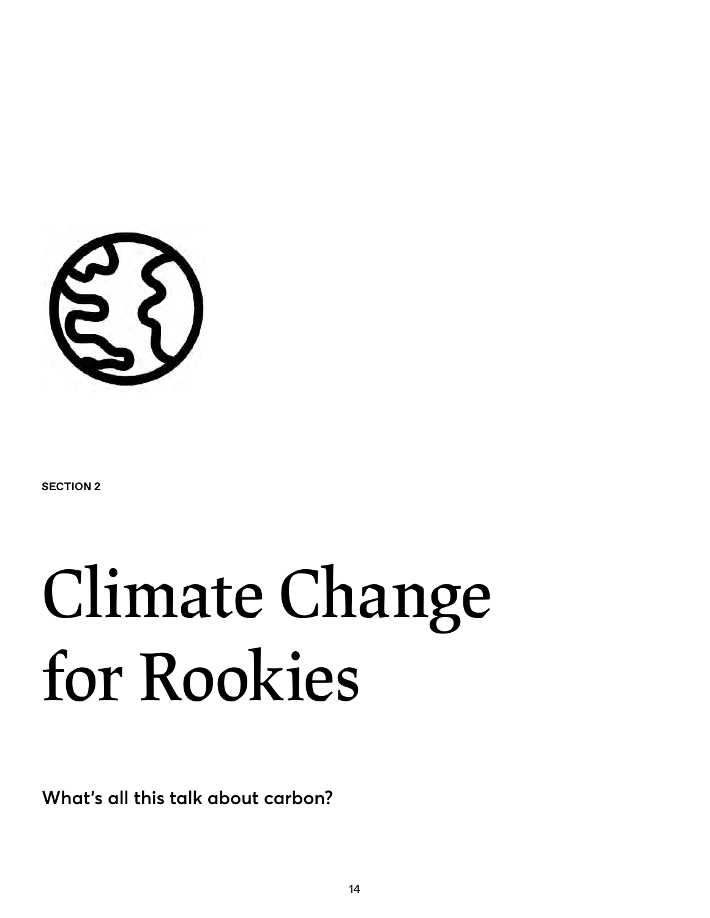SECTION 2

# Climate Change for Rookies

**What's all this talk about carbon?**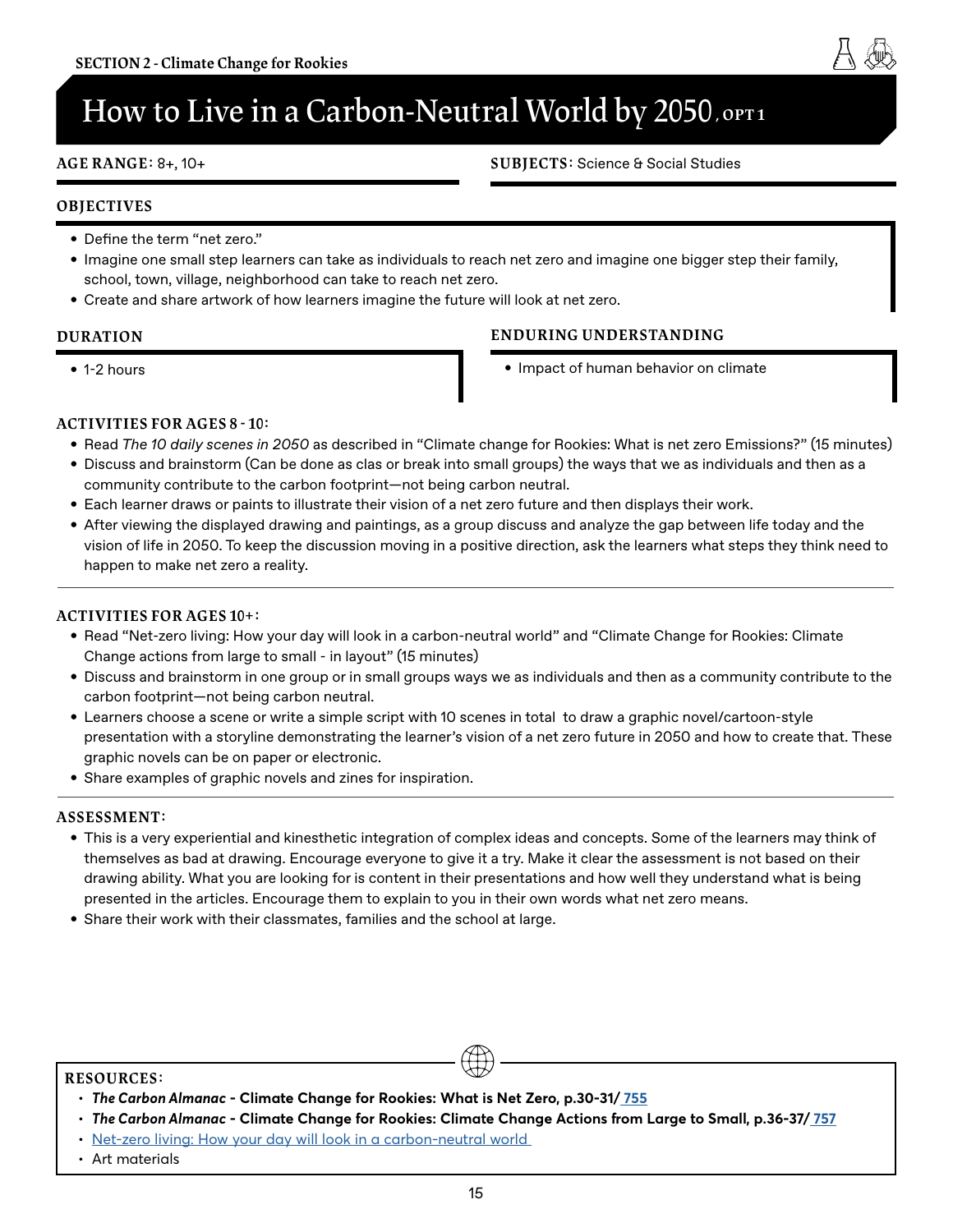SECTION 2 - Climate Change for Rookies

# How to Live in a Carbon-Neutral World by 2050, OPT 1

**AGE RANGE:** 8+, 10+

**SUBJECTS:** Science & Social Studies

### OBJECTIVES

- Define the term "net zero."
- Imagine one small step learners can take as individuals to reach net zero and imagine one bigger step their family, school, town, village, neighborhood can take to reach net zero.
- Create and share artwork of how learners imagine the future will look at net zero.

### DURATION

- 1-2 hours

### ENDURING UNDERSTANDING

- Impact of human behavior on climate

### ACTIVITIES FOR AGES 8 - 10:

- Read *The 10 daily scenes in 2050* as described in "Climate change for Rookies: What is net zero Emissions?" (15 minutes)
- Discuss and brainstorm (Can be done as clas or break into small groups) the ways that we as individuals and then as a community contribute to the carbon footprint—not being carbon neutral.
- Each learner draws or paints to illustrate their vision of a net zero future and then displays their work.
- After viewing the displayed drawing and paintings, as a group discuss and analyze the gap between life today and the vision of life in 2050. To keep the discussion moving in a positive direction, ask the learners what steps they think need to happen to make net zero a reality.

### ACTIVITIES FOR AGES 10+:

- Read "Net-zero living: How your day will look in a carbon-neutral world" and "Climate Change for Rookies: Climate Change actions from large to small - in layout" (15 minutes)
- Discuss and brainstorm in one group or in small groups ways we as individuals and then as a community contribute to the carbon footprint—not being carbon neutral.
- Learners choose a scene or write a simple script with 10 scenes in total to draw a graphic novel/cartoon-style presentation with a storyline demonstrating the learner's vision of a net zero future in 2050 and how to create that. These graphic novels can be on paper or electronic.
- Share examples of graphic novels and zines for inspiration.

### ASSESSMENT:

- This is a very experiential and kinesthetic integration of complex ideas and concepts. Some of the learners may think of themselves as bad at drawing. Encourage everyone to give it a try. Make it clear the assessment is not based on their drawing ability. What you are looking for is content in their presentations and how well they understand what is being presented in the articles. Encourage them to explain to you in their own words what net zero means.
- Share their work with their classmates, families and the school at large.

### RESOURCES:

- ***The Carbon Almanac*** **- Climate Change for Rookies: What is Net Zero, p.30-31/ 755**
- ***The Carbon Almanac*** **- Climate Change for Rookies: Climate Change Actions from Large to Small, p.36-37/ 757**
- Net-zero living: How your day will look in a carbon-neutral world
- Art materials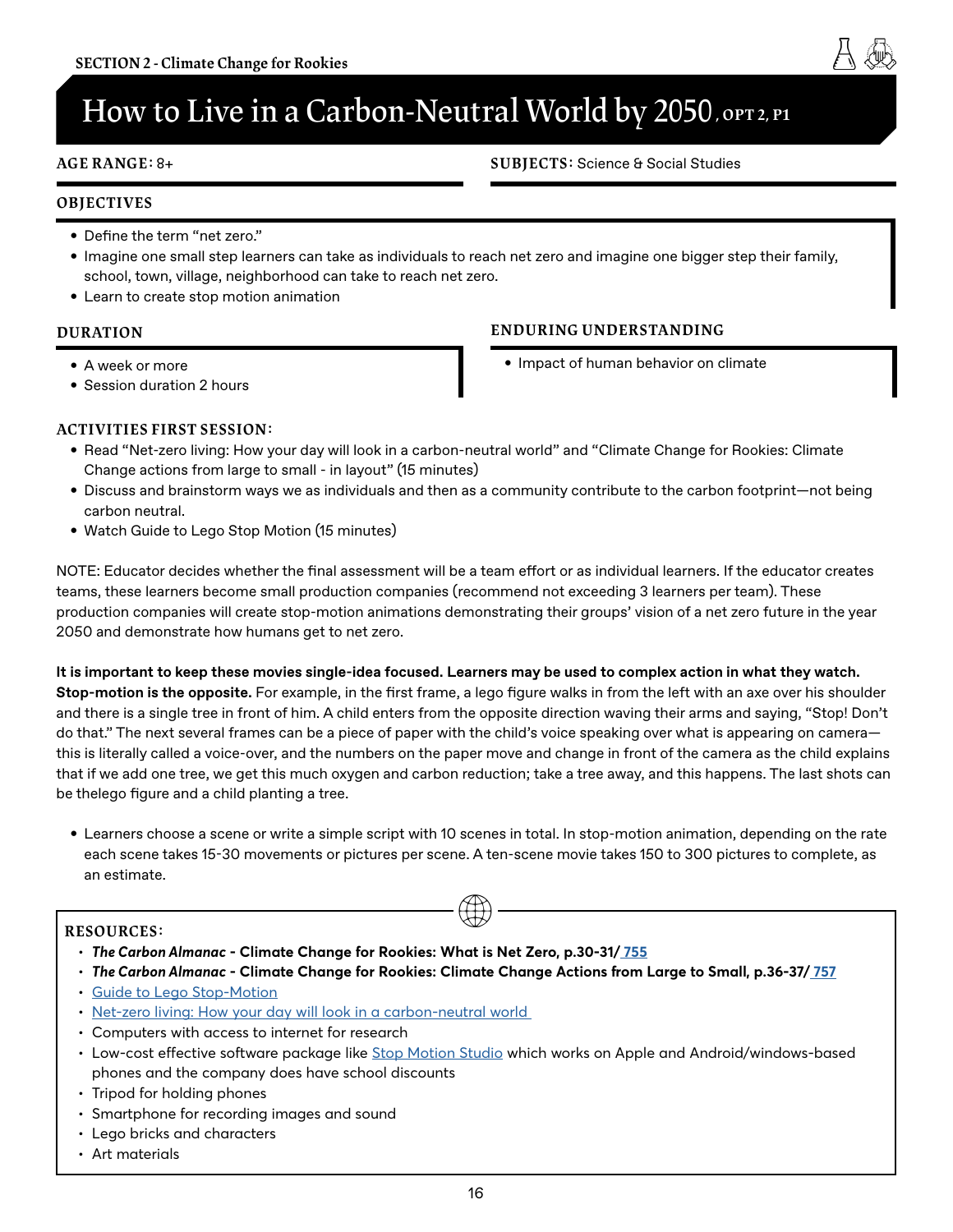# How to Live in a Carbon-Neutral World by 2050, OPT 2, P1

**AGE RANGE:** 8+

**SUBJECTS:** Science & Social Studies

## OBJECTIVES

- Define the term "net zero."
- Imagine one small step learners can take as individuals to reach net zero and imagine one bigger step their family, school, town, village, neighborhood can take to reach net zero.
- Learn to create stop motion animation

## DURATION

- A week or more
- Session duration 2 hours

## ENDURING UNDERSTANDING

- Impact of human behavior on climate

## ACTIVITIES FIRST SESSION:

- Read "Net-zero living: How your day will look in a carbon-neutral world" and "Climate Change for Rookies: Climate Change actions from large to small - in layout" (15 minutes)
- Discuss and brainstorm ways we as individuals and then as a community contribute to the carbon footprint—not being carbon neutral.
- Watch Guide to Lego Stop Motion (15 minutes)

NOTE: Educator decides whether the final assessment will be a team effort or as individual learners. If the educator creates teams, these learners become small production companies (recommend not exceeding 3 learners per team). These production companies will create stop-motion animations demonstrating their groups' vision of a net zero future in the year 2050 and demonstrate how humans get to net zero.

**It is important to keep these movies single-idea focused. Learners may be used to complex action in what they watch. Stop-motion is the opposite.** For example, in the first frame, a lego figure walks in from the left with an axe over his shoulder and there is a single tree in front of him. A child enters from the opposite direction waving their arms and saying, "Stop! Don't do that." The next several frames can be a piece of paper with the child's voice speaking over what is appearing on camera—this is literally called a voice-over, and the numbers on the paper move and change in front of the camera as the child explains that if we add one tree, we get this much oxygen and carbon reduction; take a tree away, and this happens. The last shots can be thelego figure and a child planting a tree.

- Learners choose a scene or write a simple script with 10 scenes in total. In stop-motion animation, depending on the rate each scene takes 15-30 movements or pictures per scene. A ten-scene movie takes 150 to 300 pictures to complete, as an estimate.

## RESOURCES:

- ***The Carbon Almanac*** **- Climate Change for Rookies: What is Net Zero, p.30-31/ 755**
- ***The Carbon Almanac*** **- Climate Change for Rookies: Climate Change Actions from Large to Small, p.36-37/ 757**
- Guide to Lego Stop-Motion
- Net-zero living: How your day will look in a carbon-neutral world
- Computers with access to internet for research
- Low-cost effective software package like Stop Motion Studio which works on Apple and Android/windows-based phones and the company does have school discounts
- Tripod for holding phones
- Smartphone for recording images and sound
- Lego bricks and characters
- Art materials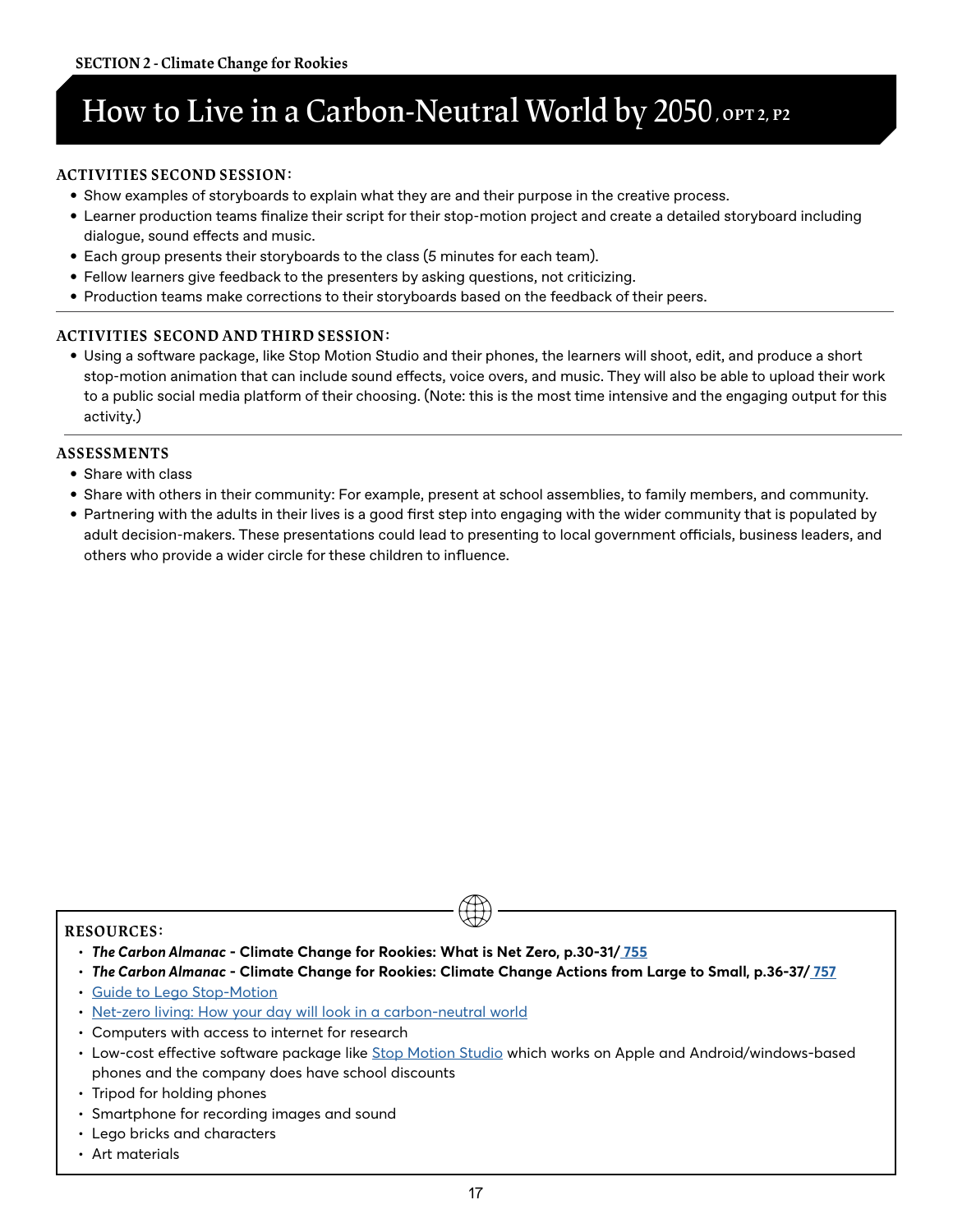SECTION 2 - Climate Change for Rookies

# How to Live in a Carbon-Neutral World by 2050, OPT 2, P2

### ACTIVITIES SECOND SESSION:

- Show examples of storyboards to explain what they are and their purpose in the creative process.
- Learner production teams finalize their script for their stop-motion project and create a detailed storyboard including dialogue, sound effects and music.
- Each group presents their storyboards to the class (5 minutes for each team).
- Fellow learners give feedback to the presenters by asking questions, not criticizing.
- Production teams make corrections to their storyboards based on the feedback of their peers.

### ACTIVITIES SECOND AND THIRD SESSION:

- Using a software package, like Stop Motion Studio and their phones, the learners will shoot, edit, and produce a short stop-motion animation that can include sound effects, voice overs, and music. They will also be able to upload their work to a public social media platform of their choosing. (Note: this is the most time intensive and the engaging output for this activity.)

### ASSESSMENTS

- Share with class
- Share with others in their community: For example, present at school assemblies, to family members, and community.
- Partnering with the adults in their lives is a good first step into engaging with the wider community that is populated by adult decision-makers. These presentations could lead to presenting to local government officials, business leaders, and others who provide a wider circle for these children to influence.

### RESOURCES:

- ***The Carbon Almanac* - Climate Change for Rookies: What is Net Zero, p.30-31/ 755**
- ***The Carbon Almanac* - Climate Change for Rookies: Climate Change Actions from Large to Small, p.36-37/ 757**
- Guide to Lego Stop-Motion
- Net-zero living: How your day will look in a carbon-neutral world
- Computers with access to internet for research
- Low-cost effective software package like Stop Motion Studio which works on Apple and Android/windows-based phones and the company does have school discounts
- Tripod for holding phones
- Smartphone for recording images and sound
- Lego bricks and characters
- Art materials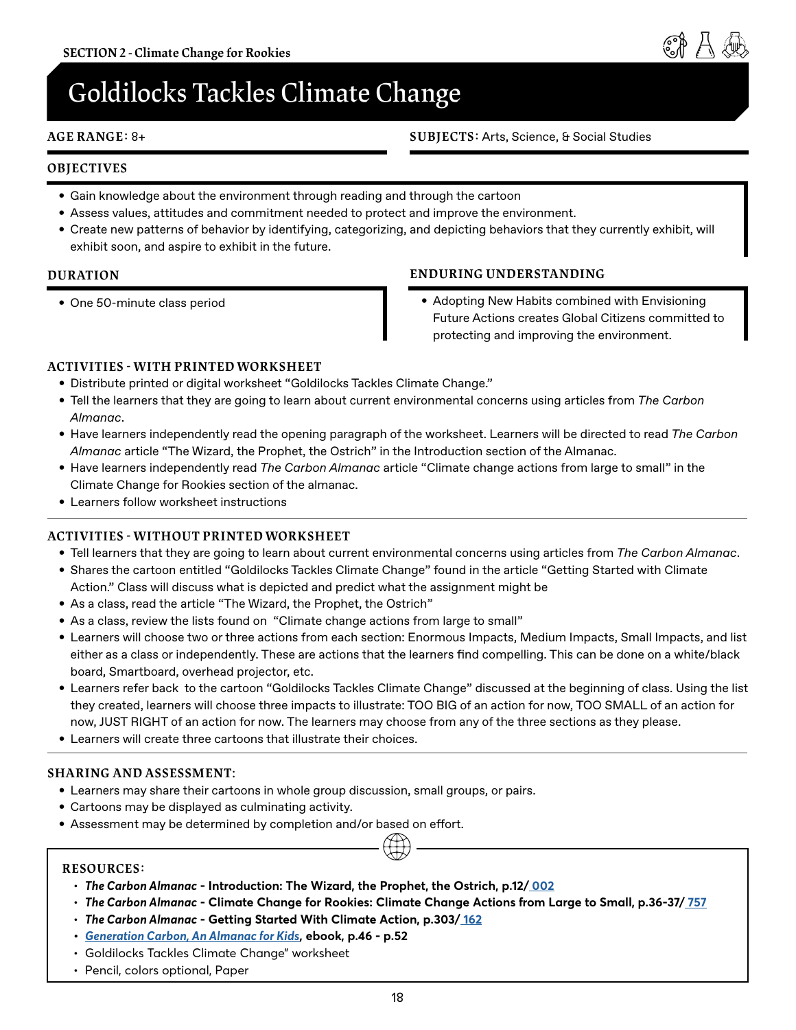SECTION 2 - Climate Change for Rookies

# Goldilocks Tackles Climate Change

**AGE RANGE:** 8+

**SUBJECTS:** Arts, Science, & Social Studies

## OBJECTIVES

- Gain knowledge about the environment through reading and through the cartoon
- Assess values, attitudes and commitment needed to protect and improve the environment.
- Create new patterns of behavior by identifying, categorizing, and depicting behaviors that they currently exhibit, will exhibit soon, and aspire to exhibit in the future.

## DURATION

- One 50-minute class period

## ENDURING UNDERSTANDING

- Adopting New Habits combined with Envisioning Future Actions creates Global Citizens committed to protecting and improving the environment.

## ACTIVITIES - WITH PRINTED WORKSHEET

- Distribute printed or digital worksheet "Goldilocks Tackles Climate Change."
- Tell the learners that they are going to learn about current environmental concerns using articles from *The Carbon Almanac*.
- Have learners independently read the opening paragraph of the worksheet. Learners will be directed to read *The Carbon Almanac* article "The Wizard, the Prophet, the Ostrich" in the Introduction section of the Almanac.
- Have learners independently read *The Carbon Almanac* article "Climate change actions from large to small" in the Climate Change for Rookies section of the almanac.
- Learners follow worksheet instructions

## ACTIVITIES - WITHOUT PRINTED WORKSHEET

- Tell learners that they are going to learn about current environmental concerns using articles from *The Carbon Almanac*.
- Shares the cartoon entitled "Goldilocks Tackles Climate Change" found in the article "Getting Started with Climate Action." Class will discuss what is depicted and predict what the assignment might be
- As a class, read the article "The Wizard, the Prophet, the Ostrich"
- As a class, review the lists found on "Climate change actions from large to small"
- Learners will choose two or three actions from each section: Enormous Impacts, Medium Impacts, Small Impacts, and list either as a class or independently. These are actions that the learners find compelling. This can be done on a white/black board, Smartboard, overhead projector, etc.
- Learners refer back to the cartoon "Goldilocks Tackles Climate Change" discussed at the beginning of class. Using the list they created, learners will choose three impacts to illustrate: TOO BIG of an action for now, TOO SMALL of an action for now, JUST RIGHT of an action for now. The learners may choose from any of the three sections as they please.
- Learners will create three cartoons that illustrate their choices.

## SHARING AND ASSESSMENT:

- Learners may share their cartoons in whole group discussion, small groups, or pairs.
- Cartoons may be displayed as culminating activity.
- Assessment may be determined by completion and/or based on effort.

## RESOURCES:

- ***The Carbon Almanac* - Introduction: The Wizard, the Prophet, the Ostrich, p.12/ 002**
- ***The Carbon Almanac* - Climate Change for Rookies: Climate Change Actions from Large to Small, p.36-37/ 757**
- ***The Carbon Almanac* - Getting Started With Climate Action, p.303/ 162**
- ***Generation Carbon, An Almanac for Kids*, ebook, p.46 - p.52**
- Goldilocks Tackles Climate Change" worksheet
- Pencil, colors optional, Paper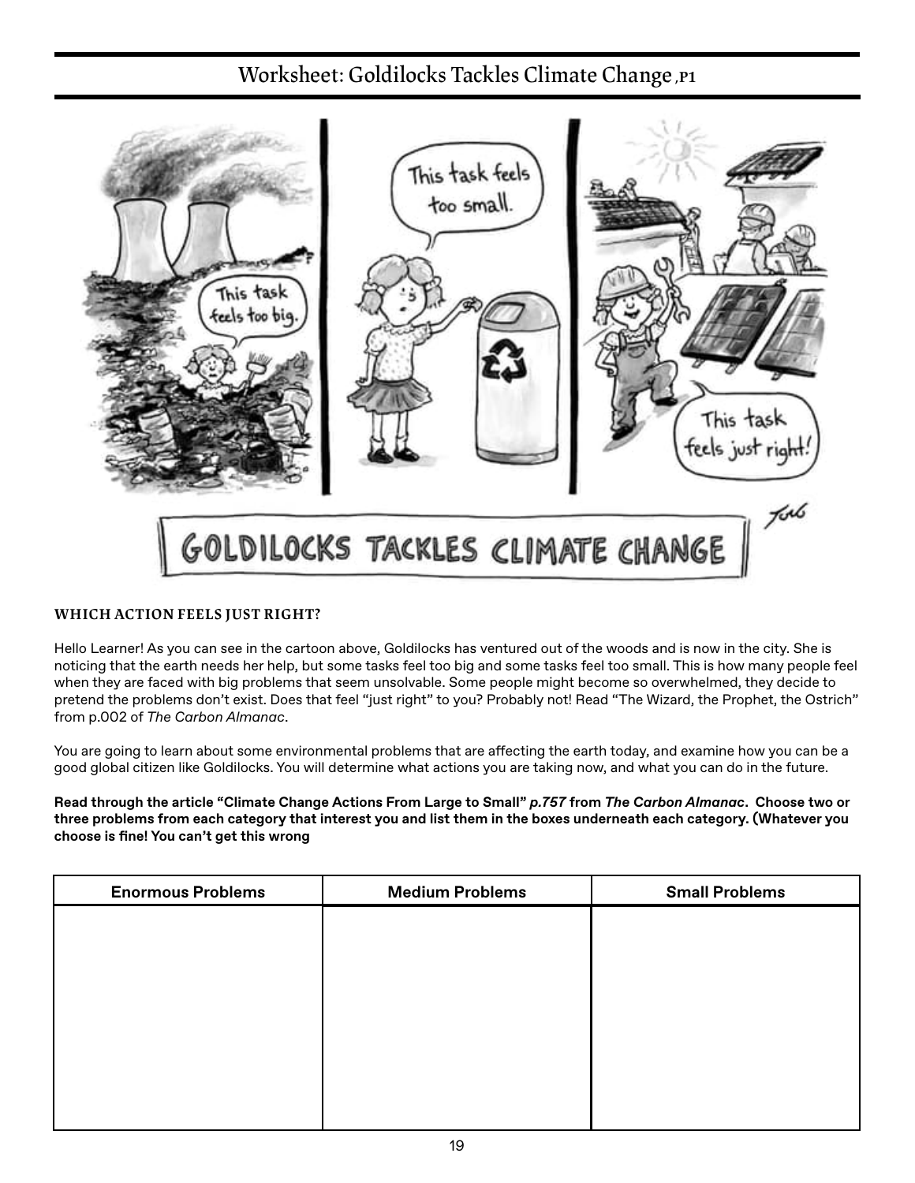# Worksheet: Goldilocks Tackles Climate Change, P1

## WHICH ACTION FEELS JUST RIGHT?

Hello Learner! As you can see in the cartoon above, Goldilocks has ventured out of the woods and is now in the city. She is noticing that the earth needs her help, but some tasks feel too big and some tasks feel too small. This is how many people feel when they are faced with big problems that seem unsolvable. Some people might become so overwhelmed, they decide to pretend the problems don't exist. Does that feel "just right" to you? Probably not! Read "The Wizard, the Prophet, the Ostrich" from p.002 of *The Carbon Almanac*.

You are going to learn about some environmental problems that are affecting the earth today, and examine how you can be a good global citizen like Goldilocks. You will determine what actions you are taking now, and what you can do in the future.

**Read through the article "Climate Change Actions From Large to Small" *p.757* from *The Carbon Almanac*. Choose two or three problems from each category that interest you and list them in the boxes underneath each category. (Whatever you choose is fine! You can't get this wrong**

| Enormous Problems | Medium Problems | Small Problems |
|---|---|---|
| | | |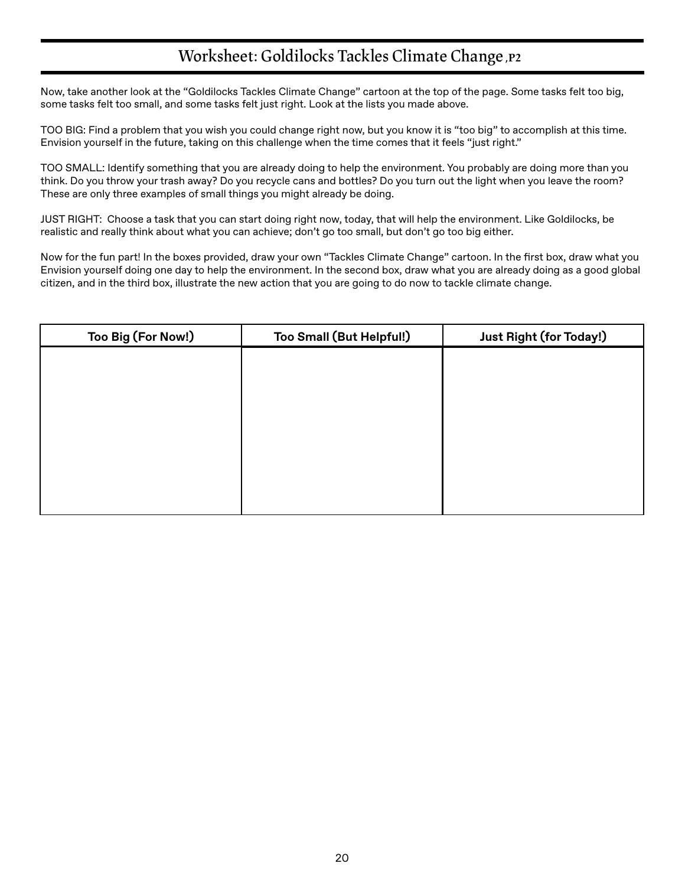# Worksheet: Goldilocks Tackles Climate Change, P2

Now, take another look at the "Goldilocks Tackles Climate Change" cartoon at the top of the page. Some tasks felt too big, some tasks felt too small, and some tasks felt just right. Look at the lists you made above.

TOO BIG: Find a problem that you wish you could change right now, but you know it is "too big" to accomplish at this time. Envision yourself in the future, taking on this challenge when the time comes that it feels "just right."

TOO SMALL: Identify something that you are already doing to help the environment. You probably are doing more than you think. Do you throw your trash away? Do you recycle cans and bottles? Do you turn out the light when you leave the room? These are only three examples of small things you might already be doing.

JUST RIGHT: Choose a task that you can start doing right now, today, that will help the environment. Like Goldilocks, be realistic and really think about what you can achieve; don't go too small, but don't go too big either.

Now for the fun part! In the boxes provided, draw your own "Tackles Climate Change" cartoon. In the first box, draw what you Envision yourself doing one day to help the environment. In the second box, draw what you are already doing as a good global citizen, and in the third box, illustrate the new action that you are going to do now to tackle climate change.

| Too Big (For Now!) | Too Small (But Helpful!) | Just Right (for Today!) |
| --- | --- | --- |
| | | |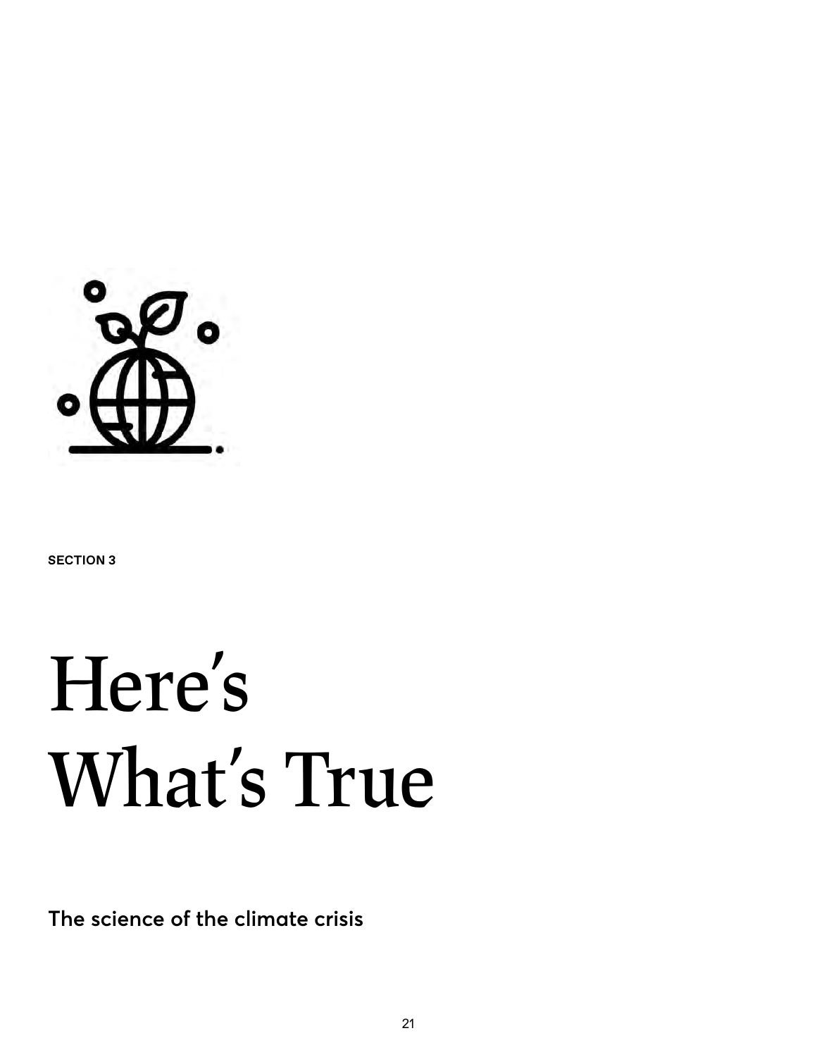SECTION 3

# Here's What's True

**The science of the climate crisis**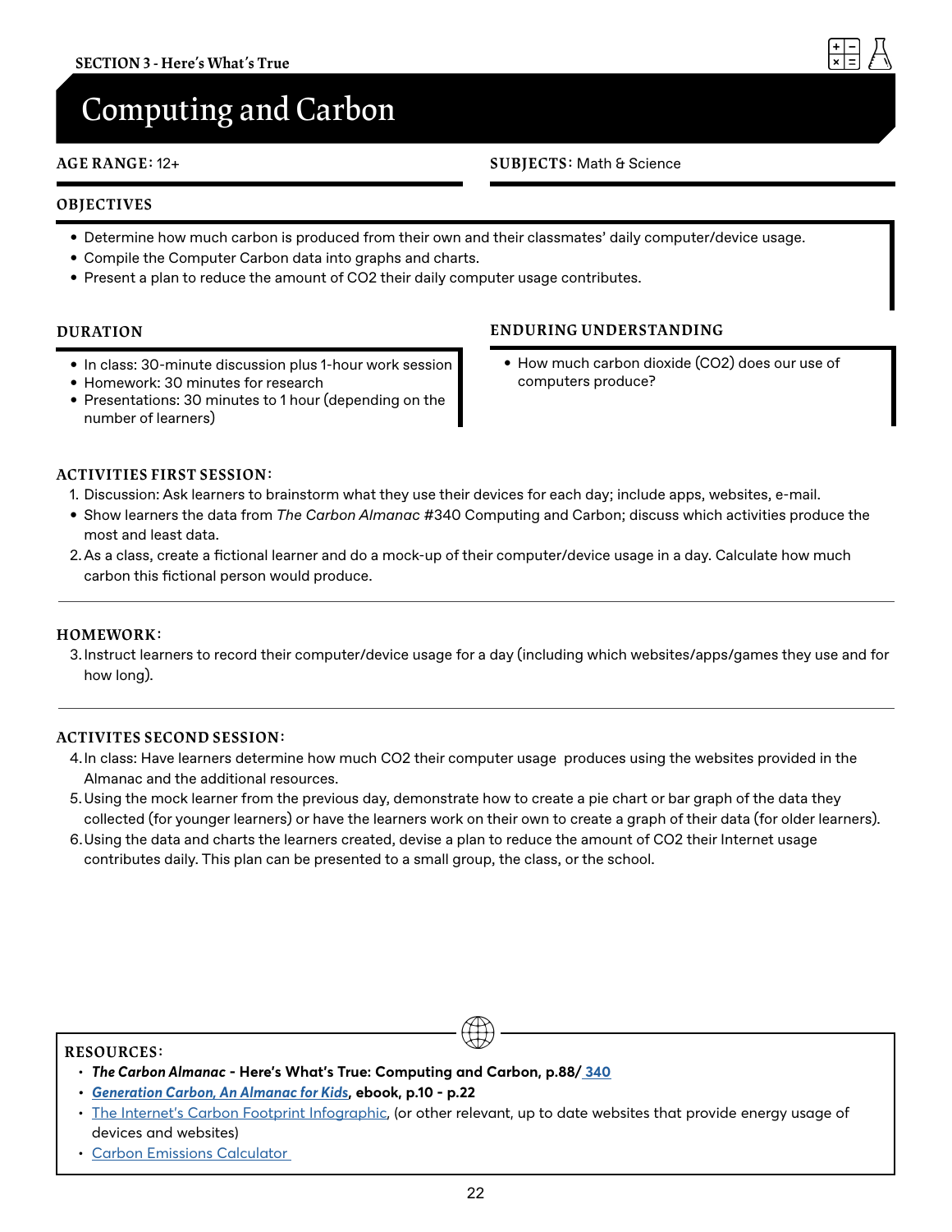SECTION 3 - Here's What's True

# Computing and Carbon

**AGE RANGE:** 12+

**SUBJECTS:** Math & Science

## OBJECTIVES

- Determine how much carbon is produced from their own and their classmates' daily computer/device usage.
- Compile the Computer Carbon data into graphs and charts.
- Present a plan to reduce the amount of $CO_2$ their daily computer usage contributes.

## DURATION

- In class: 30-minute discussion plus 1-hour work session
- Homework: 30 minutes for research
- Presentations: 30 minutes to 1 hour (depending on the number of learners)

## ENDURING UNDERSTANDING

- How much carbon dioxide ($CO_2$) does our use of computers produce?

## ACTIVITIES FIRST SESSION:

1. Discussion: Ask learners to brainstorm what they use their devices for each day; include apps, websites, e-mail.
   - Show learners the data from *The Carbon Almanac* #340 Computing and Carbon; discuss which activities produce the most and least data.
2. As a class, create a fictional learner and do a mock-up of their computer/device usage in a day. Calculate how much carbon this fictional person would produce.

## HOMEWORK:

3. Instruct learners to record their computer/device usage for a day (including which websites/apps/games they use and for how long).

## ACTIVITES SECOND SESSION:

4. In class: Have learners determine how much $CO_2$ their computer usage produces using the websites provided in the Almanac and the additional resources.
5. Using the mock learner from the previous day, demonstrate how to create a pie chart or bar graph of the data they collected (for younger learners) or have the learners work on their own to create a graph of their data (for older learners).
6. Using the data and charts the learners created, devise a plan to reduce the amount of $CO_2$ their Internet usage contributes daily. This plan can be presented to a small group, the class, or the school.

## RESOURCES:

- ***The Carbon Almanac* - Here's What's True: Computing and Carbon, p.88/ 340**
- ***Generation Carbon, An Almanac for Kids*, ebook, p.10 - p.22**
- The Internet's Carbon Footprint Infographic, (or other relevant, up to date websites that provide energy usage of devices and websites)
- Carbon Emissions Calculator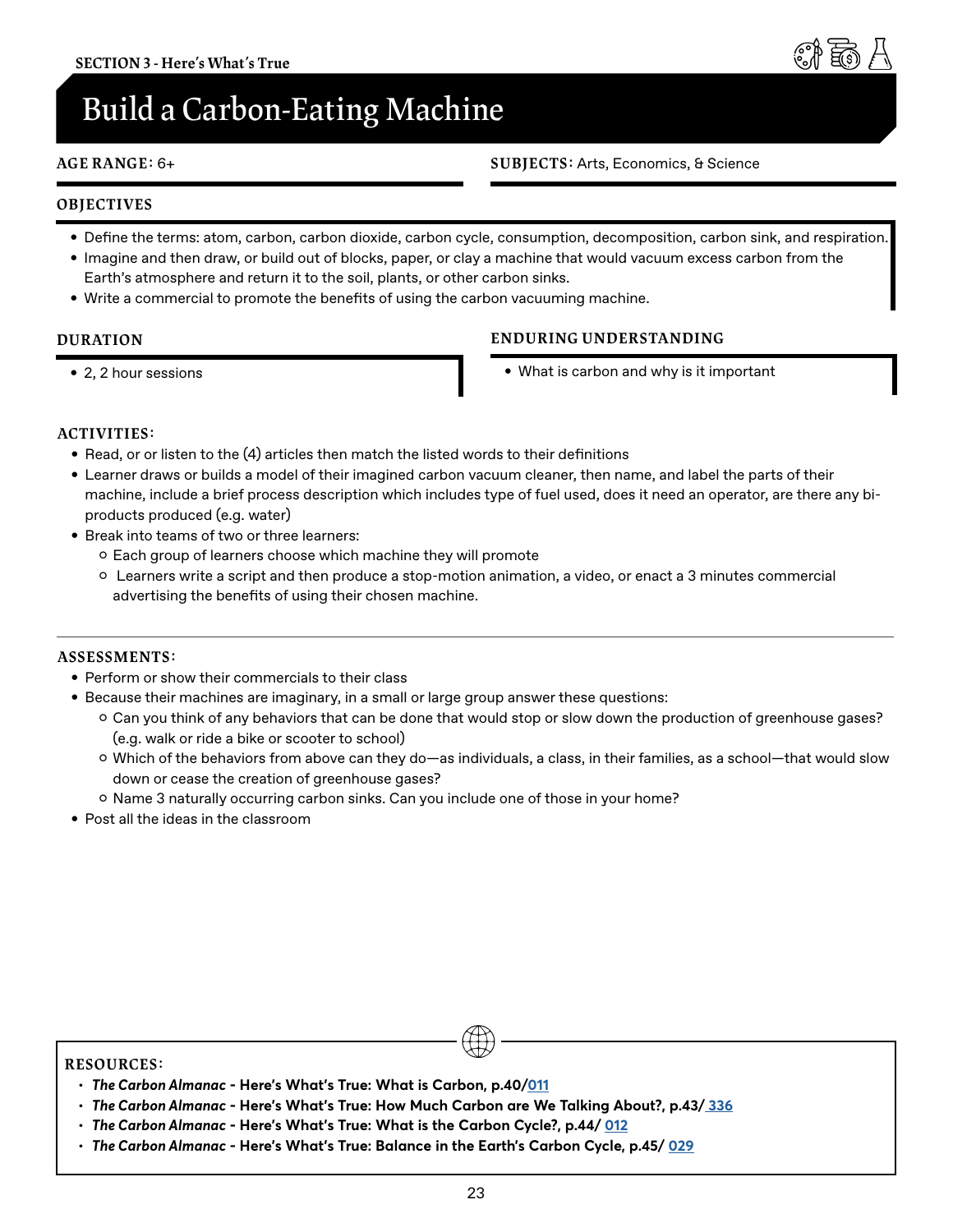SECTION 3 - Here's What's True

# Build a Carbon-Eating Machine

**AGE RANGE:** 6+

**SUBJECTS:** Arts, Economics, & Science

## OBJECTIVES

- Define the terms: atom, carbon, carbon dioxide, carbon cycle, consumption, decomposition, carbon sink, and respiration.
- Imagine and then draw, or build out of blocks, paper, or clay a machine that would vacuum excess carbon from the Earth's atmosphere and return it to the soil, plants, or other carbon sinks.
- Write a commercial to promote the benefits of using the carbon vacuuming machine.

## DURATION

- 2, 2 hour sessions

## ENDURING UNDERSTANDING

- What is carbon and why is it important

## ACTIVITIES:

- Read, or or listen to the (4) articles then match the listed words to their definitions
- Learner draws or builds a model of their imagined carbon vacuum cleaner, then name, and label the parts of their machine, include a brief process description which includes type of fuel used, does it need an operator, are there any bi-products produced (e.g. water)
- Break into teams of two or three learners:
  - Each group of learners choose which machine they will promote
  - Learners write a script and then produce a stop-motion animation, a video, or enact a 3 minutes commercial advertising the benefits of using their chosen machine.

---

## ASSESSMENTS:

- Perform or show their commercials to their class
- Because their machines are imaginary, in a small or large group answer these questions:
  - Can you think of any behaviors that can be done that would stop or slow down the production of greenhouse gases? (e.g. walk or ride a bike or scooter to school)
  - Which of the behaviors from above can they do—as individuals, a class, in their families, as a school—that would slow down or cease the creation of greenhouse gases?
  - Name 3 naturally occurring carbon sinks. Can you include one of those in your home?
- Post all the ideas in the classroom

## RESOURCES:

- ***The Carbon Almanac*** **- Here's What's True: What is Carbon, p.40/011**
- ***The Carbon Almanac*** **- Here's What's True: How Much Carbon are We Talking About?, p.43/ 336**
- ***The Carbon Almanac*** **- Here's What's True: What is the Carbon Cycle?, p.44/ 012**
- ***The Carbon Almanac*** **- Here's What's True: Balance in the Earth's Carbon Cycle, p.45/ 029**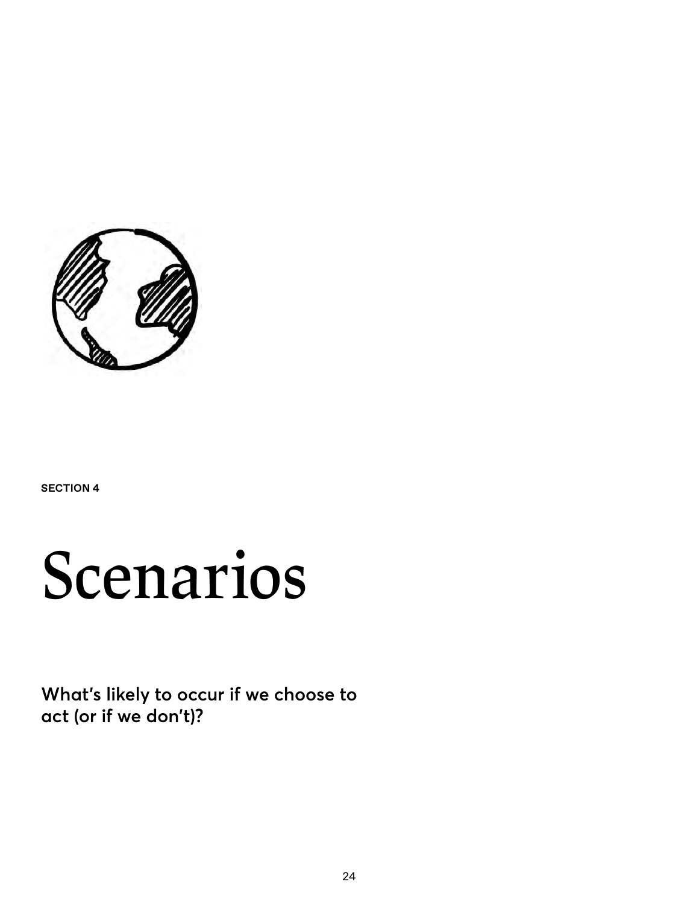SECTION 4

# Scenarios

**What's likely to occur if we choose to act (or if we don't)?**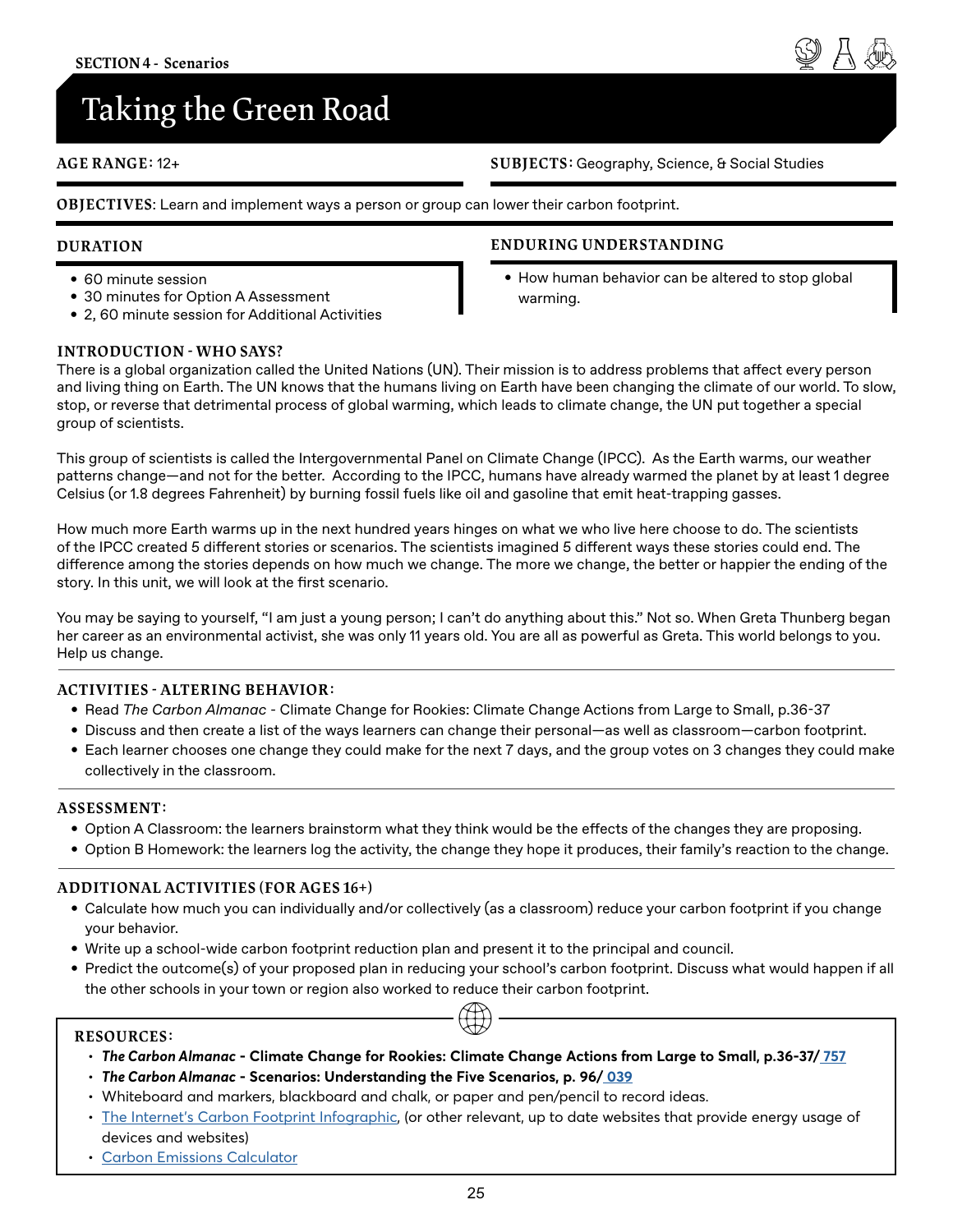SECTION 4 - Scenarios

# Taking the Green Road

**AGE RANGE:** 12+

**SUBJECTS:** Geography, Science, & Social Studies

**OBJECTIVES**: Learn and implement ways a person or group can lower their carbon footprint.

## DURATION

- 60 minute session
- 30 minutes for Option A Assessment
- 2, 60 minute session for Additional Activities

## ENDURING UNDERSTANDING

- How human behavior can be altered to stop global warming.

## INTRODUCTION - WHO SAYS?

There is a global organization called the United Nations (UN). Their mission is to address problems that affect every person and living thing on Earth. The UN knows that the humans living on Earth have been changing the climate of our world. To slow, stop, or reverse that detrimental process of global warming, which leads to climate change, the UN put together a special group of scientists.

This group of scientists is called the Intergovernmental Panel on Climate Change (IPCC). As the Earth warms, our weather patterns change—and not for the better. According to the IPCC, humans have already warmed the planet by at least 1 degree Celsius (or 1.8 degrees Fahrenheit) by burning fossil fuels like oil and gasoline that emit heat-trapping gasses.

How much more Earth warms up in the next hundred years hinges on what we who live here choose to do. The scientists of the IPCC created 5 different stories or scenarios. The scientists imagined 5 different ways these stories could end. The difference among the stories depends on how much we change. The more we change, the better or happier the ending of the story. In this unit, we will look at the first scenario.

You may be saying to yourself, "I am just a young person; I can't do anything about this." Not so. When Greta Thunberg began her career as an environmental activist, she was only 11 years old. You are all as powerful as Greta. This world belongs to you. Help us change.

## ACTIVITIES - ALTERING BEHAVIOR:

- Read *The Carbon Almanac* - Climate Change for Rookies: Climate Change Actions from Large to Small, p.36-37
- Discuss and then create a list of the ways learners can change their personal—as well as classroom—carbon footprint.
- Each learner chooses one change they could make for the next 7 days, and the group votes on 3 changes they could make collectively in the classroom.

## ASSESSMENT:

- Option A Classroom: the learners brainstorm what they think would be the effects of the changes they are proposing.
- Option B Homework: the learners log the activity, the change they hope it produces, their family's reaction to the change.

## ADDITIONAL ACTIVITIES (FOR AGES 16+)

- Calculate how much you can individually and/or collectively (as a classroom) reduce your carbon footprint if you change your behavior.
- Write up a school-wide carbon footprint reduction plan and present it to the principal and council.
- Predict the outcome(s) of your proposed plan in reducing your school's carbon footprint. Discuss what would happen if all the other schools in your town or region also worked to reduce their carbon footprint.

## RESOURCES:

- ***The Carbon Almanac* - Climate Change for Rookies: Climate Change Actions from Large to Small, p.36-37/ 757**
- ***The Carbon Almanac* - Scenarios: Understanding the Five Scenarios, p. 96/ 039**
- Whiteboard and markers, blackboard and chalk, or paper and pen/pencil to record ideas.
- The Internet's Carbon Footprint Infographic, (or other relevant, up to date websites that provide energy usage of devices and websites)
- Carbon Emissions Calculator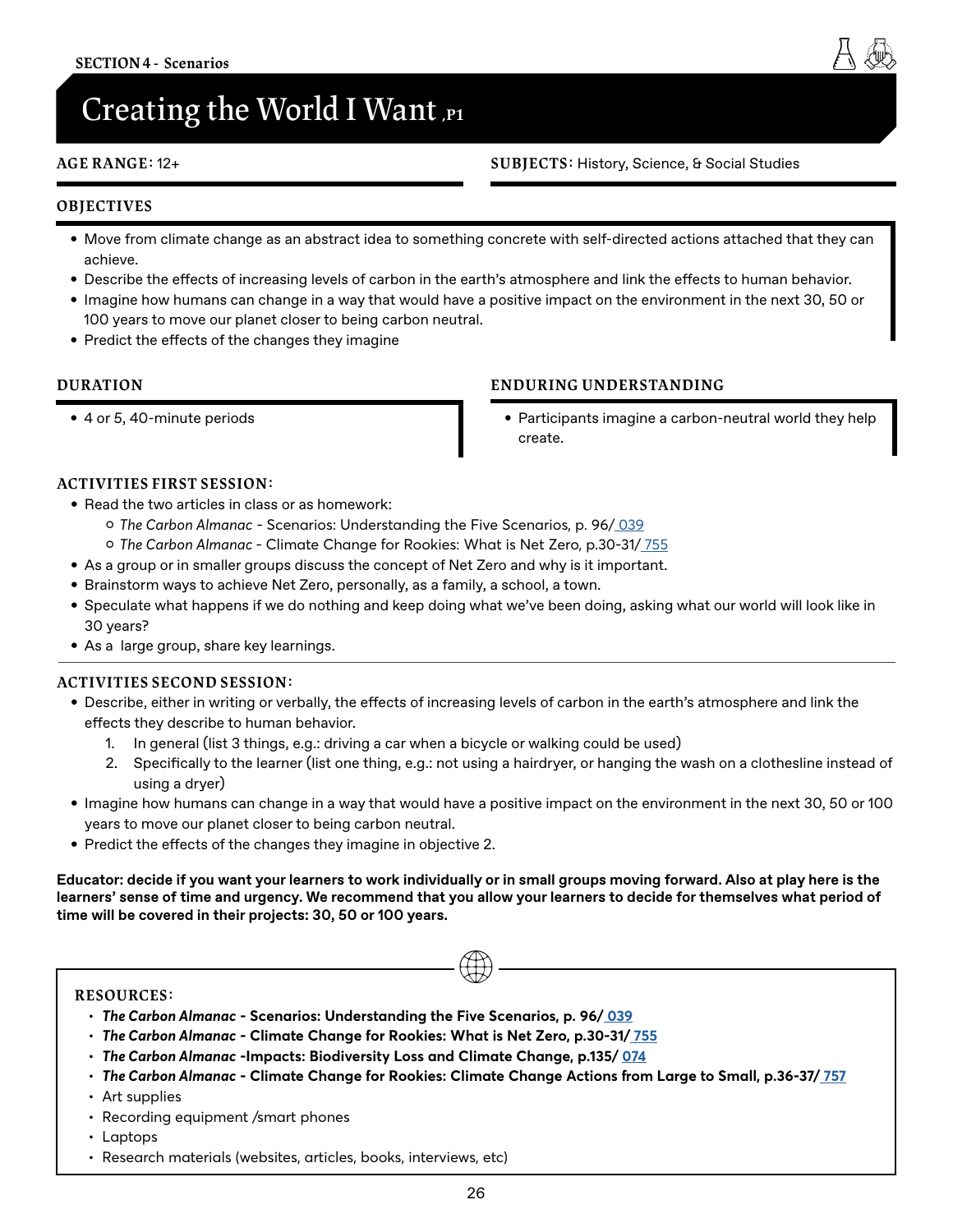SECTION 4 - Scenarios

# Creating the World I Want ,P1

**AGE RANGE:** 12+

**SUBJECTS:** History, Science, & Social Studies

## OBJECTIVES

- Move from climate change as an abstract idea to something concrete with self-directed actions attached that they can achieve.
- Describe the effects of increasing levels of carbon in the earth's atmosphere and link the effects to human behavior.
- Imagine how humans can change in a way that would have a positive impact on the environment in the next 30, 50 or 100 years to move our planet closer to being carbon neutral.
- Predict the effects of the changes they imagine

## DURATION

- 4 or 5, 40-minute periods

## ENDURING UNDERSTANDING

- Participants imagine a carbon-neutral world they help create.

## ACTIVITIES FIRST SESSION:

- Read the two articles in class or as homework:
  - *The Carbon Almanac* - Scenarios: Understanding the Five Scenarios, p. 96/ 039
  - *The Carbon Almanac* - Climate Change for Rookies: What is Net Zero, p.30-31/ 755
- As a group or in smaller groups discuss the concept of Net Zero and why is it important.
- Brainstorm ways to achieve Net Zero, personally, as a family, a school, a town.
- Speculate what happens if we do nothing and keep doing what we've been doing, asking what our world will look like in 30 years?
- As a large group, share key learnings.

## ACTIVITIES SECOND SESSION:

- Describe, either in writing or verbally, the effects of increasing levels of carbon in the earth's atmosphere and link the effects they describe to human behavior.
  1. In general (list 3 things, e.g.: driving a car when a bicycle or walking could be used)
  2. Specifically to the learner (list one thing, e.g.: not using a hairdryer, or hanging the wash on a clothesline instead of using a dryer)
- Imagine how humans can change in a way that would have a positive impact on the environment in the next 30, 50 or 100 years to move our planet closer to being carbon neutral.
- Predict the effects of the changes they imagine in objective 2.

**Educator: decide if you want your learners to work individually or in small groups moving forward. Also at play here is the learners' sense of time and urgency. We recommend that you allow your learners to decide for themselves what period of time will be covered in their projects: 30, 50 or 100 years.**

## RESOURCES:

- ***The Carbon Almanac* - Scenarios: Understanding the Five Scenarios, p. 96/ 039**
- ***The Carbon Almanac* - Climate Change for Rookies: What is Net Zero, p.30-31/ 755**
- ***The Carbon Almanac* -Impacts: Biodiversity Loss and Climate Change, p.135/ 074**
- ***The Carbon Almanac* - Climate Change for Rookies: Climate Change Actions from Large to Small, p.36-37/ 757**
- Art supplies
- Recording equipment /smart phones
- Laptops
- Research materials (websites, articles, books, interviews, etc)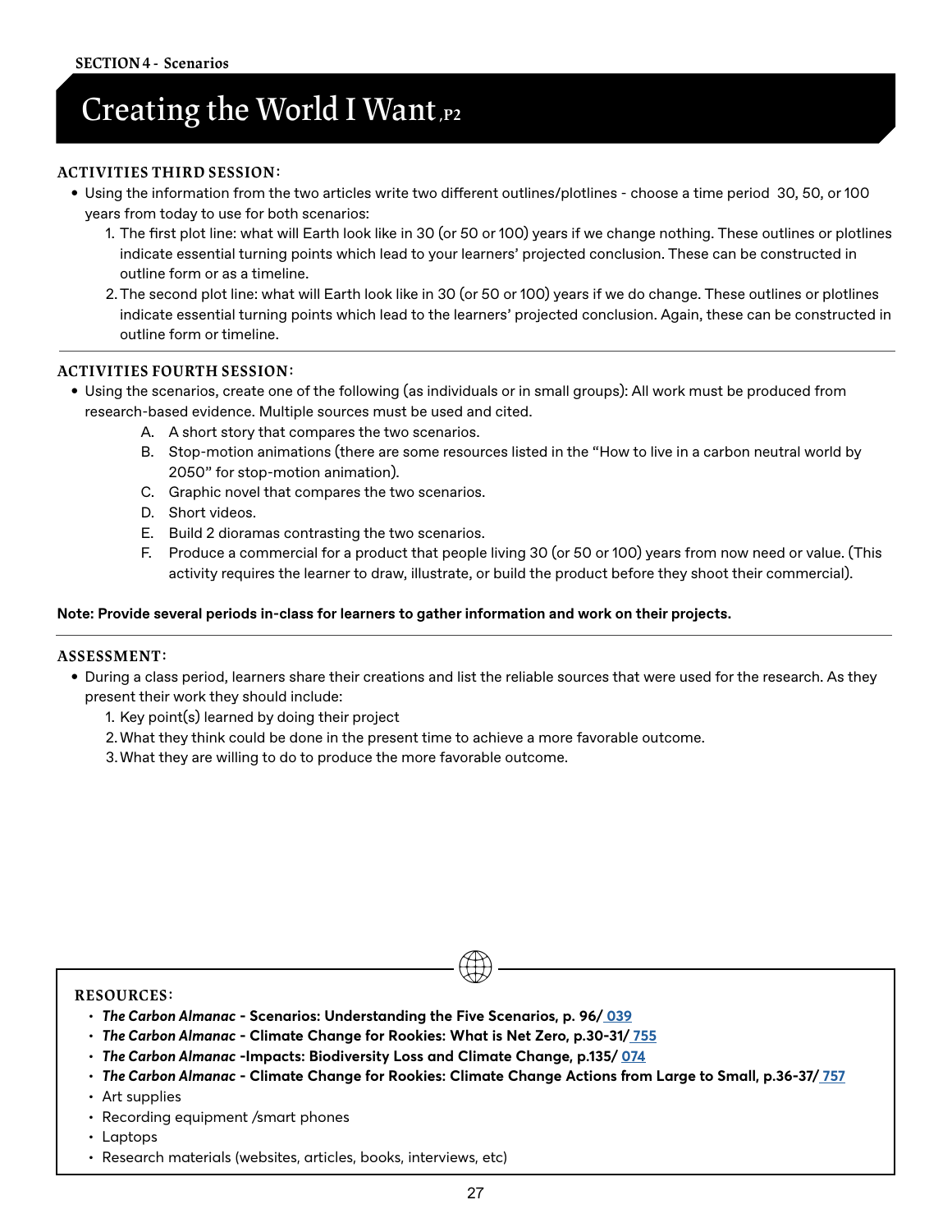SECTION 4 - Scenarios

# Creating the World I Want, P2

### ACTIVITIES THIRD SESSION:

- Using the information from the two articles write two different outlines/plotlines - choose a time period 30, 50, or 100 years from today to use for both scenarios:
  1. The first plot line: what will Earth look like in 30 (or 50 or 100) years if we change nothing. These outlines or plotlines indicate essential turning points which lead to your learners' projected conclusion. These can be constructed in outline form or as a timeline.
  2. The second plot line: what will Earth look like in 30 (or 50 or 100) years if we do change. These outlines or plotlines indicate essential turning points which lead to the learners' projected conclusion. Again, these can be constructed in outline form or timeline.

### ACTIVITIES FOURTH SESSION:

- Using the scenarios, create one of the following (as individuals or in small groups): All work must be produced from research-based evidence. Multiple sources must be used and cited.
  - A. A short story that compares the two scenarios.
  - B. Stop-motion animations (there are some resources listed in the "How to live in a carbon neutral world by 2050" for stop-motion animation).
  - C. Graphic novel that compares the two scenarios.
  - D. Short videos.
  - E. Build 2 dioramas contrasting the two scenarios.
  - F. Produce a commercial for a product that people living 30 (or 50 or 100) years from now need or value. (This activity requires the learner to draw, illustrate, or build the product before they shoot their commercial).

**Note: Provide several periods in-class for learners to gather information and work on their projects.**

### ASSESSMENT:

- During a class period, learners share their creations and list the reliable sources that were used for the research. As they present their work they should include:
  1. Key point(s) learned by doing their project
  2. What they think could be done in the present time to achieve a more favorable outcome.
  3. What they are willing to do to produce the more favorable outcome.

### RESOURCES:

- ***The Carbon Almanac*** **- Scenarios: Understanding the Five Scenarios, p. 96/ 039**
- ***The Carbon Almanac*** **- Climate Change for Rookies: What is Net Zero, p.30-31/ 755**
- ***The Carbon Almanac*** **-Impacts: Biodiversity Loss and Climate Change, p.135/ 074**
- ***The Carbon Almanac*** **- Climate Change for Rookies: Climate Change Actions from Large to Small, p.36-37/ 757**
- Art supplies
- Recording equipment /smart phones
- Laptops
- Research materials (websites, articles, books, interviews, etc)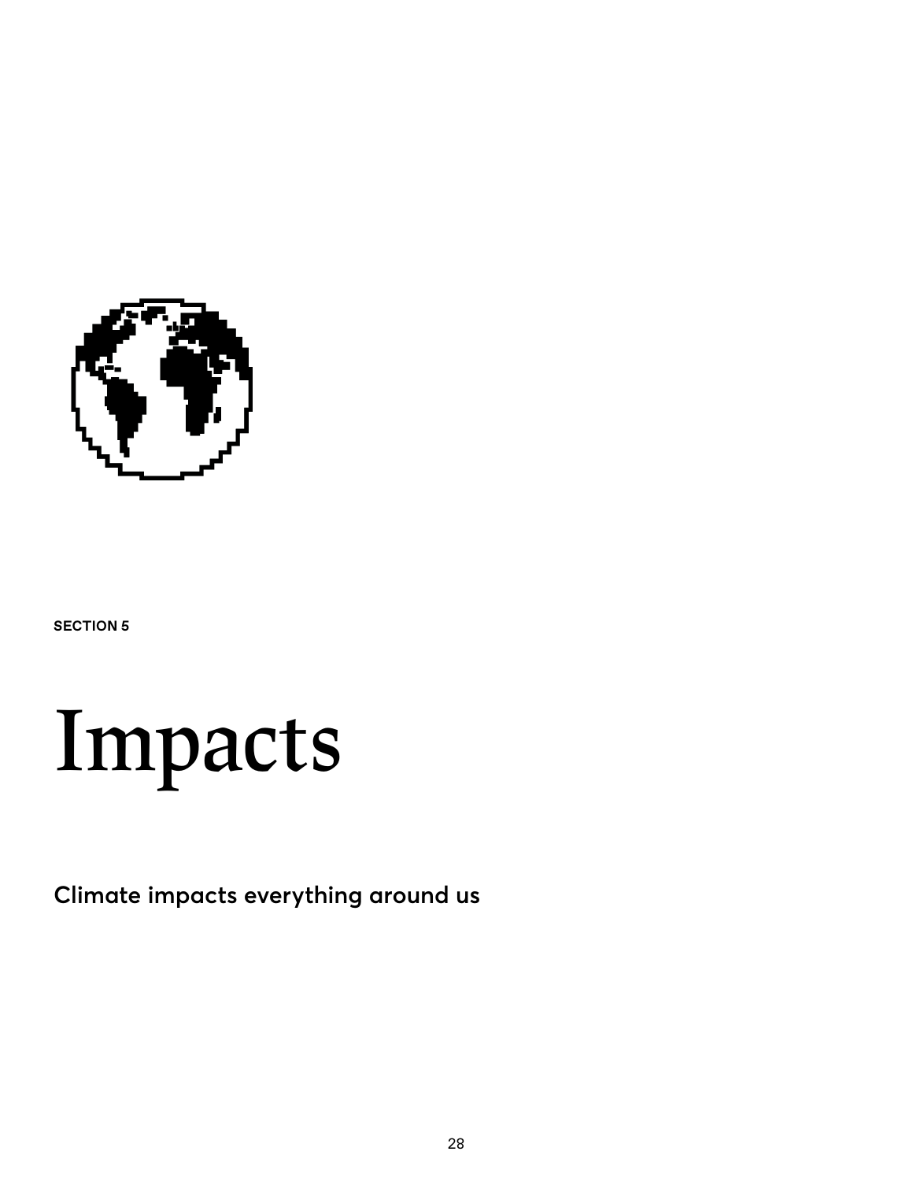SECTION 5

# Impacts

**Climate impacts everything around us**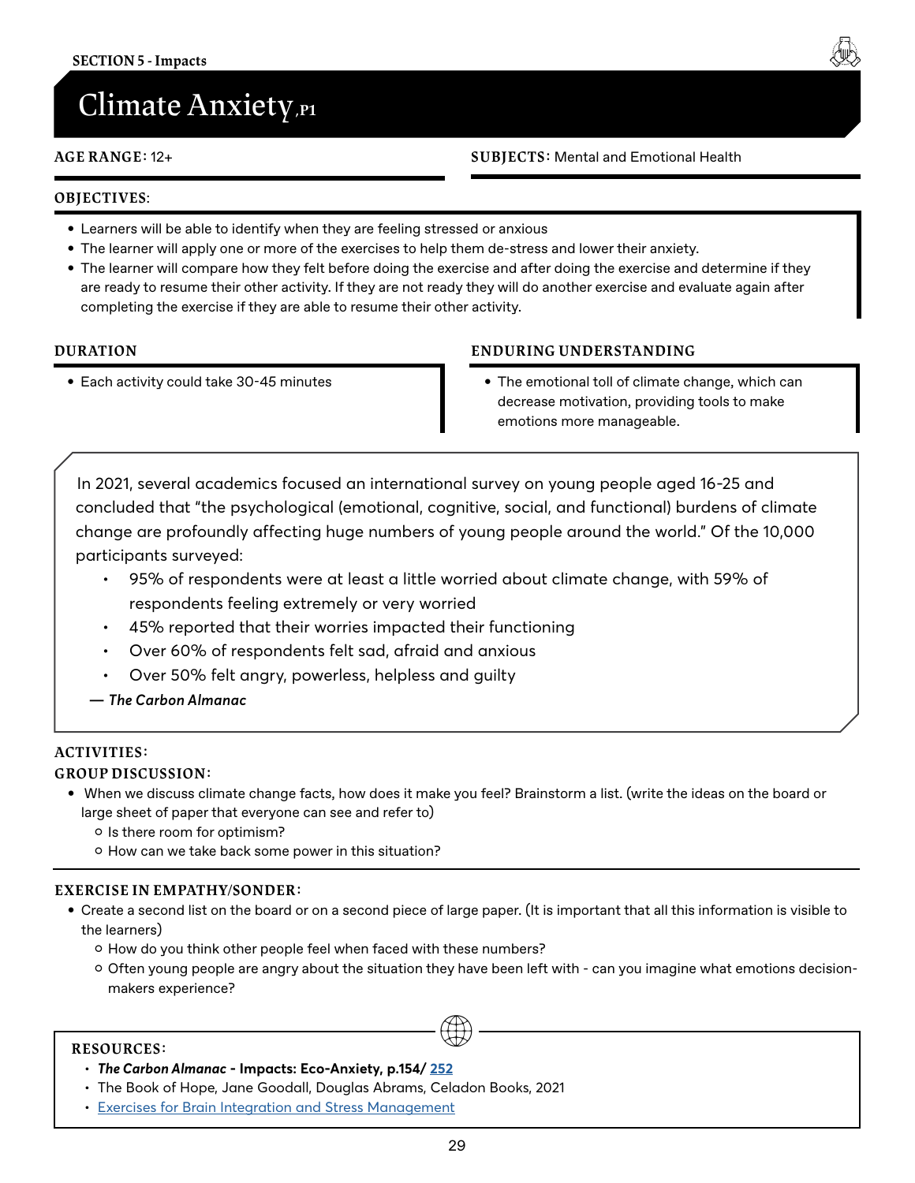SECTION 5 - Impacts

# Climate Anxiety, P1

**AGE RANGE:** 12+

**SUBJECTS:** Mental and Emotional Health

**OBJECTIVES:**

- Learners will be able to identify when they are feeling stressed or anxious
- The learner will apply one or more of the exercises to help them de-stress and lower their anxiety.
- The learner will compare how they felt before doing the exercise and after doing the exercise and determine if they are ready to resume their other activity. If they are not ready they will do another exercise and evaluate again after completing the exercise if they are able to resume their other activity.

**DURATION**

- Each activity could take 30-45 minutes

**ENDURING UNDERSTANDING**

- The emotional toll of climate change, which can decrease motivation, providing tools to make emotions more manageable.

In 2021, several academics focused an international survey on young people aged 16-25 and concluded that "the psychological (emotional, cognitive, social, and functional) burdens of climate change are profoundly affecting huge numbers of young people around the world." Of the 10,000 participants surveyed:

- 95% of respondents were at least a little worried about climate change, with 59% of respondents feeling extremely or very worried
- 45% reported that their worries impacted their functioning
- Over 60% of respondents felt sad, afraid and anxious
- Over 50% felt angry, powerless, helpless and guilty

**— *The Carbon Almanac***

**ACTIVITIES:**

**GROUP DISCUSSION:**

- When we discuss climate change facts, how does it make you feel? Brainstorm a list. (write the ideas on the board or large sheet of paper that everyone can see and refer to)
  - Is there room for optimism?
  - How can we take back some power in this situation?

**EXERCISE IN EMPATHY/SONDER:**

- Create a second list on the board or on a second piece of large paper. (It is important that all this information is visible to the learners)
  - How do you think other people feel when faced with these numbers?
  - Often young people are angry about the situation they have been left with - can you imagine what emotions decision-makers experience?

**RESOURCES:**

- ***The Carbon Almanac*** **- Impacts: Eco-Anxiety, p.154/ 252**
- The Book of Hope, Jane Goodall, Douglas Abrams, Celadon Books, 2021
- Exercises for Brain Integration and Stress Management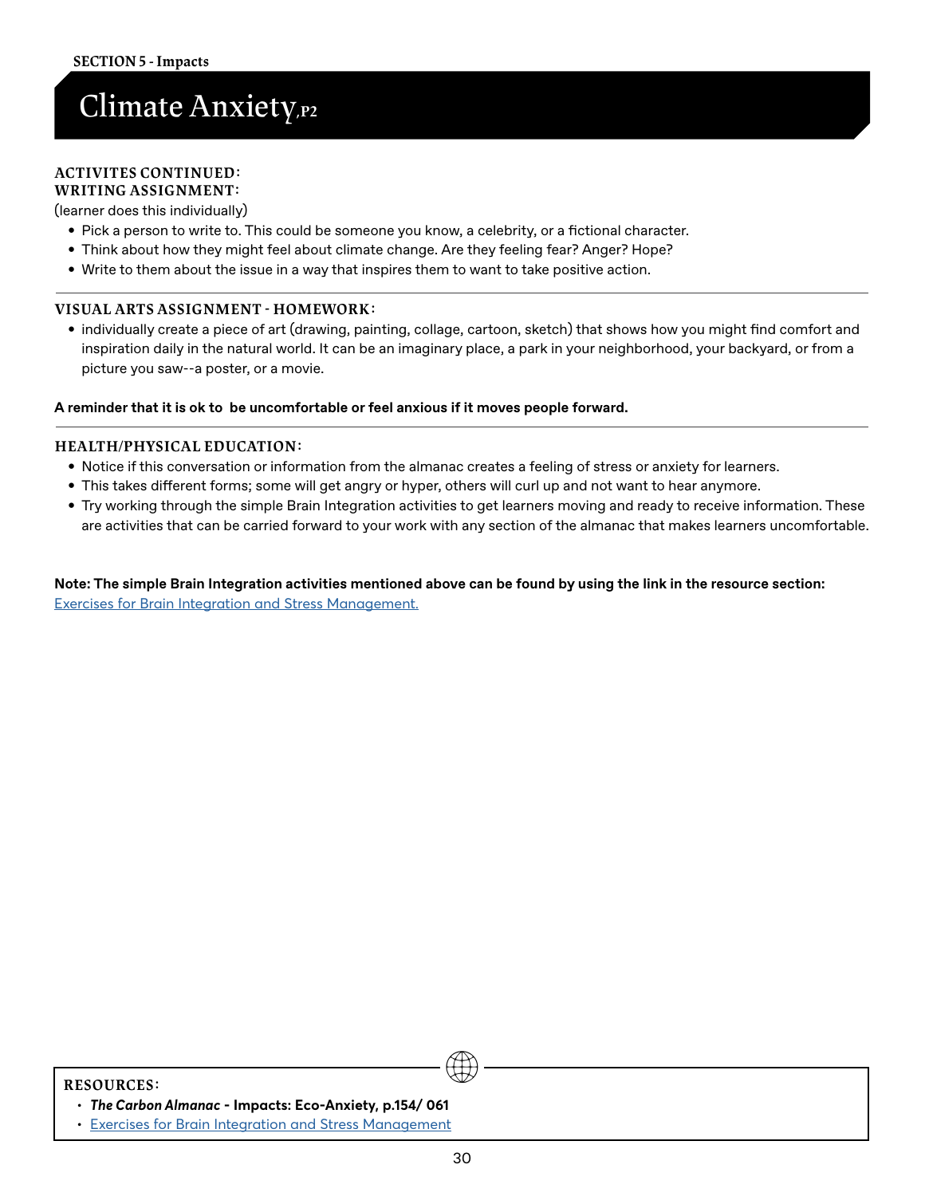SECTION 5 - Impacts

# Climate Anxiety, P2

**ACTIVITES CONTINUED:**
**WRITING ASSIGNMENT:**
(learner does this individually)

- Pick a person to write to. This could be someone you know, a celebrity, or a fictional character.
- Think about how they might feel about climate change. Are they feeling fear? Anger? Hope?
- Write to them about the issue in a way that inspires them to want to take positive action.

---

**VISUAL ARTS ASSIGNMENT - HOMEWORK:**

- individually create a piece of art (drawing, painting, collage, cartoon, sketch) that shows how you might find comfort and inspiration daily in the natural world. It can be an imaginary place, a park in your neighborhood, your backyard, or from a picture you saw--a poster, or a movie.

**A reminder that it is ok to be uncomfortable or feel anxious if it moves people forward.**

---

**HEALTH/PHYSICAL EDUCATION:**

- Notice if this conversation or information from the almanac creates a feeling of stress or anxiety for learners.
- This takes different forms; some will get angry or hyper, others will curl up and not want to hear anymore.
- Try working through the simple Brain Integration activities to get learners moving and ready to receive information. These are activities that can be carried forward to your work with any section of the almanac that makes learners uncomfortable.

**Note: The simple Brain Integration activities mentioned above can be found by using the link in the resource section:**
Exercises for Brain Integration and Stress Management.

**RESOURCES:**

- ***The Carbon Almanac* - Impacts: Eco-Anxiety, p.154/ 061**
- Exercises for Brain Integration and Stress Management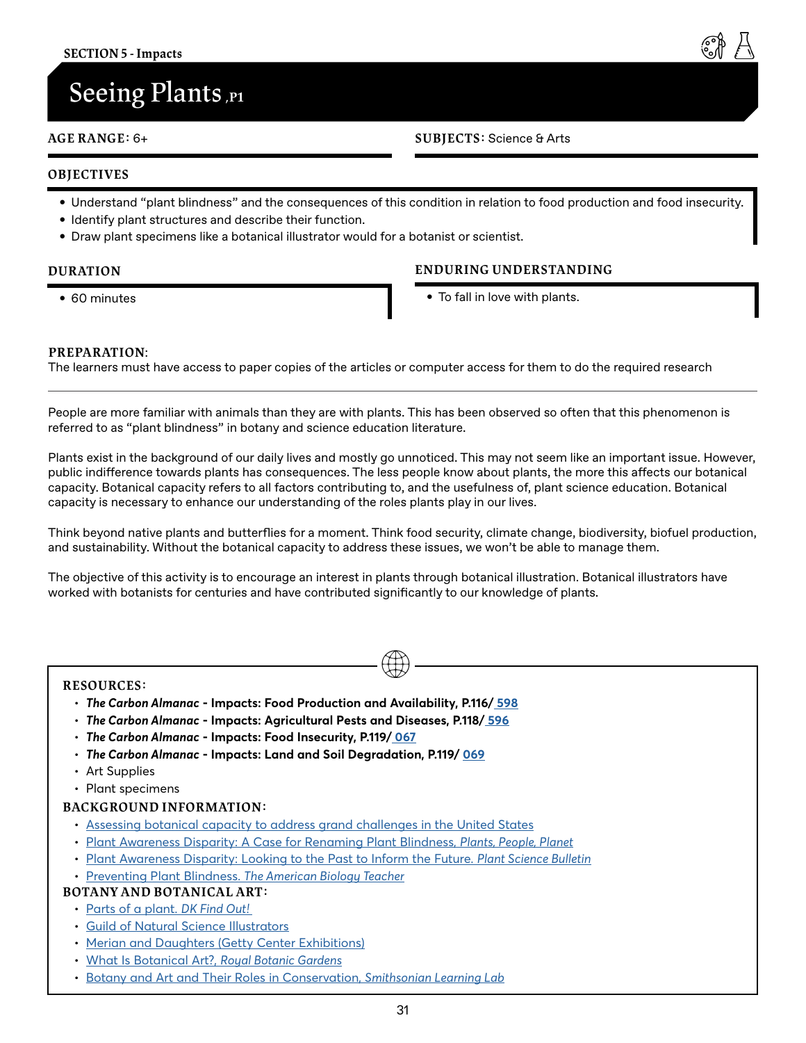SECTION 5 - Impacts

# Seeing Plants, P1

**AGE RANGE:** 6+

**SUBJECTS:** Science & Arts

## OBJECTIVES

- Understand "plant blindness" and the consequences of this condition in relation to food production and food insecurity.
- Identify plant structures and describe their function.
- Draw plant specimens like a botanical illustrator would for a botanist or scientist.

## DURATION

- 60 minutes

## ENDURING UNDERSTANDING

- To fall in love with plants.

**PREPARATION:**
The learners must have access to paper copies of the articles or computer access for them to do the required research

---

People are more familiar with animals than they are with plants. This has been observed so often that this phenomenon is referred to as "plant blindness" in botany and science education literature.

Plants exist in the background of our daily lives and mostly go unnoticed. This may not seem like an important issue. However, public indifference towards plants has consequences. The less people know about plants, the more this affects our botanical capacity. Botanical capacity refers to all factors contributing to, and the usefulness of, plant science education. Botanical capacity is necessary to enhance our understanding of the roles plants play in our lives.

Think beyond native plants and butterflies for a moment. Think food security, climate change, biodiversity, biofuel production, and sustainability. Without the botanical capacity to address these issues, we won't be able to manage them.

The objective of this activity is to encourage an interest in plants through botanical illustration. Botanical illustrators have worked with botanists for centuries and have contributed significantly to our knowledge of plants.

**RESOURCES:**

- ***The Carbon Almanac*** **- Impacts: Food Production and Availability, P.116/ 598**
- ***The Carbon Almanac*** **- Impacts: Agricultural Pests and Diseases, P.118/ 596**
- ***The Carbon Almanac*** **- Impacts: Food Insecurity, P.119/ 067**
- ***The Carbon Almanac*** **- Impacts: Land and Soil Degradation, P.119/ 069**
- Art Supplies
- Plant specimens

**BACKGROUND INFORMATION:**

- Assessing botanical capacity to address grand challenges in the United States
- Plant Awareness Disparity: A Case for Renaming Plant Blindness, *Plants, People, Planet*
- Plant Awareness Disparity: Looking to the Past to Inform the Future. *Plant Science Bulletin*
- Preventing Plant Blindness. *The American Biology Teacher*

**BOTANY AND BOTANICAL ART:**

- Parts of a plant. *DK Find Out!*
- Guild of Natural Science Illustrators
- Merian and Daughters (Getty Center Exhibitions)
- What Is Botanical Art?, *Royal Botanic Gardens*
- Botany and Art and Their Roles in Conservation, *Smithsonian Learning Lab*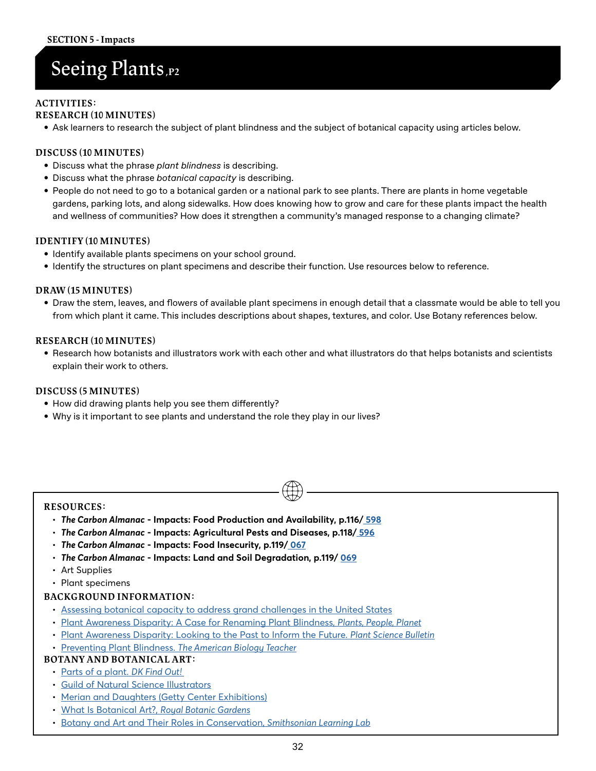SECTION 5 - Impacts

# Seeing Plants, P2

## ACTIVITIES:

### RESEARCH (10 MINUTES)

- Ask learners to research the subject of plant blindness and the subject of botanical capacity using articles below.

### DISCUSS (10 MINUTES)

- Discuss what the phrase *plant blindness* is describing.
- Discuss what the phrase *botanical capacity* is describing.
- People do not need to go to a botanical garden or a national park to see plants. There are plants in home vegetable gardens, parking lots, and along sidewalks. How does knowing how to grow and care for these plants impact the health and wellness of communities? How does it strengthen a community's managed response to a changing climate?

### IDENTIFY (10 MINUTES)

- Identify available plants specimens on your school ground.
- Identify the structures on plant specimens and describe their function. Use resources below to reference.

### DRAW (15 MINUTES)

- Draw the stem, leaves, and flowers of available plant specimens in enough detail that a classmate would be able to tell you from which plant it came. This includes descriptions about shapes, textures, and color. Use Botany references below.

### RESEARCH (10 MINUTES)

- Research how botanists and illustrators work with each other and what illustrators do that helps botanists and scientists explain their work to others.

### DISCUSS (5 MINUTES)

- How did drawing plants help you see them differently?
- Why is it important to see plants and understand the role they play in our lives?

## RESOURCES:

- ***The Carbon Almanac*** **- Impacts: Food Production and Availability, p.116/ 598**
- ***The Carbon Almanac*** **- Impacts: Agricultural Pests and Diseases, p.118/ 596**
- ***The Carbon Almanac*** **- Impacts: Food Insecurity, p.119/ 067**
- ***The Carbon Almanac*** **- Impacts: Land and Soil Degradation, p.119/ 069**
- Art Supplies
- Plant specimens

## BACKGROUND INFORMATION:

- Assessing botanical capacity to address grand challenges in the United States
- Plant Awareness Disparity: A Case for Renaming Plant Blindness, *Plants, People, Planet*
- Plant Awareness Disparity: Looking to the Past to Inform the Future. *Plant Science Bulletin*
- Preventing Plant Blindness. *The American Biology Teacher*

## BOTANY AND BOTANICAL ART:

- Parts of a plant. *DK Find Out!*
- Guild of Natural Science Illustrators
- Merian and Daughters (Getty Center Exhibitions)
- What Is Botanical Art?, *Royal Botanic Gardens*
- Botany and Art and Their Roles in Conservation, *Smithsonian Learning Lab*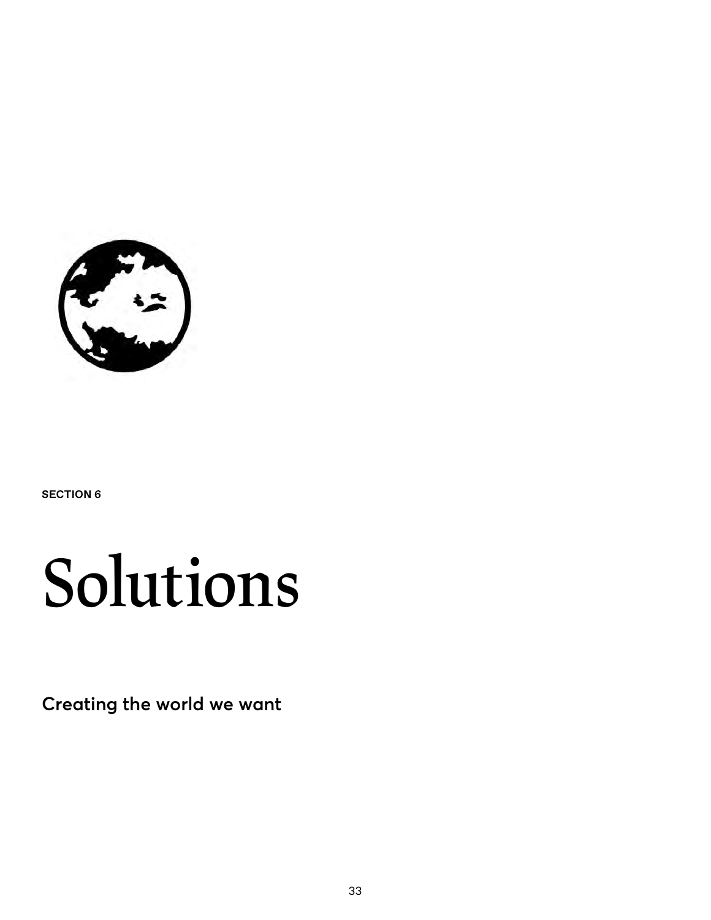SECTION 6

# Solutions

**Creating the world we want**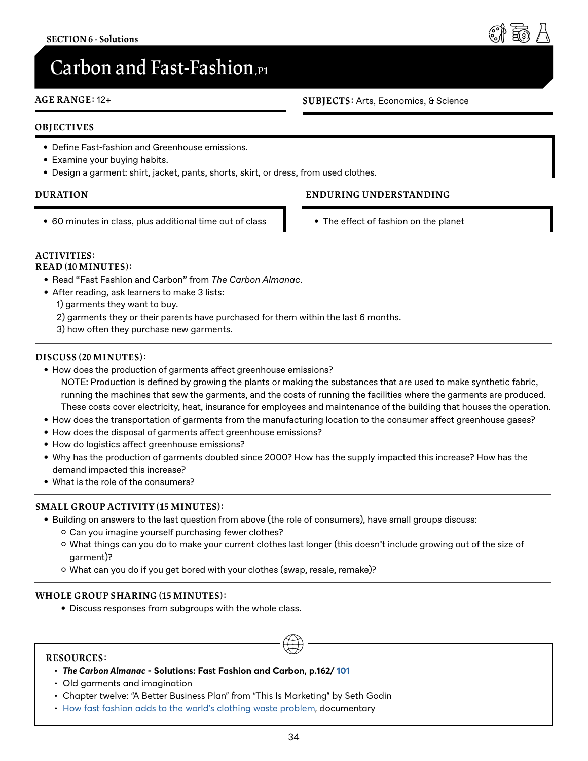SECTION 6 - Solutions

# Carbon and Fast-Fashion, P1

**AGE RANGE:** 12+

**SUBJECTS:** Arts, Economics, & Science

## OBJECTIVES

- Define Fast-fashion and Greenhouse emissions.
- Examine your buying habits.
- Design a garment: shirt, jacket, pants, shorts, skirt, or dress, from used clothes.

## DURATION

- 60 minutes in class, plus additional time out of class

## ENDURING UNDERSTANDING

- The effect of fashion on the planet

## ACTIVITIES:

### READ (10 MINUTES):

- Read "Fast Fashion and Carbon" from *The Carbon Almanac*.
- After reading, ask learners to make 3 lists:
  1) garments they want to buy.
  2) garments they or their parents have purchased for them within the last 6 months.
  3) how often they purchase new garments.

### DISCUSS (20 MINUTES):

- How does the production of garments affect greenhouse emissions?
  NOTE: Production is defined by growing the plants or making the substances that are used to make synthetic fabric, running the machines that sew the garments, and the costs of running the facilities where the garments are produced. These costs cover electricity, heat, insurance for employees and maintenance of the building that houses the operation.
- How does the transportation of garments from the manufacturing location to the consumer affect greenhouse gases?
- How does the disposal of garments affect greenhouse emissions?
- How do logistics affect greenhouse emissions?
- Why has the production of garments doubled since 2000? How has the supply impacted this increase? How has the demand impacted this increase?
- What is the role of the consumers?

### SMALL GROUP ACTIVITY (15 MINUTES):

- Building on answers to the last question from above (the role of consumers), have small groups discuss:
  - Can you imagine yourself purchasing fewer clothes?
  - What things can you do to make your current clothes last longer (this doesn't include growing out of the size of garment)?
  - What can you do if you get bored with your clothes (swap, resale, remake)?

### WHOLE GROUP SHARING (15 MINUTES):

- Discuss responses from subgroups with the whole class.

## RESOURCES:

- ***The Carbon Almanac* - Solutions: Fast Fashion and Carbon, p.162/ 101**
- Old garments and imagination
- Chapter twelve: "A Better Business Plan" from "This Is Marketing" by Seth Godin
- How fast fashion adds to the world's clothing waste problem, documentary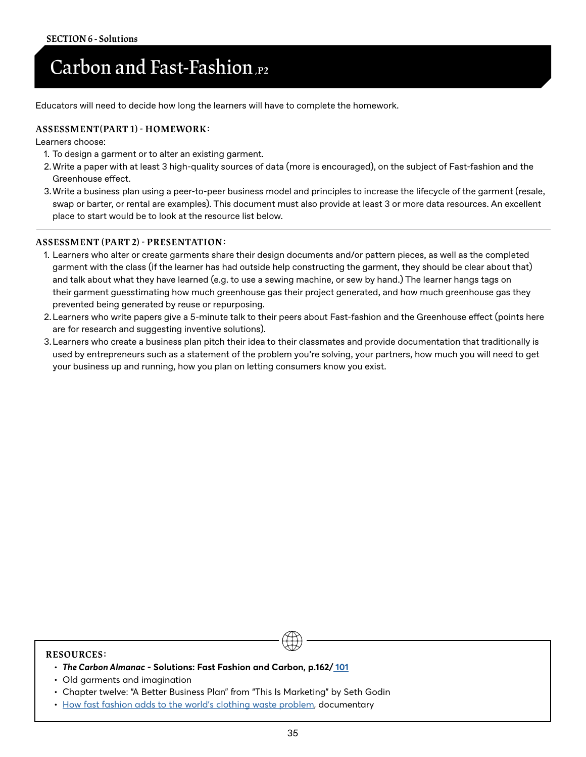SECTION 6 - Solutions

# Carbon and Fast-Fashion, P2

Educators will need to decide how long the learners will have to complete the homework.

### ASSESSMENT(PART 1) - HOMEWORK:

Learners choose:

1. To design a garment or to alter an existing garment.
2. Write a paper with at least 3 high-quality sources of data (more is encouraged), on the subject of Fast-fashion and the Greenhouse effect.
3. Write a business plan using a peer-to-peer business model and principles to increase the lifecycle of the garment (resale, swap or barter, or rental are examples). This document must also provide at least 3 or more data resources. An excellent place to start would be to look at the resource list below.

---

### ASSESSMENT (PART 2) - PRESENTATION:

1. Learners who alter or create garments share their design documents and/or pattern pieces, as well as the completed garment with the class (if the learner has had outside help constructing the garment, they should be clear about that) and talk about what they have learned (e.g. to use a sewing machine, or sew by hand.) The learner hangs tags on their garment guesstimating how much greenhouse gas their project generated, and how much greenhouse gas they prevented being generated by reuse or repurposing.
2. Learners who write papers give a 5-minute talk to their peers about Fast-fashion and the Greenhouse effect (points here are for research and suggesting inventive solutions).
3. Learners who create a business plan pitch their idea to their classmates and provide documentation that traditionally is used by entrepreneurs such as a statement of the problem you're solving, your partners, how much you will need to get your business up and running, how you plan on letting consumers know you exist.

### RESOURCES:

- ***The Carbon Almanac*** **- Solutions: Fast Fashion and Carbon, p.162/ 101**
- Old garments and imagination
- Chapter twelve: "A Better Business Plan" from "This Is Marketing" by Seth Godin
- How fast fashion adds to the world's clothing waste problem, documentary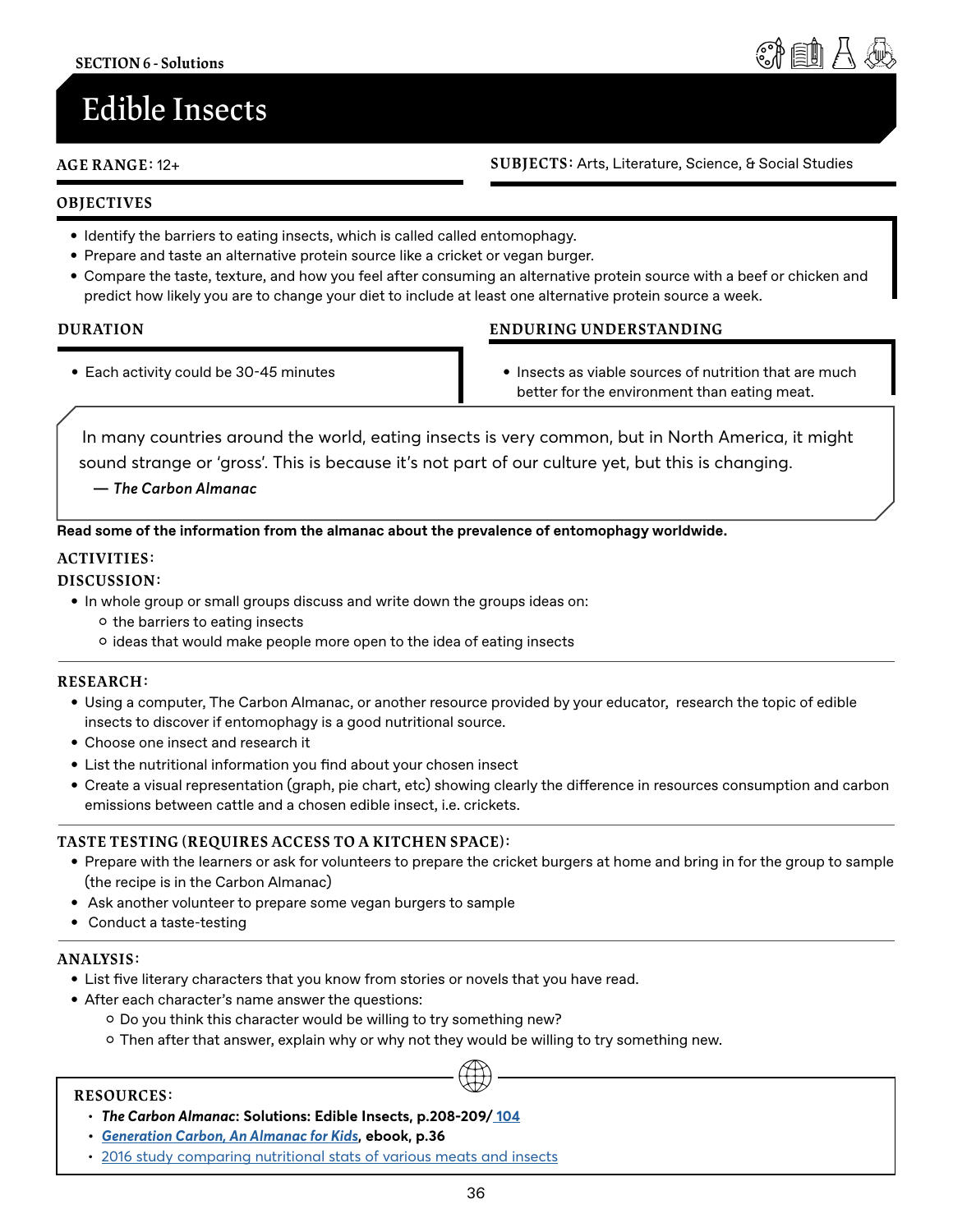SECTION 6 - Solutions

# Edible Insects

**AGE RANGE:** 12+

**SUBJECTS:** Arts, Literature, Science, & Social Studies

## OBJECTIVES

- Identify the barriers to eating insects, which is called called entomophagy.
- Prepare and taste an alternative protein source like a cricket or vegan burger.
- Compare the taste, texture, and how you feel after consuming an alternative protein source with a beef or chicken and predict how likely you are to change your diet to include at least one alternative protein source a week.

## DURATION

- Each activity could be 30-45 minutes

## ENDURING UNDERSTANDING

- Insects as viable sources of nutrition that are much better for the environment than eating meat.

> In many countries around the world, eating insects is very common, but in North America, it might sound strange or 'gross'. This is because it's not part of our culture yet, but this is changing.
>
> — ***The Carbon Almanac***

**Read some of the information from the almanac about the prevalence of entomophagy worldwide.**

## ACTIVITIES:

### DISCUSSION:

- In whole group or small groups discuss and write down the groups ideas on:
  - the barriers to eating insects
  - ideas that would make people more open to the idea of eating insects

### RESEARCH:

- Using a computer, The Carbon Almanac, or another resource provided by your educator, research the topic of edible insects to discover if entomophagy is a good nutritional source.
- Choose one insect and research it
- List the nutritional information you find about your chosen insect
- Create a visual representation (graph, pie chart, etc) showing clearly the difference in resources consumption and carbon emissions between cattle and a chosen edible insect, i.e. crickets.

### TASTE TESTING (REQUIRES ACCESS TO A KITCHEN SPACE):

- Prepare with the learners or ask for volunteers to prepare the cricket burgers at home and bring in for the group to sample (the recipe is in the Carbon Almanac)
- Ask another volunteer to prepare some vegan burgers to sample
- Conduct a taste-testing

### ANALYSIS:

- List five literary characters that you know from stories or novels that you have read.
- After each character's name answer the questions:
  - Do you think this character would be willing to try something new?
  - Then after that answer, explain why or why not they would be willing to try something new.

## RESOURCES:

- ***The Carbon Almanac*: Solutions: Edible Insects, p.208-209/ 104**
- ***Generation Carbon, An Almanac for Kids*, ebook, p.36**
- 2016 study comparing nutritional stats of various meats and insects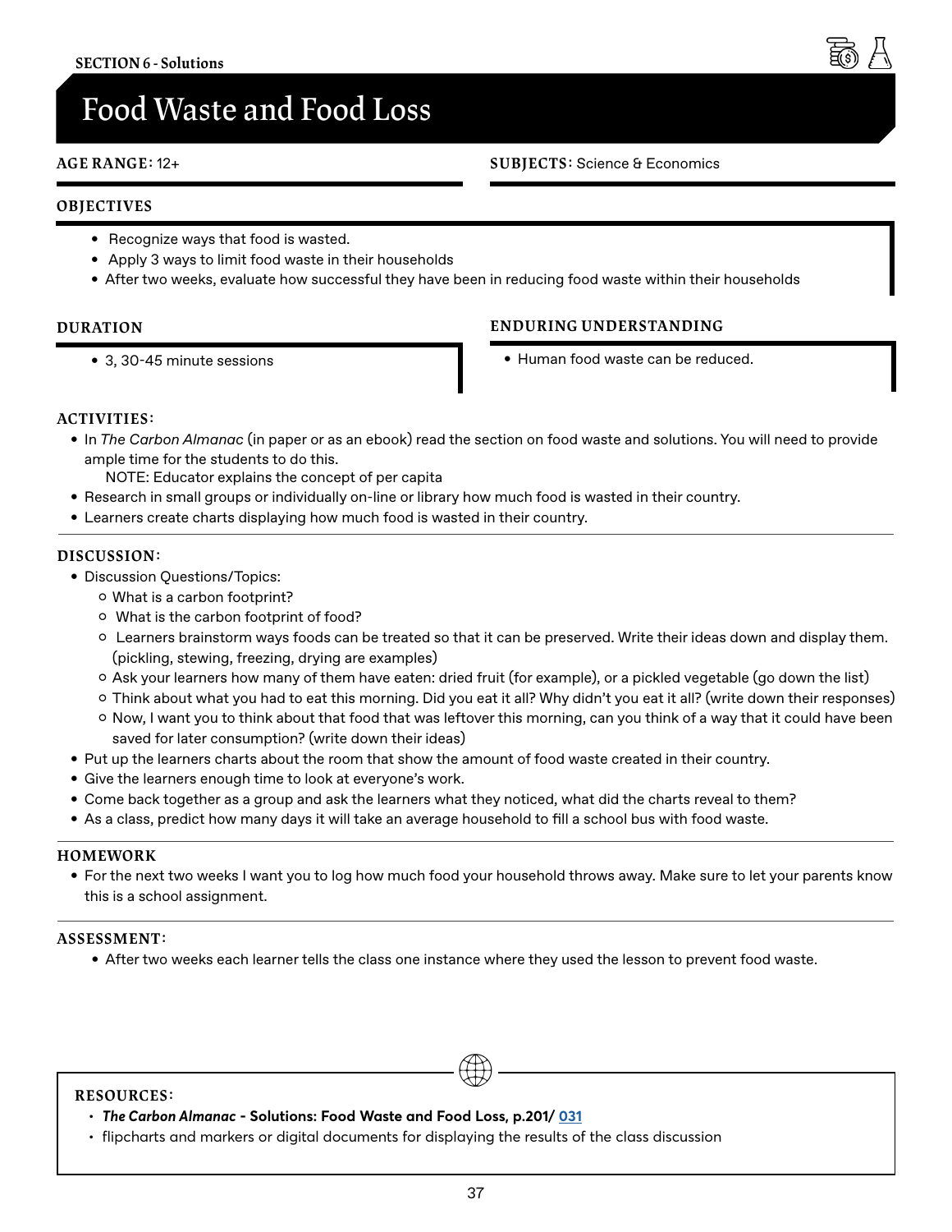SECTION 6 - Solutions

# Food Waste and Food Loss

**AGE RANGE:** 12+

**SUBJECTS:** Science & Economics

## OBJECTIVES

- Recognize ways that food is wasted.
- Apply 3 ways to limit food waste in their households
- After two weeks, evaluate how successful they have been in reducing food waste within their households

## DURATION

- 3, 30-45 minute sessions

## ENDURING UNDERSTANDING

- Human food waste can be reduced.

## ACTIVITIES:

- In *The Carbon Almanac* (in paper or as an ebook) read the section on food waste and solutions. You will need to provide ample time for the students to do this.
  NOTE: Educator explains the concept of per capita
- Research in small groups or individually on-line or library how much food is wasted in their country.
- Learners create charts displaying how much food is wasted in their country.

## DISCUSSION:

- Discussion Questions/Topics:
  - What is a carbon footprint?
  - What is the carbon footprint of food?
  - Learners brainstorm ways foods can be treated so that it can be preserved. Write their ideas down and display them. (pickling, stewing, freezing, drying are examples)
  - Ask your learners how many of them have eaten: dried fruit (for example), or a pickled vegetable (go down the list)
  - Think about what you had to eat this morning. Did you eat it all? Why didn't you eat it all? (write down their responses)
  - Now, I want you to think about that food that was leftover this morning, can you think of a way that it could have been saved for later consumption? (write down their ideas)
- Put up the learners charts about the room that show the amount of food waste created in their country.
- Give the learners enough time to look at everyone's work.
- Come back together as a group and ask the learners what they noticed, what did the charts reveal to them?
- As a class, predict how many days it will take an average household to fill a school bus with food waste.

## HOMEWORK

- For the next two weeks I want you to log how much food your household throws away. Make sure to let your parents know this is a school assignment.

## ASSESSMENT:

- After two weeks each learner tells the class one instance where they used the lesson to prevent food waste.

## RESOURCES:

- ***The Carbon Almanac* - Solutions: Food Waste and Food Loss, p.201/ 031**
- flipcharts and markers or digital documents for displaying the results of the class discussion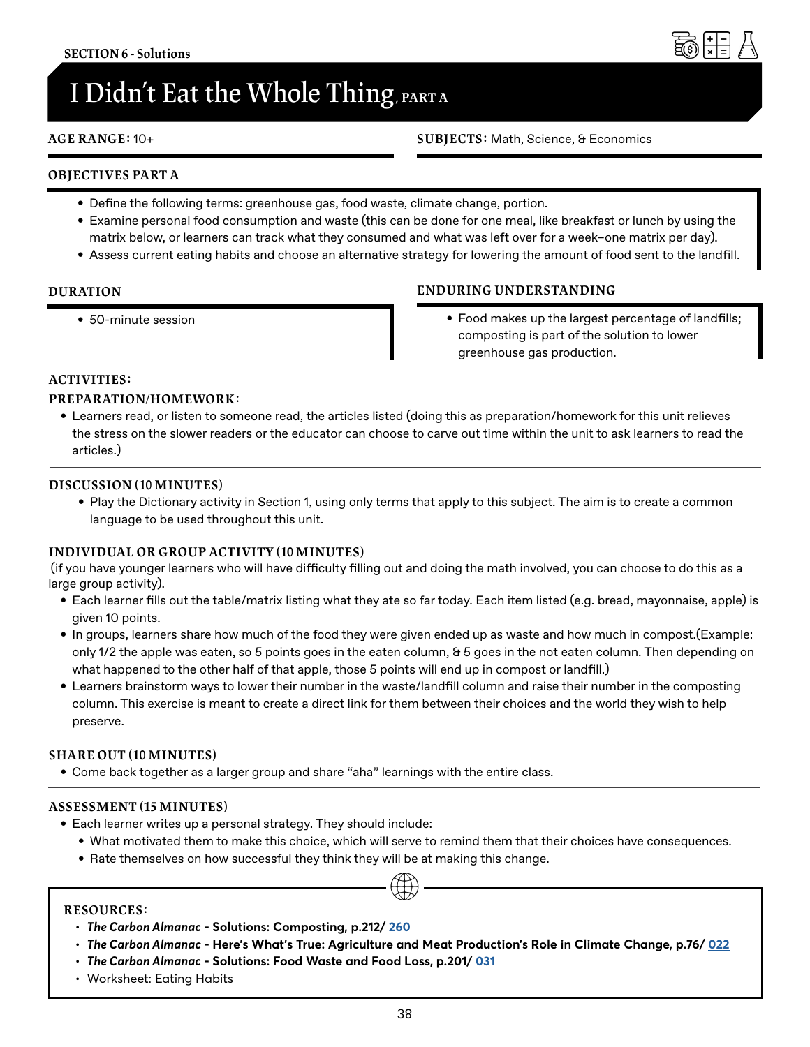SECTION 6 - Solutions

# I Didn't Eat the Whole Thing, PART A

**AGE RANGE:** 10+

**SUBJECTS:** Math, Science, & Economics

## OBJECTIVES PART A

- Define the following terms: greenhouse gas, food waste, climate change, portion.
- Examine personal food consumption and waste (this can be done for one meal, like breakfast or lunch by using the matrix below, or learners can track what they consumed and what was left over for a week–one matrix per day).
- Assess current eating habits and choose an alternative strategy for lowering the amount of food sent to the landfill.

## DURATION

- 50-minute session

## ENDURING UNDERSTANDING

- Food makes up the largest percentage of landfills; composting is part of the solution to lower greenhouse gas production.

## ACTIVITIES:

### PREPARATION/HOMEWORK:

- Learners read, or listen to someone read, the articles listed (doing this as preparation/homework for this unit relieves the stress on the slower readers or the educator can choose to carve out time within the unit to ask learners to read the articles.)

### DISCUSSION (10 MINUTES)

- Play the Dictionary activity in Section 1, using only terms that apply to this subject. The aim is to create a common language to be used throughout this unit.

### INDIVIDUAL OR GROUP ACTIVITY (10 MINUTES)

(if you have younger learners who will have difficulty filling out and doing the math involved, you can choose to do this as a large group activity).

- Each learner fills out the table/matrix listing what they ate so far today. Each item listed (e.g. bread, mayonnaise, apple) is given 10 points.
- In groups, learners share how much of the food they were given ended up as waste and how much in compost.(Example: only 1/2 the apple was eaten, so 5 points goes in the eaten column, & 5 goes in the not eaten column. Then depending on what happened to the other half of that apple, those 5 points will end up in compost or landfill.)
- Learners brainstorm ways to lower their number in the waste/landfill column and raise their number in the composting column. This exercise is meant to create a direct link for them between their choices and the world they wish to help preserve.

### SHARE OUT (10 MINUTES)

- Come back together as a larger group and share "aha" learnings with the entire class.

### ASSESSMENT (15 MINUTES)

- Each learner writes up a personal strategy. They should include:
  - What motivated them to make this choice, which will serve to remind them that their choices have consequences.
  - Rate themselves on how successful they think they will be at making this change.

## RESOURCES:

- ***The Carbon Almanac*** **- Solutions: Composting, p.212/ 260**
- ***The Carbon Almanac*** **- Here's What's True: Agriculture and Meat Production's Role in Climate Change, p.76/ 022**
- ***The Carbon Almanac*** **- Solutions: Food Waste and Food Loss, p.201/ 031**
- Worksheet: Eating Habits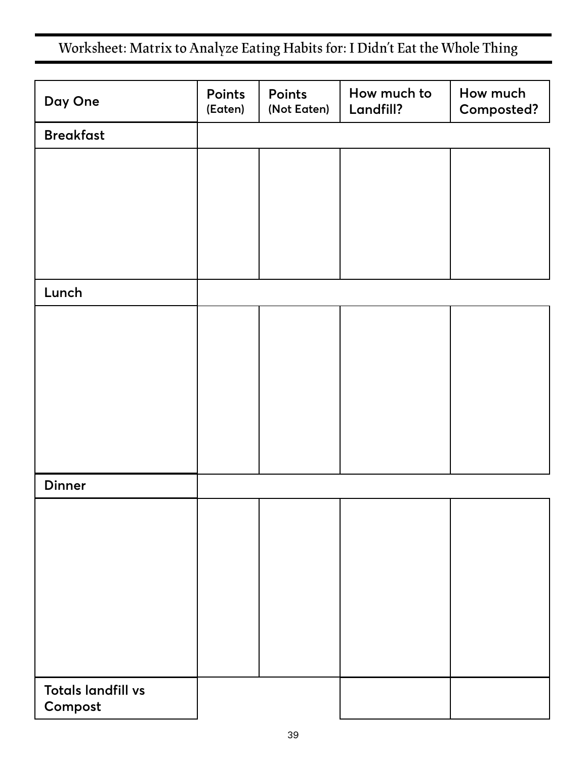## Worksheet: Matrix to Analyze Eating Habits for: I Didn't Eat the Whole Thing

| Day One | Points (Eaten) | Points (Not Eaten) | How much to Landfill? | How much Composted? |
| --- | --- | --- | --- | --- |
| **Breakfast** | | | | |
| | | | | |
| **Lunch** | | | | |
| | | | | |
| **Dinner** | | | | |
| | | | | |
| **Totals landfill vs Compost** | | | | |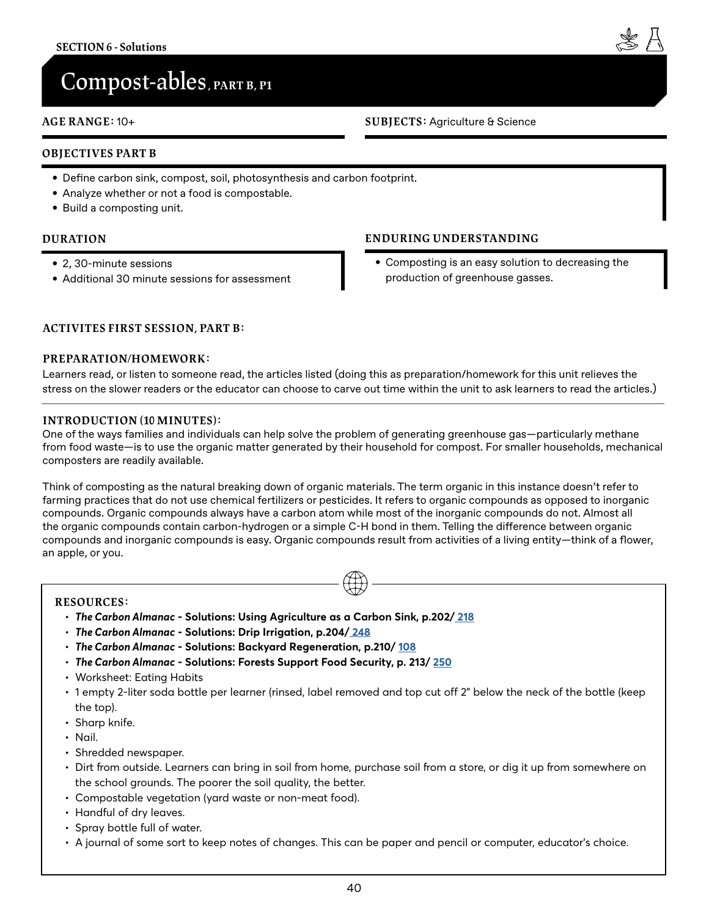SECTION 6 - Solutions

# Compost-ables, PART B, P1

**AGE RANGE:** 10+

**SUBJECTS:** Agriculture & Science

## OBJECTIVES PART B

- Define carbon sink, compost, soil, photosynthesis and carbon footprint.
- Analyze whether or not a food is compostable.
- Build a composting unit.

## DURATION

- 2, 30-minute sessions
- Additional 30 minute sessions for assessment

## ENDURING UNDERSTANDING

- Composting is an easy solution to decreasing the production of greenhouse gasses.

## ACTIVITES FIRST SESSION, PART B:

### PREPARATION/HOMEWORK:

Learners read, or listen to someone read, the articles listed (doing this as preparation/homework for this unit relieves the stress on the slower readers or the educator can choose to carve out time within the unit to ask learners to read the articles.)

### INTRODUCTION (10 MINUTES):

One of the ways families and individuals can help solve the problem of generating greenhouse gas—particularly methane from food waste—is to use the organic matter generated by their household for compost. For smaller households, mechanical composters are readily available.

Think of composting as the natural breaking down of organic materials. The term organic in this instance doesn't refer to farming practices that do not use chemical fertilizers or pesticides. It refers to organic compounds as opposed to inorganic compounds. Organic compounds always have a carbon atom while most of the inorganic compounds do not. Almost all the organic compounds contain carbon-hydrogen or a simple C-H bond in them. Telling the difference between organic compounds and inorganic compounds is easy. Organic compounds result from activities of a living entity—think of a flower, an apple, or you.

### RESOURCES:

- ***The Carbon Almanac* - Solutions: Using Agriculture as a Carbon Sink, p.202/ 218**
- ***The Carbon Almanac* - Solutions: Drip Irrigation, p.204/ 248**
- ***The Carbon Almanac* - Solutions: Backyard Regeneration, p.210/ 108**
- ***The Carbon Almanac* - Solutions: Forests Support Food Security, p. 213/ 250**
- Worksheet: Eating Habits
- 1 empty 2-liter soda bottle per learner (rinsed, label removed and top cut off 2" below the neck of the bottle (keep the top).
- Sharp knife.
- Nail.
- Shredded newspaper.
- Dirt from outside. Learners can bring in soil from home, purchase soil from a store, or dig it up from somewhere on the school grounds. The poorer the soil quality, the better.
- Compostable vegetation (yard waste or non-meat food).
- Handful of dry leaves.
- Spray bottle full of water.
- A journal of some sort to keep notes of changes. This can be paper and pencil or computer, educator's choice.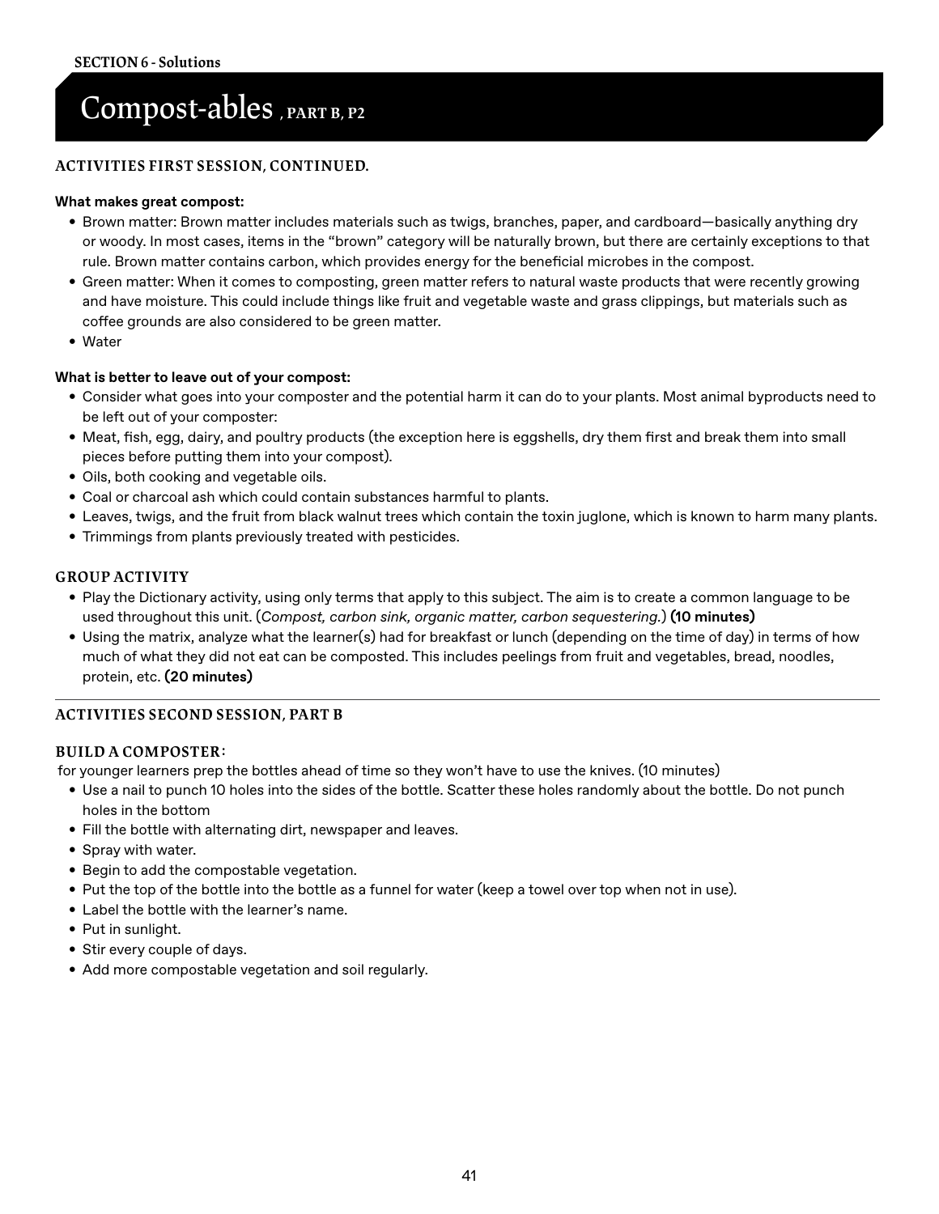SECTION 6 - Solutions

# Compost-ables , PART B, P2

## ACTIVITIES FIRST SESSION, CONTINUED.

**What makes great compost:**

- Brown matter: Brown matter includes materials such as twigs, branches, paper, and cardboard—basically anything dry or woody. In most cases, items in the "brown" category will be naturally brown, but there are certainly exceptions to that rule. Brown matter contains carbon, which provides energy for the beneficial microbes in the compost.
- Green matter: When it comes to composting, green matter refers to natural waste products that were recently growing and have moisture. This could include things like fruit and vegetable waste and grass clippings, but materials such as coffee grounds are also considered to be green matter.
- Water

**What is better to leave out of your compost:**

- Consider what goes into your composter and the potential harm it can do to your plants. Most animal byproducts need to be left out of your composter:
- Meat, fish, egg, dairy, and poultry products (the exception here is eggshells, dry them first and break them into small pieces before putting them into your compost).
- Oils, both cooking and vegetable oils.
- Coal or charcoal ash which could contain substances harmful to plants.
- Leaves, twigs, and the fruit from black walnut trees which contain the toxin juglone, which is known to harm many plants.
- Trimmings from plants previously treated with pesticides.

### GROUP ACTIVITY

- Play the Dictionary activity, using only terms that apply to this subject. The aim is to create a common language to be used throughout this unit. (*Compost, carbon sink, organic matter, carbon sequestering.*) **(10 minutes)**
- Using the matrix, analyze what the learner(s) had for breakfast or lunch (depending on the time of day) in terms of how much of what they did not eat can be composted. This includes peelings from fruit and vegetables, bread, noodles, protein, etc. **(20 minutes)**

---

## ACTIVITIES SECOND SESSION, PART B

### BUILD A COMPOSTER:

for younger learners prep the bottles ahead of time so they won't have to use the knives. (10 minutes)

- Use a nail to punch 10 holes into the sides of the bottle. Scatter these holes randomly about the bottle. Do not punch holes in the bottom
- Fill the bottle with alternating dirt, newspaper and leaves.
- Spray with water.
- Begin to add the compostable vegetation.
- Put the top of the bottle into the bottle as a funnel for water (keep a towel over top when not in use).
- Label the bottle with the learner's name.
- Put in sunlight.
- Stir every couple of days.
- Add more compostable vegetation and soil regularly.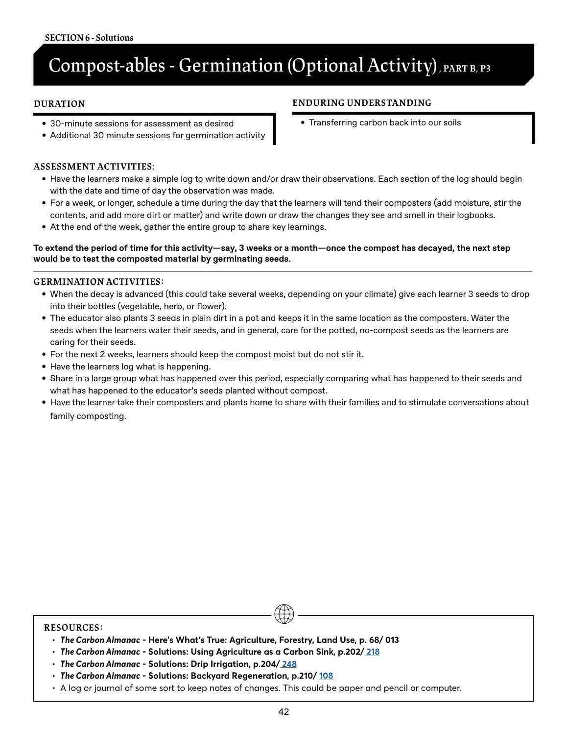SECTION 6 - Solutions

# Compost-ables - Germination (Optional Activity), PART B, P3

**DURATION**

- 30-minute sessions for assessment as desired
- Additional 30 minute sessions for germination activity

**ENDURING UNDERSTANDING**

- Transferring carbon back into our soils

**ASSESSMENT ACTIVITIES:**

- Have the learners make a simple log to write down and/or draw their observations. Each section of the log should begin with the date and time of day the observation was made.
- For a week, or longer, schedule a time during the day that the learners will tend their composters (add moisture, stir the contents, and add more dirt or matter) and write down or draw the changes they see and smell in their logbooks.
- At the end of the week, gather the entire group to share key learnings.

**To extend the period of time for this activity—say, 3 weeks or a month—once the compost has decayed, the next step would be to test the composted material by germinating seeds.**

---

**GERMINATION ACTIVITIES:**

- When the decay is advanced (this could take several weeks, depending on your climate) give each learner 3 seeds to drop into their bottles (vegetable, herb, or flower).
- The educator also plants 3 seeds in plain dirt in a pot and keeps it in the same location as the composters. Water the seeds when the learners water their seeds, and in general, care for the potted, no-compost seeds as the learners are caring for their seeds.
- For the next 2 weeks, learners should keep the compost moist but do not stir it.
- Have the learners log what is happening.
- Share in a large group what has happened over this period, especially comparing what has happened to their seeds and what has happened to the educator's seeds planted without compost.
- Have the learner take their composters and plants home to share with their families and to stimulate conversations about family composting.

**RESOURCES:**

- ***The Carbon Almanac*** **- Here's What's True: Agriculture, Forestry, Land Use, p. 68/ 013**
- ***The Carbon Almanac*** **- Solutions: Using Agriculture as a Carbon Sink, p.202/ 218**
- ***The Carbon Almanac*** **- Solutions: Drip Irrigation, p.204/ 248**
- ***The Carbon Almanac*** **- Solutions: Backyard Regeneration, p.210/ 108**
- A log or journal of some sort to keep notes of changes. This could be paper and pencil or computer.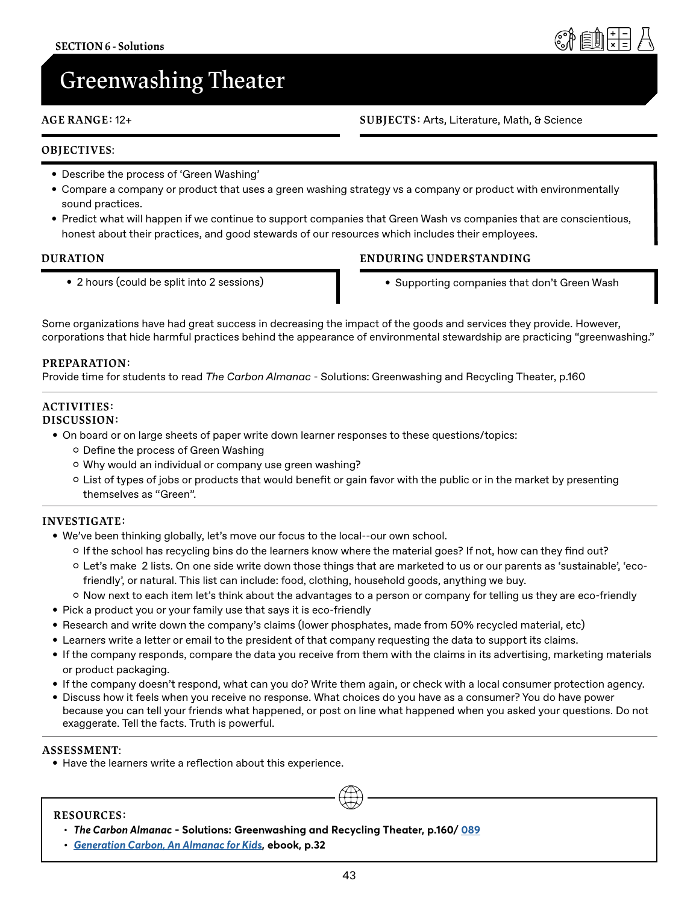SECTION 6 - Solutions

# Greenwashing Theater

**AGE RANGE:** 12+

**SUBJECTS:** Arts, Literature, Math, & Science

**OBJECTIVES:**

- Describe the process of 'Green Washing'
- Compare a company or product that uses a green washing strategy vs a company or product with environmentally sound practices.
- Predict what will happen if we continue to support companies that Green Wash vs companies that are conscientious, honest about their practices, and good stewards of our resources which includes their employees.

**DURATION**

- 2 hours (could be split into 2 sessions)

**ENDURING UNDERSTANDING**

- Supporting companies that don't Green Wash

Some organizations have had great success in decreasing the impact of the goods and services they provide. However, corporations that hide harmful practices behind the appearance of environmental stewardship are practicing "greenwashing."

**PREPARATION:**
Provide time for students to read *The Carbon Almanac* - Solutions: Greenwashing and Recycling Theater, p.160

**ACTIVITIES:**
**DISCUSSION:**

- On board or on large sheets of paper write down learner responses to these questions/topics:
  - Define the process of Green Washing
  - Why would an individual or company use green washing?
  - List of types of jobs or products that would benefit or gain favor with the public or in the market by presenting themselves as "Green".

**INVESTIGATE:**

- We've been thinking globally, let's move our focus to the local--our own school.
  - If the school has recycling bins do the learners know where the material goes? If not, how can they find out?
  - Let's make 2 lists. On one side write down those things that are marketed to us or our parents as 'sustainable', 'eco-friendly', or natural. This list can include: food, clothing, household goods, anything we buy.
  - Now next to each item let's think about the advantages to a person or company for telling us they are eco-friendly
- Pick a product you or your family use that says it is eco-friendly
- Research and write down the company's claims (lower phosphates, made from 50% recycled material, etc)
- Learners write a letter or email to the president of that company requesting the data to support its claims.
- If the company responds, compare the data you receive from them with the claims in its advertising, marketing materials or product packaging.
- If the company doesn't respond, what can you do? Write them again, or check with a local consumer protection agency.
- Discuss how it feels when you receive no response. What choices do you have as a consumer? You do have power because you can tell your friends what happened, or post on line what happened when you asked your questions. Do not exaggerate. Tell the facts. Truth is powerful.

**ASSESSMENT:**

- Have the learners write a reflection about this experience.

**RESOURCES:**

- ***The Carbon Almanac* - Solutions: Greenwashing and Recycling Theater, p.160/ 089**
- ***Generation Carbon, An Almanac for Kids*, ebook, p.32**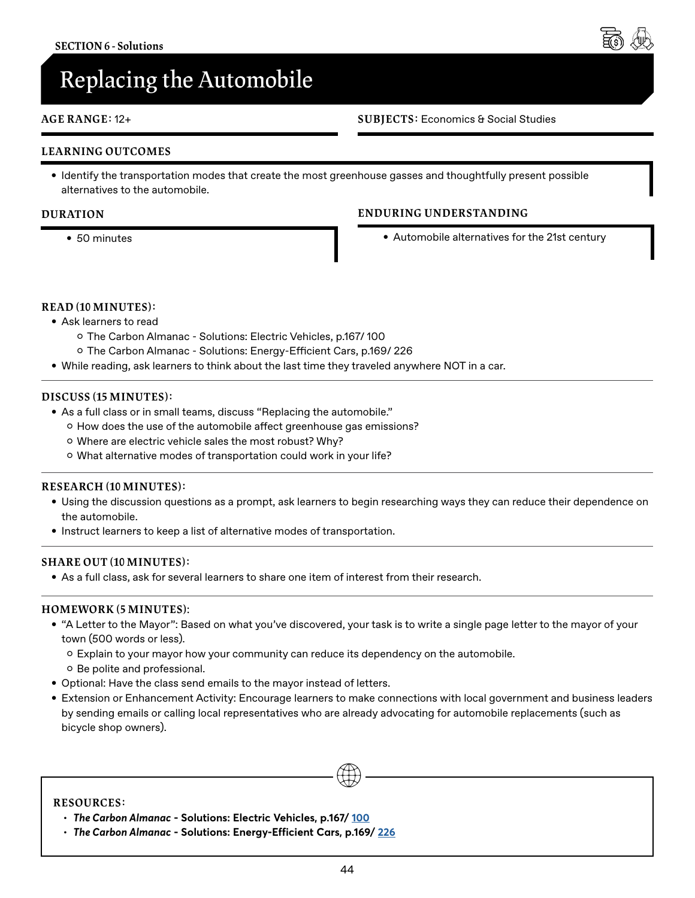**SECTION 6 - Solutions**

# Replacing the Automobile

**AGE RANGE:** 12+

**SUBJECTS:** Economics & Social Studies

### LEARNING OUTCOMES

- Identify the transportation modes that create the most greenhouse gasses and thoughtfully present possible alternatives to the automobile.

### DURATION

- 50 minutes

### ENDURING UNDERSTANDING

- Automobile alternatives for the 21st century

### READ (10 MINUTES):

- Ask learners to read
  - The Carbon Almanac - Solutions: Electric Vehicles, p.167/ 100
  - The Carbon Almanac - Solutions: Energy-Efficient Cars, p.169/ 226
- While reading, ask learners to think about the last time they traveled anywhere NOT in a car.

### DISCUSS (15 MINUTES):

- As a full class or in small teams, discuss "Replacing the automobile."
  - How does the use of the automobile affect greenhouse gas emissions?
  - Where are electric vehicle sales the most robust? Why?
  - What alternative modes of transportation could work in your life?

### RESEARCH (10 MINUTES):

- Using the discussion questions as a prompt, ask learners to begin researching ways they can reduce their dependence on the automobile.
- Instruct learners to keep a list of alternative modes of transportation.

### SHARE OUT (10 MINUTES):

- As a full class, ask for several learners to share one item of interest from their research.

### HOMEWORK (5 MINUTES):

- "A Letter to the Mayor": Based on what you've discovered, your task is to write a single page letter to the mayor of your town (500 words or less).
  - Explain to your mayor how your community can reduce its dependency on the automobile.
  - Be polite and professional.
- Optional: Have the class send emails to the mayor instead of letters.
- Extension or Enhancement Activity: Encourage learners to make connections with local government and business leaders by sending emails or calling local representatives who are already advocating for automobile replacements (such as bicycle shop owners).

### RESOURCES:

- ***The Carbon Almanac* - Solutions: Electric Vehicles, p.167/ 100**
- ***The Carbon Almanac* - Solutions: Energy-Efficient Cars, p.169/ 226**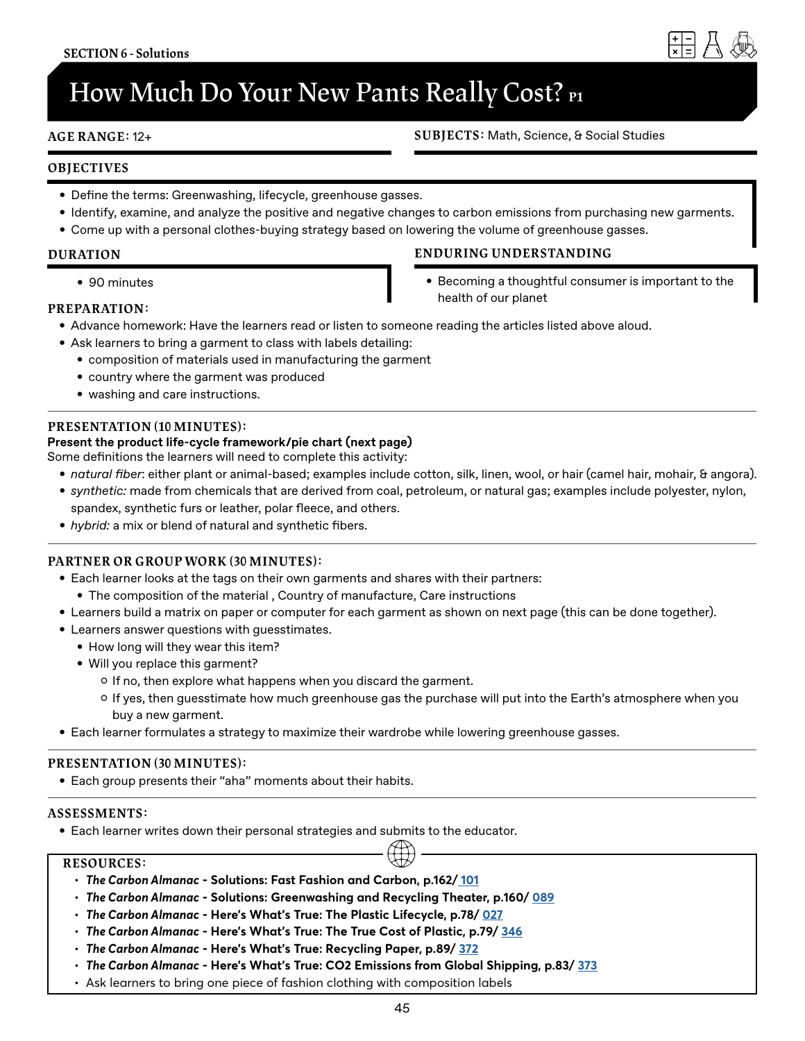SECTION 6 - Solutions

# How Much Do Your New Pants Really Cost? P1

**AGE RANGE:** 12+

**SUBJECTS:** Math, Science, & Social Studies

## OBJECTIVES

- Define the terms: Greenwashing, lifecycle, greenhouse gasses.
- Identify, examine, and analyze the positive and negative changes to carbon emissions from purchasing new garments.
- Come up with a personal clothes-buying strategy based on lowering the volume of greenhouse gasses.

## DURATION

- 90 minutes

## ENDURING UNDERSTANDING

- Becoming a thoughtful consumer is important to the health of our planet

## PREPARATION:

- Advance homework: Have the learners read or listen to someone reading the articles listed above aloud.
- Ask learners to bring a garment to class with labels detailing:
  - composition of materials used in manufacturing the garment
  - country where the garment was produced
  - washing and care instructions.

## PRESENTATION (10 MINUTES):

**Present the product life-cycle framework/pie chart (next page)**

Some definitions the learners will need to complete this activity:

- *natural fiber*: either plant or animal-based; examples include cotton, silk, linen, wool, or hair (camel hair, mohair, & angora).
- *synthetic:* made from chemicals that are derived from coal, petroleum, or natural gas; examples include polyester, nylon, spandex, synthetic furs or leather, polar fleece, and others.
- *hybrid:* a mix or blend of natural and synthetic fibers.

## PARTNER OR GROUP WORK (30 MINUTES):

- Each learner looks at the tags on their own garments and shares with their partners:
  - The composition of the material , Country of manufacture, Care instructions
- Learners build a matrix on paper or computer for each garment as shown on next page (this can be done together).
- Learners answer questions with guesstimates.
  - How long will they wear this item?
  - Will you replace this garment?
    - If no, then explore what happens when you discard the garment.
    - If yes, then guesstimate how much greenhouse gas the purchase will put into the Earth's atmosphere when you buy a new garment.
- Each learner formulates a strategy to maximize their wardrobe while lowering greenhouse gasses.

## PRESENTATION (30 MINUTES):

- Each group presents their "aha" moments about their habits.

## ASSESSMENTS:

- Each learner writes down their personal strategies and submits to the educator.

## RESOURCES:

- ***The Carbon Almanac* - Solutions: Fast Fashion and Carbon, p.162/ 101**
- ***The Carbon Almanac* - Solutions: Greenwashing and Recycling Theater, p.160/ 089**
- ***The Carbon Almanac* - Here's What's True: The Plastic Lifecycle, p.78/ 027**
- ***The Carbon Almanac* - Here's What's True: The True Cost of Plastic, p.79/ 346**
- ***The Carbon Almanac* - Here's What's True: Recycling Paper, p.89/ 372**
- ***The Carbon Almanac* - Here's What's True: CO2 Emissions from Global Shipping, p.83/ 373**
- Ask learners to bring one piece of fashion clothing with composition labels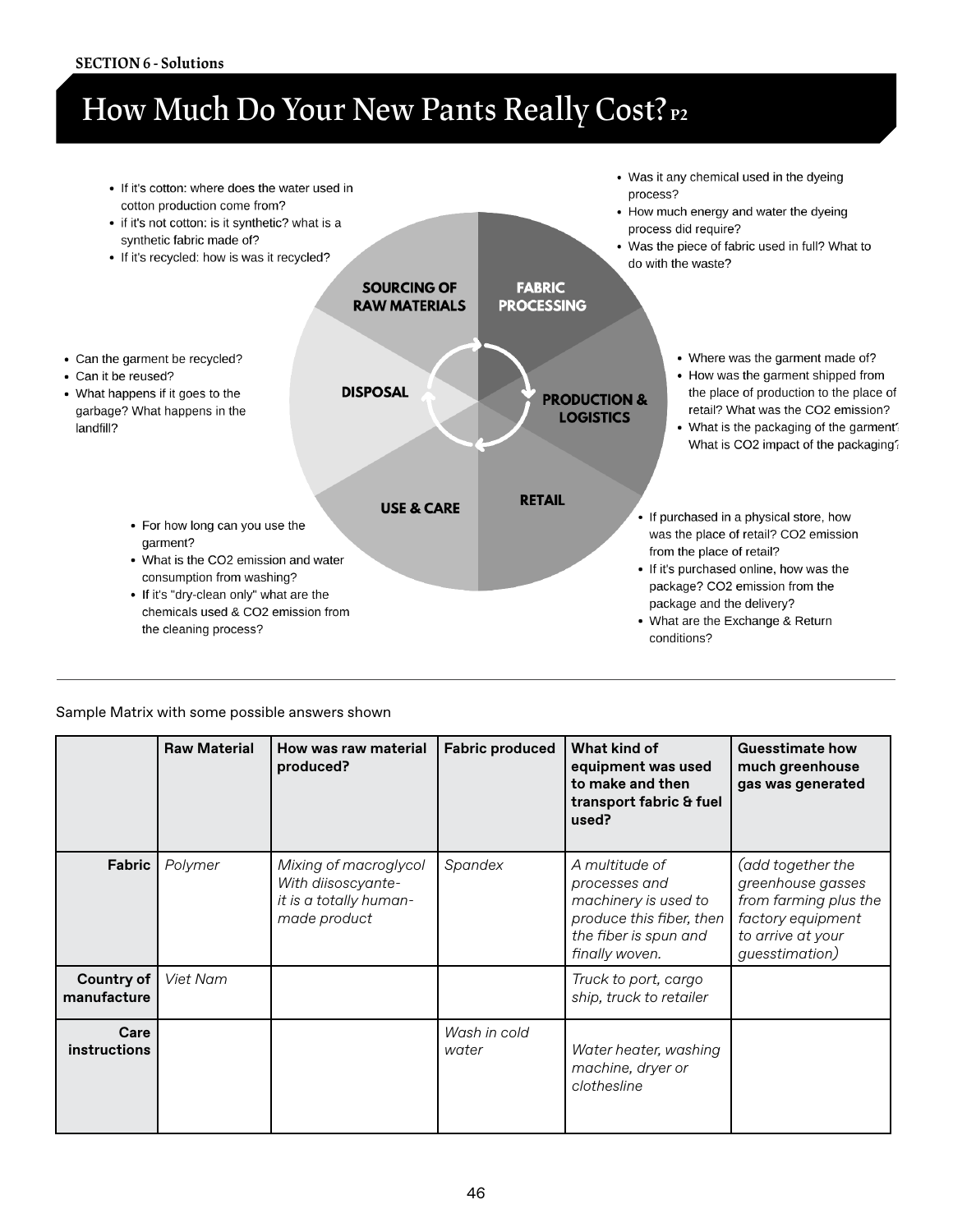SECTION 6 - Solutions

# How Much Do Your New Pants Really Cost? P2

**SOURCING OF RAW MATERIALS**

- If it's cotton: where does the water used in cotton production come from?
- if it's not cotton: is it synthetic? what is a synthetic fabric made of?
- If it's recycled: how is was it recycled?

**FABRIC PROCESSING**

- Was it any chemical used in the dyeing process?
- How much energy and water the dyeing process did require?
- Was the piece of fabric used in full? What to do with the waste?

**PRODUCTION & LOGISTICS**

- Where was the garment made of?
- How was the garment shipped from the place of production to the place of retail? What was the $CO_2$ emission?
- What is the packaging of the garment? What is $CO_2$ impact of the packaging?

**RETAIL**

- If purchased in a physical store, how was the place of retail? $CO_2$ emission from the place of retail?
- If it's purchased online, how was the package? $CO_2$ emission from the package and the delivery?
- What are the Exchange & Return conditions?

**USE & CARE**

- For how long can you use the garment?
- What is the $CO_2$ emission and water consumption from washing?
- If it's "dry-clean only" what are the chemicals used & $CO_2$ emission from the cleaning process?

**DISPOSAL**

- Can the garment be recycled?
- Can it be reused?
- What happens if it goes to the garbage? What happens in the landfill?

---

Sample Matrix with some possible answers shown

| | Raw Material | How was raw material produced? | Fabric produced | What kind of equipment was used to make and then transport fabric & fuel used? | Guesstimate how much greenhouse gas was generated |
|---|---|---|---|---|---|
| **Fabric** | *Polymer* | *Mixing of macroglycol With diisoscyante- it is a totally human-made product* | *Spandex* | *A multitude of processes and machinery is used to produce this fiber, then the fiber is spun and finally woven.* | *(add together the greenhouse gasses from farming plus the factory equipment to arrive at your guesstimation)* |
| **Country of manufacture** | *Viet Nam* | | | *Truck to port, cargo ship, truck to retailer* | |
| **Care instructions** | | | *Wash in cold water* | *Water heater, washing machine, dryer or clothesline* | |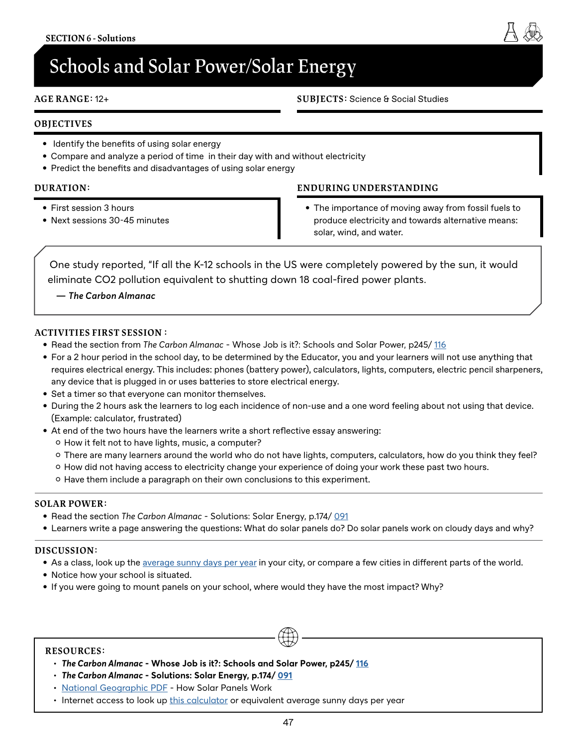SECTION 6 - Solutions

# Schools and Solar Power/Solar Energy

**AGE RANGE:** 12+

**SUBJECTS:** Science & Social Studies

## OBJECTIVES

- Identify the benefits of using solar energy
- Compare and analyze a period of time in their day with and without electricity
- Predict the benefits and disadvantages of using solar energy

## DURATION:

- First session 3 hours
- Next sessions 30-45 minutes

## ENDURING UNDERSTANDING

- The importance of moving away from fossil fuels to produce electricity and towards alternative means: solar, wind, and water.

> One study reported, "If all the K-12 schools in the US were completely powered by the sun, it would eliminate CO2 pollution equivalent to shutting down 18 coal-fired power plants.
>
> — *The Carbon Almanac*

## ACTIVITIES FIRST SESSION :

- Read the section from *The Carbon Almanac* - Whose Job is it?: Schools and Solar Power, p245/ 116
- For a 2 hour period in the school day, to be determined by the Educator, you and your learners will not use anything that requires electrical energy. This includes: phones (battery power), calculators, lights, computers, electric pencil sharpeners, any device that is plugged in or uses batteries to store electrical energy.
- Set a timer so that everyone can monitor themselves.
- During the 2 hours ask the learners to log each incidence of non-use and a one word feeling about not using that device. (Example: calculator, frustrated)
- At end of the two hours have the learners write a short reflective essay answering:
  - How it felt not to have lights, music, a computer?
  - There are many learners around the world who do not have lights, computers, calculators, how do you think they feel?
  - How did not having access to electricity change your experience of doing your work these past two hours.
  - Have them include a paragraph on their own conclusions to this experiment.

## SOLAR POWER:

- Read the section *The Carbon Almanac* - Solutions: Solar Energy, p.174/ 091
- Learners write a page answering the questions: What do solar panels do? Do solar panels work on cloudy days and why?

## DISCUSSION:

- As a class, look up the average sunny days per year in your city, or compare a few cities in different parts of the world.
- Notice how your school is situated.
- If you were going to mount panels on your school, where would they have the most impact? Why?

## RESOURCES:

- ***The Carbon Almanac* - Whose Job is it?: Schools and Solar Power, p245/ 116**
- ***The Carbon Almanac* - Solutions: Solar Energy, p.174/ 091**
- National Geographic PDF - How Solar Panels Work
- Internet access to look up this calculator or equivalent average sunny days per year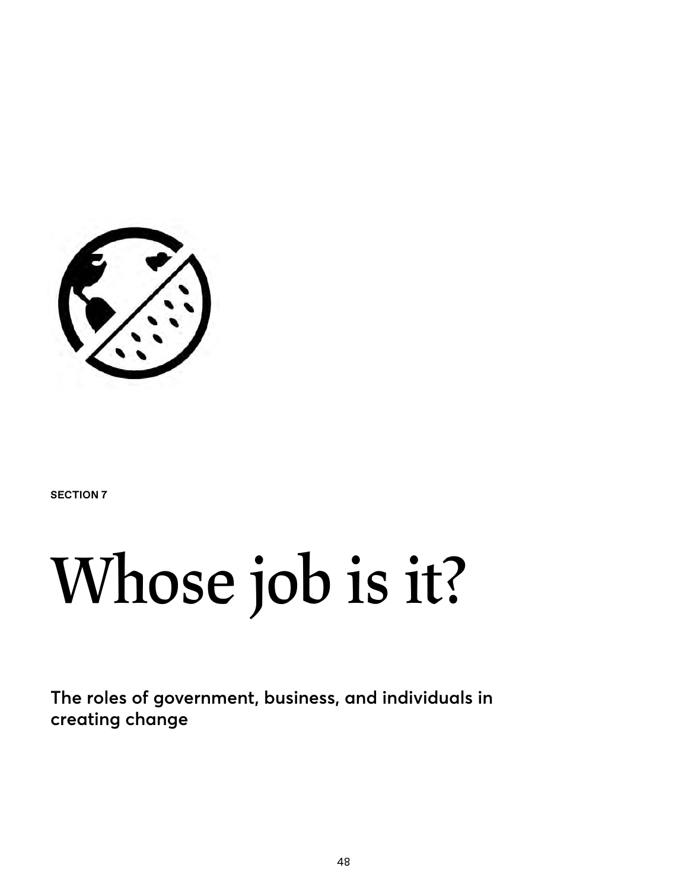SECTION 7

# Whose job is it?

**The roles of government, business, and individuals in creating change**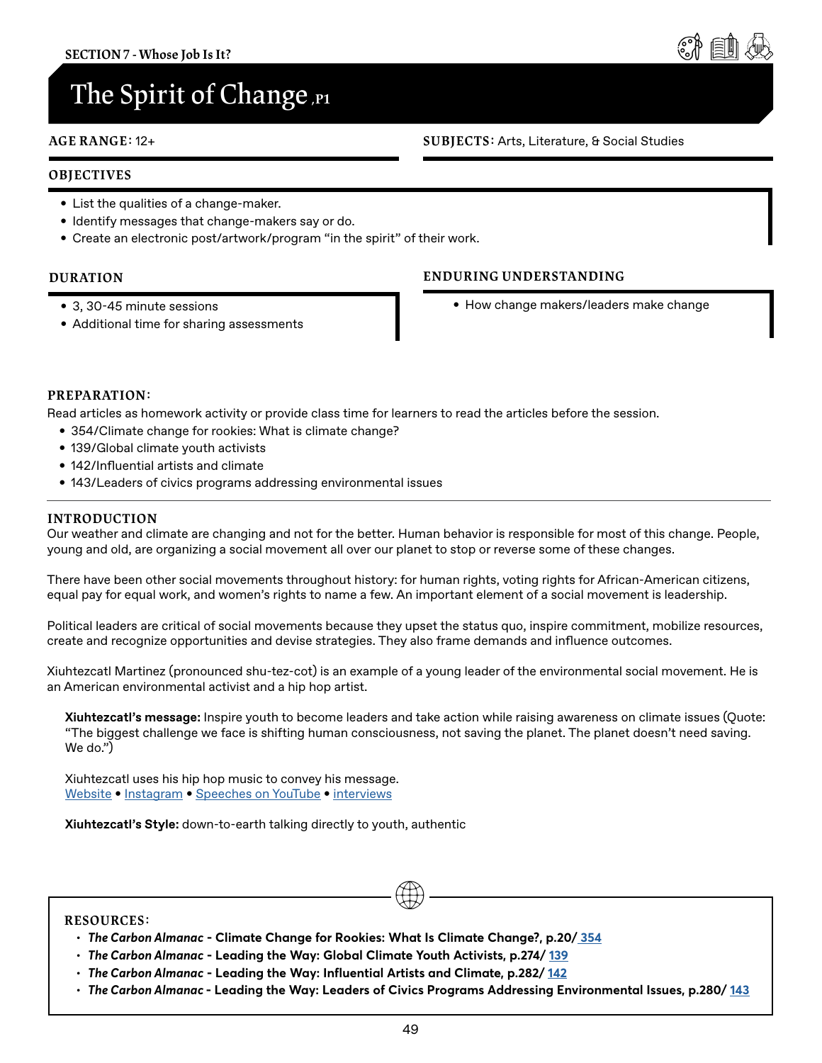SECTION 7 - Whose Job Is It?

# The Spirit of Change, P1

**AGE RANGE:** 12+

**SUBJECTS:** Arts, Literature, & Social Studies

## OBJECTIVES

- List the qualities of a change-maker.
- Identify messages that change-makers say or do.
- Create an electronic post/artwork/program "in the spirit" of their work.

## DURATION

- 3, 30-45 minute sessions
- Additional time for sharing assessments

## ENDURING UNDERSTANDING

- How change makers/leaders make change

## PREPARATION:

Read articles as homework activity or provide class time for learners to read the articles before the session.

- 354/Climate change for rookies: What is climate change?
- 139/Global climate youth activists
- 142/Influential artists and climate
- 143/Leaders of civics programs addressing environmental issues

## INTRODUCTION

Our weather and climate are changing and not for the better. Human behavior is responsible for most of this change. People, young and old, are organizing a social movement all over our planet to stop or reverse some of these changes.

There have been other social movements throughout history: for human rights, voting rights for African-American citizens, equal pay for equal work, and women's rights to name a few. An important element of a social movement is leadership.

Political leaders are critical of social movements because they upset the status quo, inspire commitment, mobilize resources, create and recognize opportunities and devise strategies. They also frame demands and influence outcomes.

Xiuhtezcatl Martinez (pronounced shu-tez-cot) is an example of a young leader of the environmental social movement. He is an American environmental activist and a hip hop artist.

> **Xiuhtezcatl's message:** Inspire youth to become leaders and take action while raising awareness on climate issues (Quote: "The biggest challenge we face is shifting human consciousness, not saving the planet. The planet doesn't need saving. We do.")
>
> Xiuhtezcatl uses his hip hop music to convey his message.
> Website • Instagram • Speeches on YouTube • interviews
>
> **Xiuhtezcatl's Style:** down-to-earth talking directly to youth, authentic

## RESOURCES:

- ***The Carbon Almanac* - Climate Change for Rookies: What Is Climate Change?, p.20/ 354**
- ***The Carbon Almanac* - Leading the Way: Global Climate Youth Activists, p.274/ 139**
- ***The Carbon Almanac* - Leading the Way: Influential Artists and Climate, p.282/ 142**
- ***The Carbon Almanac* - Leading the Way: Leaders of Civics Programs Addressing Environmental Issues, p.280/ 143**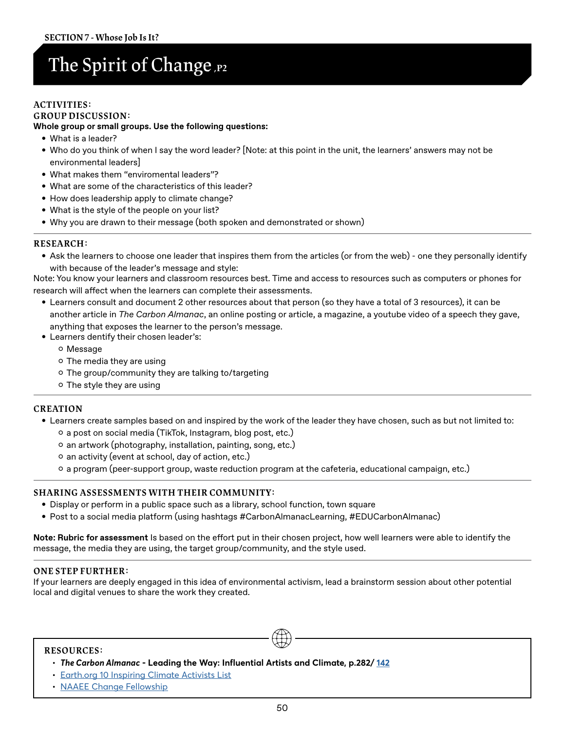SECTION 7 - Whose Job Is It?

# The Spirit of Change, P2

### ACTIVITIES:

### GROUP DISCUSSION:

**Whole group or small groups. Use the following questions:**

- What is a leader?
- Who do you think of when I say the word leader? [Note: at this point in the unit, the learners' answers may not be environmental leaders]
- What makes them "enviromental leaders"?
- What are some of the characteristics of this leader?
- How does leadership apply to climate change?
- What is the style of the people on your list?
- Why you are drawn to their message (both spoken and demonstrated or shown)

### RESEARCH:

- Ask the learners to choose one leader that inspires them from the articles (or from the web) - one they personally identify with because of the leader's message and style:

Note: You know your learners and classroom resources best. Time and access to resources such as computers or phones for research will affect when the learners can complete their assessments.

- Learners consult and document 2 other resources about that person (so they have a total of 3 resources), it can be another article in *The Carbon Almanac*, an online posting or article, a magazine, a youtube video of a speech they gave, anything that exposes the learner to the person's message.
- Learners dentify their chosen leader's:
  - Message
  - The media they are using
  - The group/community they are talking to/targeting
  - The style they are using

### CREATION

- Learners create samples based on and inspired by the work of the leader they have chosen, such as but not limited to:
  - a post on social media (TikTok, Instagram, blog post, etc.)
  - an artwork (photography, installation, painting, song, etc.)
  - an activity (event at school, day of action, etc.)
  - a program (peer-support group, waste reduction program at the cafeteria, educational campaign, etc.)

### SHARING ASSESSMENTS WITH THEIR COMMUNITY:

- Display or perform in a public space such as a library, school function, town square
- Post to a social media platform (using hashtags #CarbonAlmanacLearning, #EDUCarbonAlmanac)

**Note: Rubric for assessment** Is based on the effort put in their chosen project, how well learners were able to identify the message, the media they are using, the target group/community, and the style used.

### ONE STEP FURTHER:

If your learners are deeply engaged in this idea of environmental activism, lead a brainstorm session about other potential local and digital venues to share the work they created.

### RESOURCES:

- ***The Carbon Almanac* - Leading the Way: Influential Artists and Climate, p.282/ 142**
- Earth.org 10 Inspiring Climate Activists List
- NAAEE Change Fellowship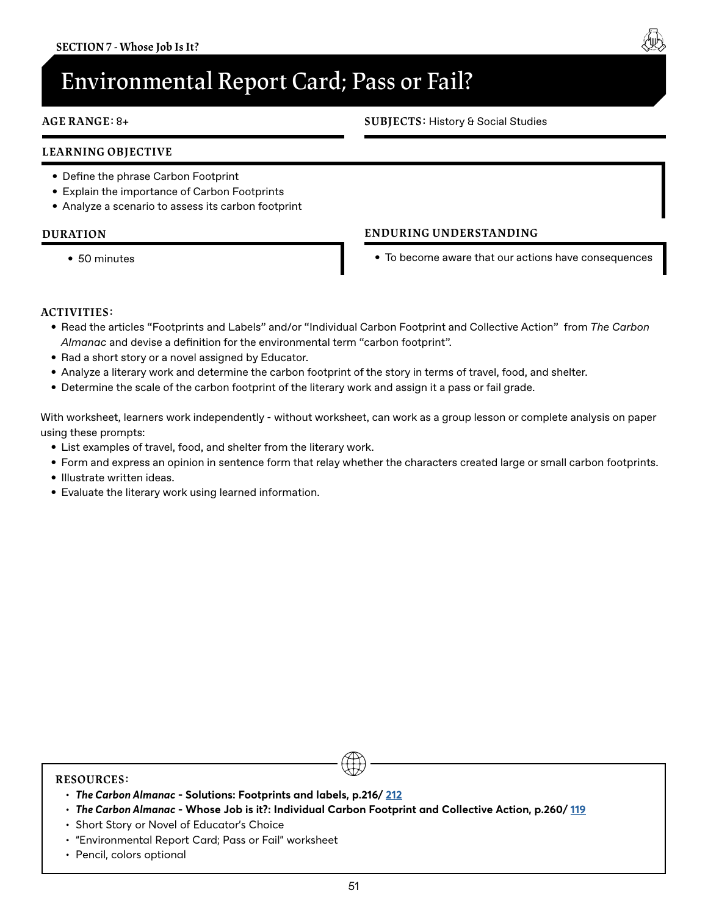# Environmental Report Card; Pass or Fail?

**AGE RANGE:** 8+

**SUBJECTS:** History & Social Studies

### LEARNING OBJECTIVE

- Define the phrase Carbon Footprint
- Explain the importance of Carbon Footprints
- Analyze a scenario to assess its carbon footprint

### DURATION

- 50 minutes

### ENDURING UNDERSTANDING

- To become aware that our actions have consequences

### ACTIVITIES:

- Read the articles "Footprints and Labels" and/or "Individual Carbon Footprint and Collective Action" from *The Carbon Almanac* and devise a definition for the environmental term "carbon footprint".
- Rad a short story or a novel assigned by Educator.
- Analyze a literary work and determine the carbon footprint of the story in terms of travel, food, and shelter.
- Determine the scale of the carbon footprint of the literary work and assign it a pass or fail grade.

With worksheet, learners work independently - without worksheet, can work as a group lesson or complete analysis on paper using these prompts:

- List examples of travel, food, and shelter from the literary work.
- Form and express an opinion in sentence form that relay whether the characters created large or small carbon footprints.
- Illustrate written ideas.
- Evaluate the literary work using learned information.

### RESOURCES:

- ***The Carbon Almanac* - Solutions: Footprints and labels, p.216/ [212]**
- ***The Carbon Almanac* - Whose Job is it?: Individual Carbon Footprint and Collective Action, p.260/ [119]**
- Short Story or Novel of Educator's Choice
- "Environmental Report Card; Pass or Fail" worksheet
- Pencil, colors optional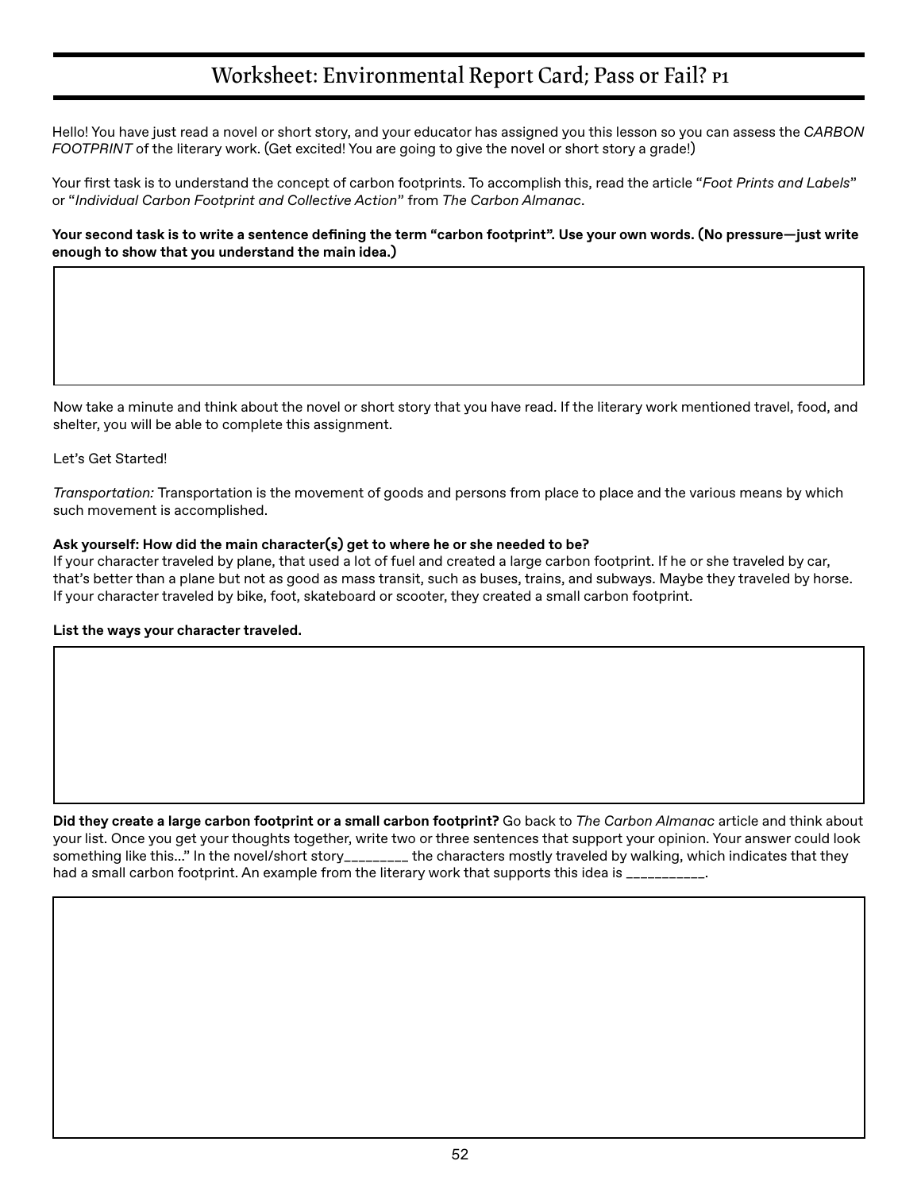# Worksheet: Environmental Report Card; Pass or Fail? P1

Hello! You have just read a novel or short story, and your educator has assigned you this lesson so you can assess the *CARBON FOOTPRINT* of the literary work. (Get excited! You are going to give the novel or short story a grade!)

Your first task is to understand the concept of carbon footprints. To accomplish this, read the article "*Foot Prints and Labels*" or "*Individual Carbon Footprint and Collective Action*" from *The Carbon Almanac*.

**Your second task is to write a sentence defining the term "carbon footprint". Use your own words. (No pressure—just write enough to show that you understand the main idea.)**

Now take a minute and think about the novel or short story that you have read. If the literary work mentioned travel, food, and shelter, you will be able to complete this assignment.

Let's Get Started!

*Transportation:* Transportation is the movement of goods and persons from place to place and the various means by which such movement is accomplished.

**Ask yourself: How did the main character(s) get to where he or she needed to be?**
If your character traveled by plane, that used a lot of fuel and created a large carbon footprint. If he or she traveled by car, that's better than a plane but not as good as mass transit, such as buses, trains, and subways. Maybe they traveled by horse. If your character traveled by bike, foot, skateboard or scooter, they created a small carbon footprint.

**List the ways your character traveled.**

**Did they create a large carbon footprint or a small carbon footprint?** Go back to *The Carbon Almanac* article and think about your list. Once you get your thoughts together, write two or three sentences that support your opinion. Your answer could look something like this..." In the novel/short story_________ the characters mostly traveled by walking, which indicates that they had a small carbon footprint. An example from the literary work that supports this idea is ___________.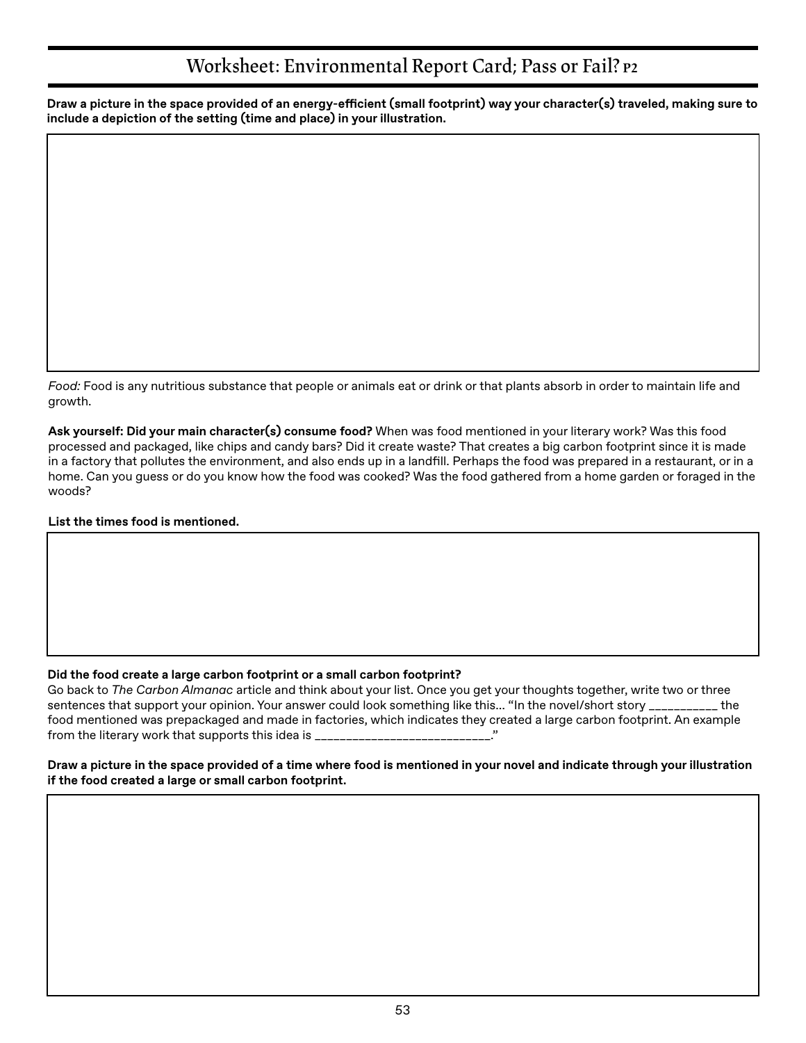# Worksheet: Environmental Report Card; Pass or Fail? P2

**Draw a picture in the space provided of an energy-efficient (small footprint) way your character(s) traveled, making sure to include a depiction of the setting (time and place) in your illustration.**

*Food:* Food is any nutritious substance that people or animals eat or drink or that plants absorb in order to maintain life and growth.

**Ask yourself: Did your main character(s) consume food?** When was food mentioned in your literary work? Was this food processed and packaged, like chips and candy bars? Did it create waste? That creates a big carbon footprint since it is made in a factory that pollutes the environment, and also ends up in a landfill. Perhaps the food was prepared in a restaurant, or in a home. Can you guess or do you know how the food was cooked? Was the food gathered from a home garden or foraged in the woods?

**List the times food is mentioned.**

**Did the food create a large carbon footprint or a small carbon footprint?**

Go back to *The Carbon Almanac* article and think about your list. Once you get your thoughts together, write two or three sentences that support your opinion. Your answer could look something like this... "In the novel/short story __________ the food mentioned was prepackaged and made in factories, which indicates they created a large carbon footprint. An example from the literary work that supports this idea is __________________________."

**Draw a picture in the space provided of a time where food is mentioned in your novel and indicate through your illustration if the food created a large or small carbon footprint.**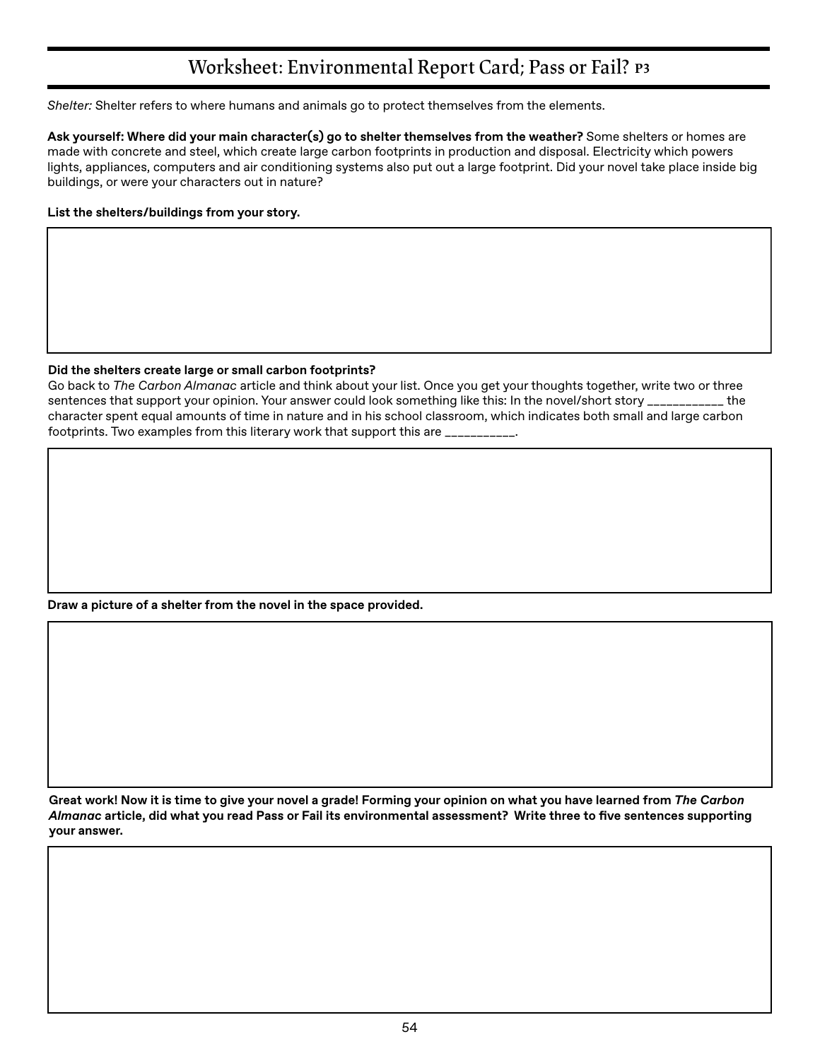# Worksheet: Environmental Report Card; Pass or Fail? P3

*Shelter:* Shelter refers to where humans and animals go to protect themselves from the elements.

**Ask yourself: Where did your main character(s) go to shelter themselves from the weather?** Some shelters or homes are made with concrete and steel, which create large carbon footprints in production and disposal. Electricity which powers lights, appliances, computers and air conditioning systems also put out a large footprint. Did your novel take place inside big buildings, or were your characters out in nature?

**List the shelters/buildings from your story.**

**Did the shelters create large or small carbon footprints?**

Go back to *The Carbon Almanac* article and think about your list. Once you get your thoughts together, write two or three sentences that support your opinion. Your answer could look something like this: In the novel/short story ____________ the character spent equal amounts of time in nature and in his school classroom, which indicates both small and large carbon footprints. Two examples from this literary work that support this are ___________.

**Draw a picture of a shelter from the novel in the space provided.**

**Great work! Now it is time to give your novel a grade! Forming your opinion on what you have learned from *The Carbon Almanac* article, did what you read Pass or Fail its environmental assessment? Write three to five sentences supporting your answer.**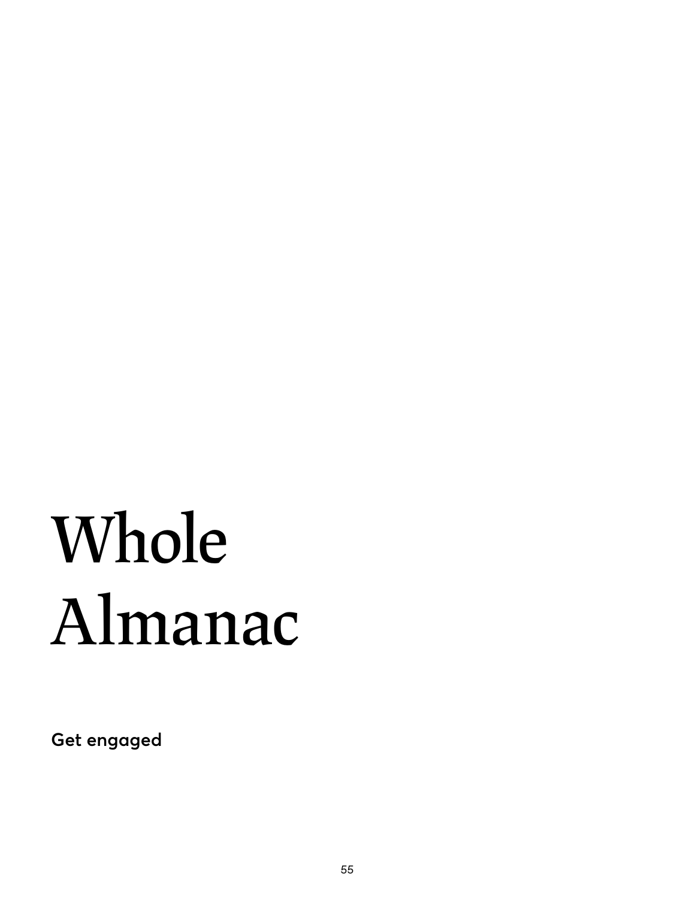# Whole Almanac

**Get engaged**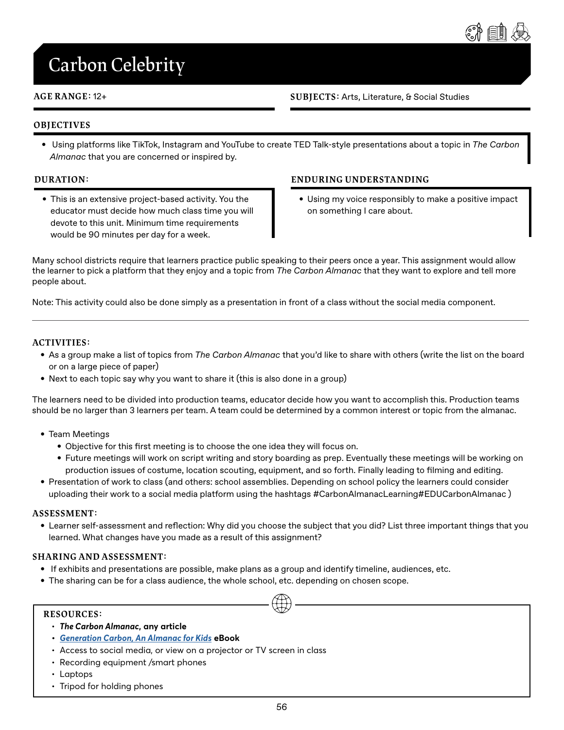# Carbon Celebrity

**AGE RANGE:** 12+

**SUBJECTS:** Arts, Literature, & Social Studies

## OBJECTIVES

- Using platforms like TikTok, Instagram and YouTube to create TED Talk-style presentations about a topic in *The Carbon Almanac* that you are concerned or inspired by.

## DURATION:

- This is an extensive project-based activity. You the educator must decide how much class time you will devote to this unit. Minimum time requirements would be 90 minutes per day for a week.

## ENDURING UNDERSTANDING

- Using my voice responsibly to make a positive impact on something I care about.

Many school districts require that learners practice public speaking to their peers once a year. This assignment would allow the learner to pick a platform that they enjoy and a topic from *The Carbon Almanac* that they want to explore and tell more people about.

Note: This activity could also be done simply as a presentation in front of a class without the social media component.

---

## ACTIVITIES:

- As a group make a list of topics from *The Carbon Almanac* that you'd like to share with others (write the list on the board or on a large piece of paper)
- Next to each topic say why you want to share it (this is also done in a group)

The learners need to be divided into production teams, educator decide how you want to accomplish this. Production teams should be no larger than 3 learners per team. A team could be determined by a common interest or topic from the almanac.

- Team Meetings
  - Objective for this first meeting is to choose the one idea they will focus on.
  - Future meetings will work on script writing and story boarding as prep. Eventually these meetings will be working on production issues of costume, location scouting, equipment, and so forth. Finally leading to filming and editing.
- Presentation of work to class (and others: school assemblies. Depending on school policy the learners could consider uploading their work to a social media platform using the hashtags #CarbonAlmanacLearning#EDUCarbonAlmanac )

## ASSESSMENT:

- Learner self-assessment and reflection: Why did you choose the subject that you did? List three important things that you learned. What changes have you made as a result of this assignment?

## SHARING AND ASSESSMENT:

- If exhibits and presentations are possible, make plans as a group and identify timeline, audiences, etc.
- The sharing can be for a class audience, the whole school, etc. depending on chosen scope.

## RESOURCES:

- ***The Carbon Almanac*, any article**
- ***Generation Carbon, An Almanac for Kids*** **eBook**
- Access to social media, or view on a projector or TV screen in class
- Recording equipment /smart phones
- Laptops
- Tripod for holding phones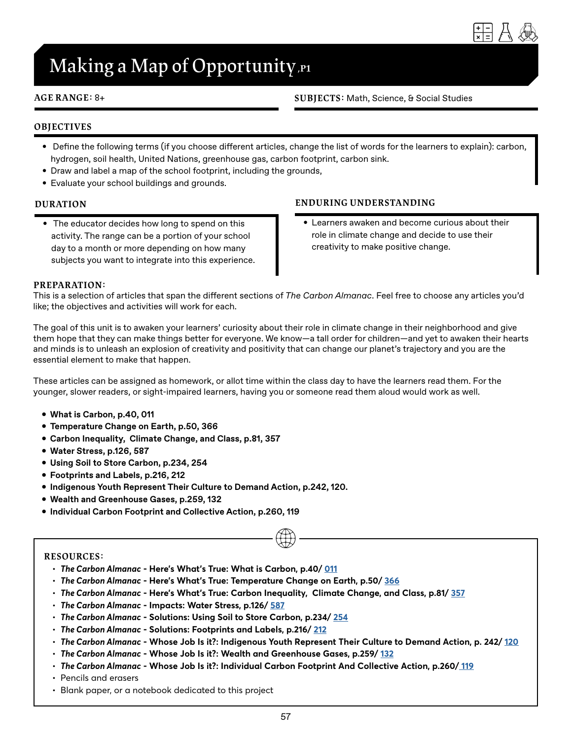# Making a Map of Opportunity, P1

**AGE RANGE:** 8+

**SUBJECTS:** Math, Science, & Social Studies

## OBJECTIVES

- Define the following terms (if you choose different articles, change the list of words for the learners to explain): carbon, hydrogen, soil health, United Nations, greenhouse gas, carbon footprint, carbon sink.
- Draw and label a map of the school footprint, including the grounds,
- Evaluate your school buildings and grounds.

## DURATION

- The educator decides how long to spend on this activity. The range can be a portion of your school day to a month or more depending on how many subjects you want to integrate into this experience.

## ENDURING UNDERSTANDING

- Learners awaken and become curious about their role in climate change and decide to use their creativity to make positive change.

## PREPARATION:

This is a selection of articles that span the different sections of *The Carbon Almanac*. Feel free to choose any articles you'd like; the objectives and activities will work for each.

The goal of this unit is to awaken your learners' curiosity about their role in climate change in their neighborhood and give them hope that they can make things better for everyone. We know—a tall order for children—and yet to awaken their hearts and minds is to unleash an explosion of creativity and positivity that can change our planet's trajectory and you are the essential element to make that happen.

These articles can be assigned as homework, or allot time within the class day to have the learners read them. For the younger, slower readers, or sight-impaired learners, having you or someone read them aloud would work as well.

- **What is Carbon, p.40, 011**
- **Temperature Change on Earth, p.50, 366**
- **Carbon Inequality, Climate Change, and Class, p.81, 357**
- **Water Stress, p.126, 587**
- **Using Soil to Store Carbon, p.234, 254**
- **Footprints and Labels, p.216, 212**
- **Indigenous Youth Represent Their Culture to Demand Action, p.242, 120.**
- **Wealth and Greenhouse Gases, p.259, 132**
- **Individual Carbon Footprint and Collective Action, p.260, 119**

## RESOURCES:

- ***The Carbon Almanac* - Here's What's True: What is Carbon, p.40/ 011**
- ***The Carbon Almanac* - Here's What's True: Temperature Change on Earth, p.50/ 366**
- ***The Carbon Almanac* - Here's What's True: Carbon Inequality, Climate Change, and Class, p.81/ 357**
- ***The Carbon Almanac* - Impacts: Water Stress, p.126/ 587**
- ***The Carbon Almanac* - Solutions: Using Soil to Store Carbon, p.234/ 254**
- ***The Carbon Almanac* - Solutions: Footprints and Labels, p.216/ 212**
- ***The Carbon Almanac* - Whose Job Is it?: Indigenous Youth Represent Their Culture to Demand Action, p. 242/ 120**
- ***The Carbon Almanac* - Whose Job Is it?: Wealth and Greenhouse Gases, p.259/ 132**
- ***The Carbon Almanac* - Whose Job Is it?: Individual Carbon Footprint And Collective Action, p.260/ 119**
- Pencils and erasers
- Blank paper, or a notebook dedicated to this project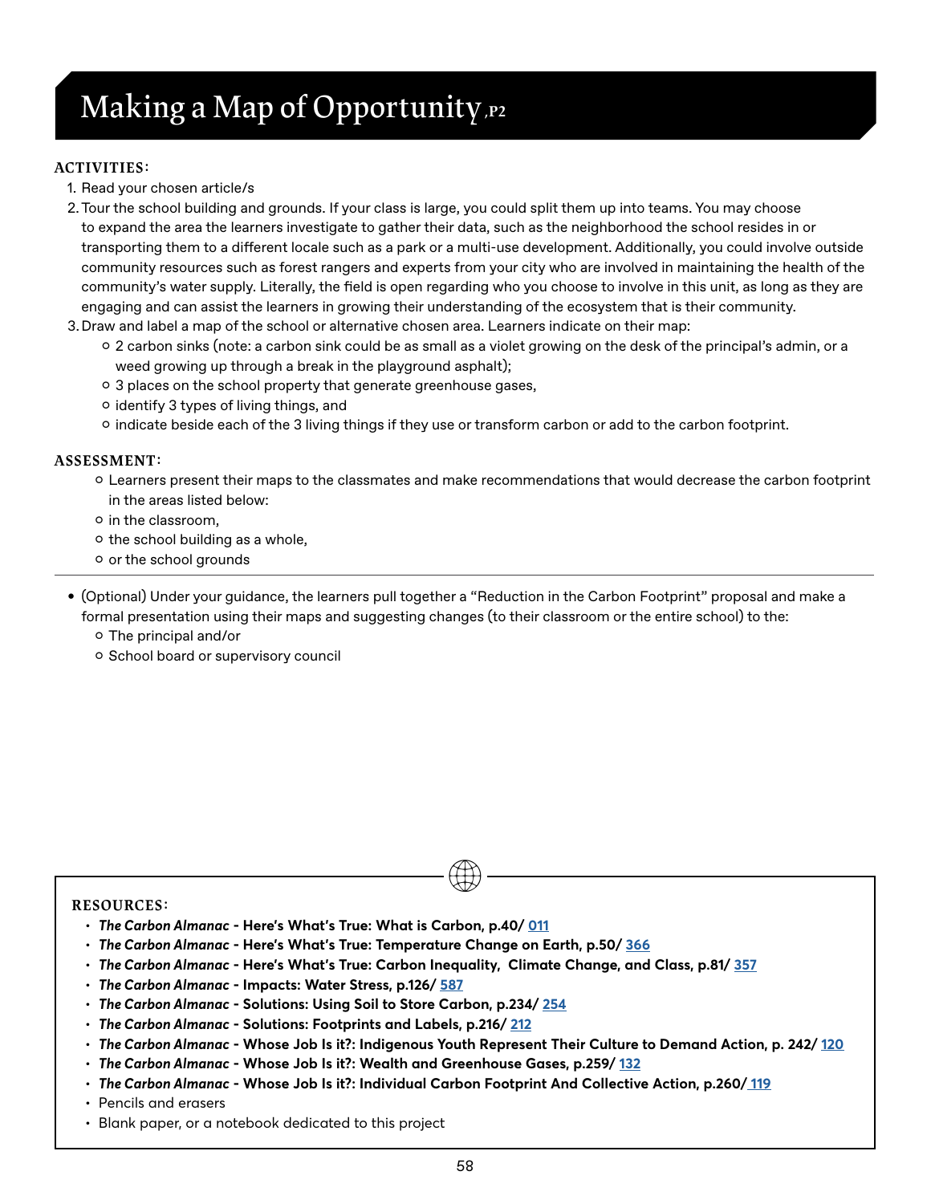# Making a Map of Opportunity, P2

**ACTIVITIES:**

1. Read your chosen article/s
2. Tour the school building and grounds. If your class is large, you could split them up into teams. You may choose to expand the area the learners investigate to gather their data, such as the neighborhood the school resides in or transporting them to a different locale such as a park or a multi-use development. Additionally, you could involve outside community resources such as forest rangers and experts from your city who are involved in maintaining the health of the community's water supply. Literally, the field is open regarding who you choose to involve in this unit, as long as they are engaging and can assist the learners in growing their understanding of the ecosystem that is their community.
3. Draw and label a map of the school or alternative chosen area. Learners indicate on their map:
   - 2 carbon sinks (note: a carbon sink could be as small as a violet growing on the desk of the principal's admin, or a weed growing up through a break in the playground asphalt);
   - 3 places on the school property that generate greenhouse gases,
   - identify 3 types of living things, and
   - indicate beside each of the 3 living things if they use or transform carbon or add to the carbon footprint.

**ASSESSMENT:**

- Learners present their maps to the classmates and make recommendations that would decrease the carbon footprint in the areas listed below:
- in the classroom,
- the school building as a whole,
- or the school grounds

---

- (Optional) Under your guidance, the learners pull together a "Reduction in the Carbon Footprint" proposal and make a formal presentation using their maps and suggesting changes (to their classroom or the entire school) to the:
  - The principal and/or
  - School board or supervisory council

**RESOURCES:**

- ***The Carbon Almanac* - Here's What's True: What is Carbon, p.40/ 011**
- ***The Carbon Almanac* - Here's What's True: Temperature Change on Earth, p.50/ 366**
- ***The Carbon Almanac* - Here's What's True: Carbon Inequality, Climate Change, and Class, p.81/ 357**
- ***The Carbon Almanac* - Impacts: Water Stress, p.126/ 587**
- ***The Carbon Almanac* - Solutions: Using Soil to Store Carbon, p.234/ 254**
- ***The Carbon Almanac* - Solutions: Footprints and Labels, p.216/ 212**
- ***The Carbon Almanac* - Whose Job Is it?: Indigenous Youth Represent Their Culture to Demand Action, p. 242/ 120**
- ***The Carbon Almanac* - Whose Job Is it?: Wealth and Greenhouse Gases, p.259/ 132**
- ***The Carbon Almanac* - Whose Job Is it?: Individual Carbon Footprint And Collective Action, p.260/ 119**
- Pencils and erasers
- Blank paper, or a notebook dedicated to this project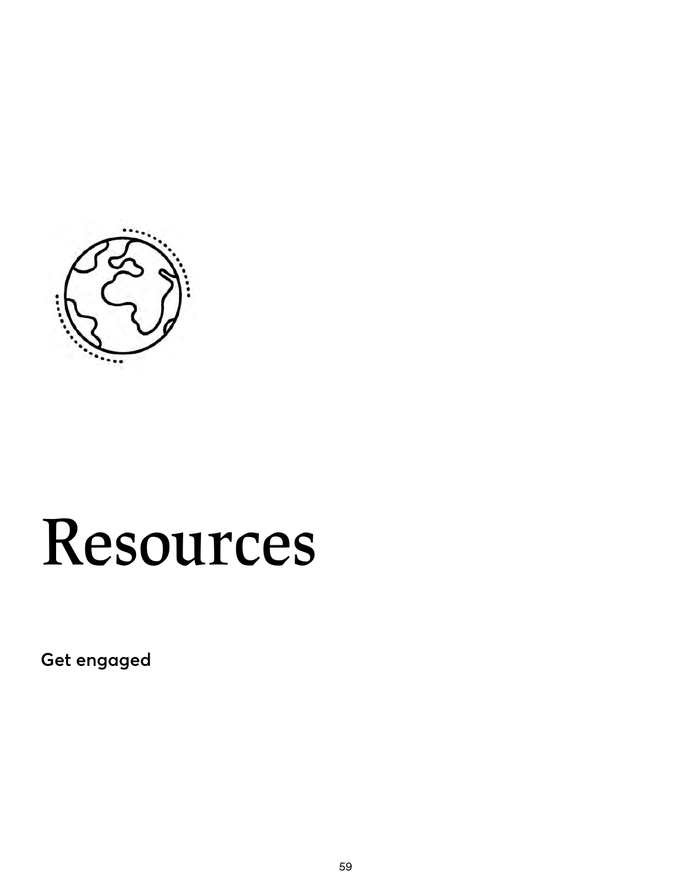# Resources

**Get engaged**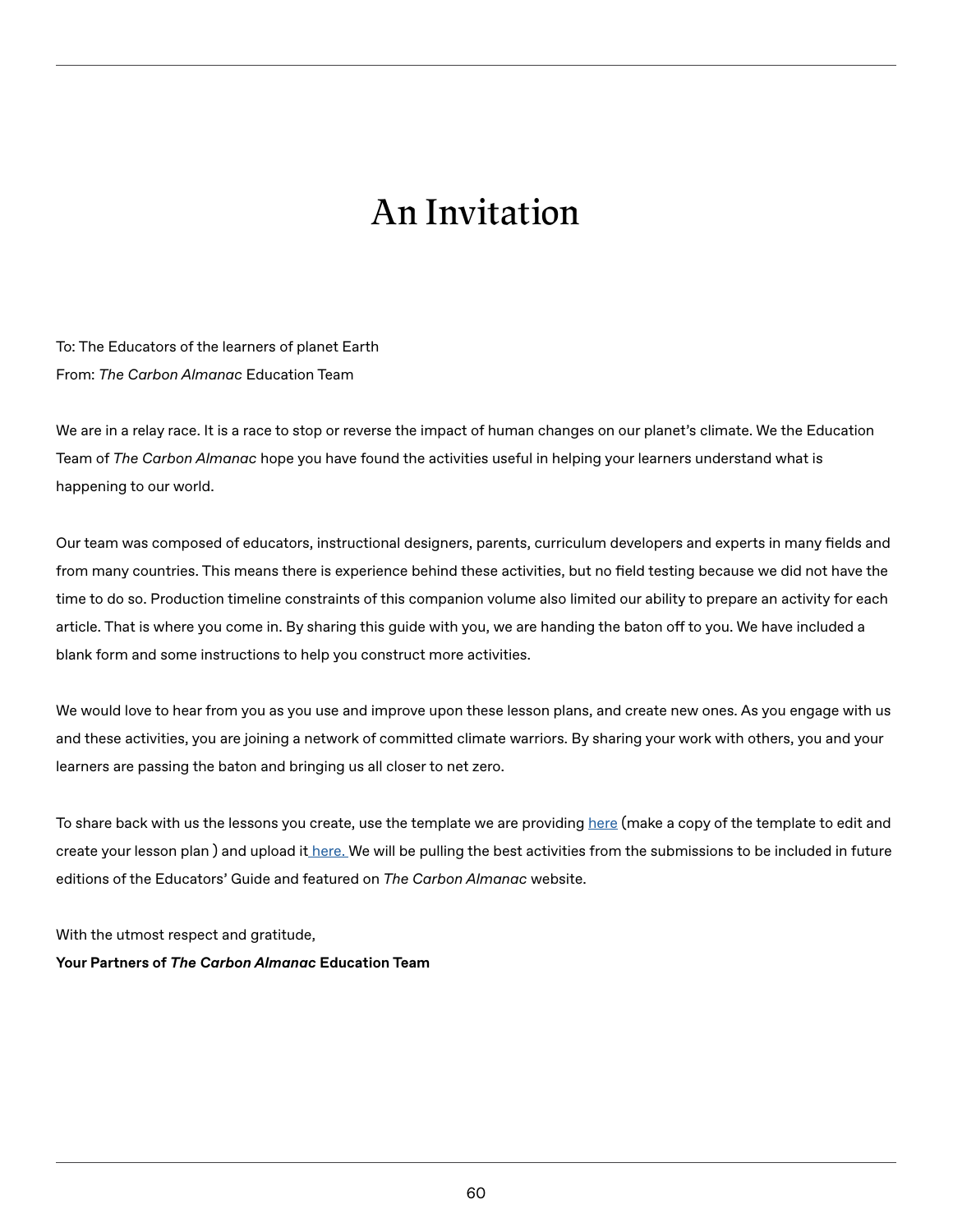# An Invitation

To: The Educators of the learners of planet Earth
From: *The Carbon Almanac* Education Team

We are in a relay race. It is a race to stop or reverse the impact of human changes on our planet's climate. We the Education Team of *The Carbon Almanac* hope you have found the activities useful in helping your learners understand what is happening to our world.

Our team was composed of educators, instructional designers, parents, curriculum developers and experts in many fields and from many countries. This means there is experience behind these activities, but no field testing because we did not have the time to do so. Production timeline constraints of this companion volume also limited our ability to prepare an activity for each article. That is where you come in. By sharing this guide with you, we are handing the baton off to you. We have included a blank form and some instructions to help you construct more activities.

We would love to hear from you as you use and improve upon these lesson plans, and create new ones. As you engage with us and these activities, you are joining a network of committed climate warriors. By sharing your work with others, you and your learners are passing the baton and bringing us all closer to net zero.

To share back with us the lessons you create, use the template we are providing here (make a copy of the template to edit and create your lesson plan ) and upload it here. We will be pulling the best activities from the submissions to be included in future editions of the Educators' Guide and featured on *The Carbon Almanac* website.

With the utmost respect and gratitude,
**Your Partners of *The Carbon Almanac* Education Team**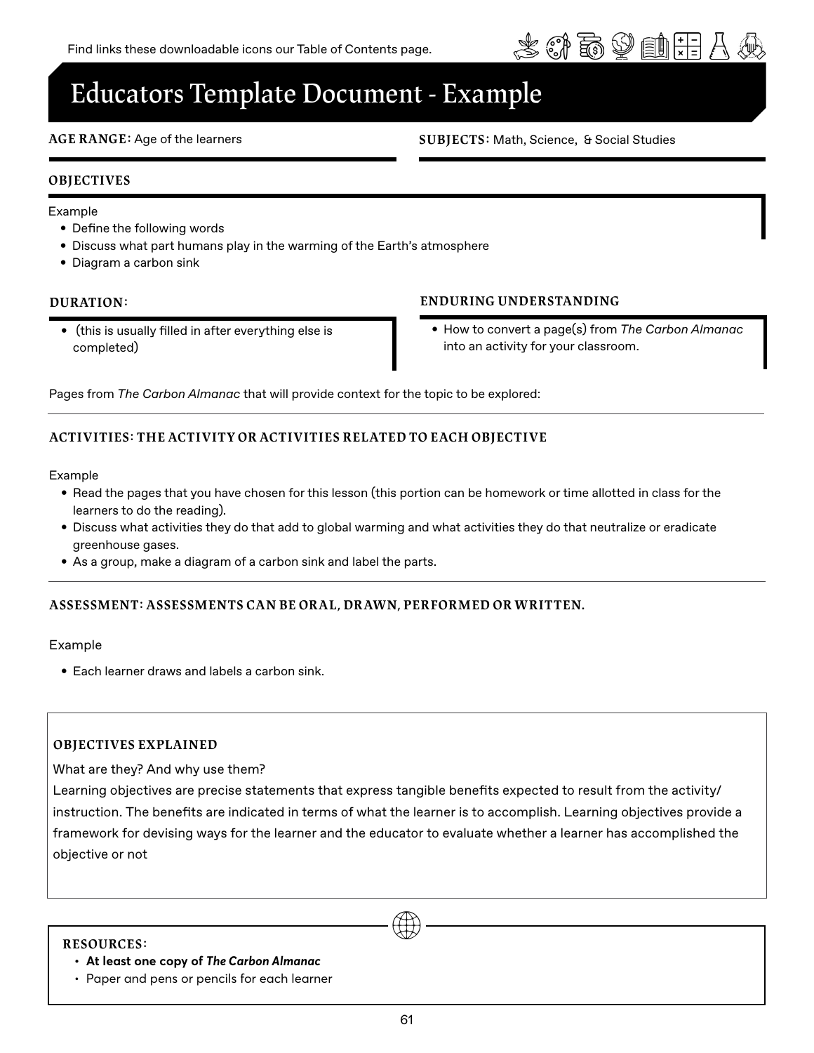Find links these downloadable icons our Table of Contents page.

# Educators Template Document - Example

**AGE RANGE:** Age of the learners

**SUBJECTS:** Math, Science, & Social Studies

## OBJECTIVES

Example

- Define the following words
- Discuss what part humans play in the warming of the Earth's atmosphere
- Diagram a carbon sink

## DURATION:

- (this is usually filled in after everything else is completed)

## ENDURING UNDERSTANDING

- How to convert a page(s) from *The Carbon Almanac* into an activity for your classroom.

Pages from *The Carbon Almanac* that will provide context for the topic to be explored:

## ACTIVITIES: THE ACTIVITY OR ACTIVITIES RELATED TO EACH OBJECTIVE

Example

- Read the pages that you have chosen for this lesson (this portion can be homework or time allotted in class for the learners to do the reading).
- Discuss what activities they do that add to global warming and what activities they do that neutralize or eradicate greenhouse gases.
- As a group, make a diagram of a carbon sink and label the parts.

## ASSESSMENT: ASSESSMENTS CAN BE ORAL, DRAWN, PERFORMED OR WRITTEN.

Example

- Each learner draws and labels a carbon sink.

## OBJECTIVES EXPLAINED

What are they? And why use them?

Learning objectives are precise statements that express tangible benefits expected to result from the activity/ instruction. The benefits are indicated in terms of what the learner is to accomplish. Learning objectives provide a framework for devising ways for the learner and the educator to evaluate whether a learner has accomplished the objective or not

## RESOURCES:

- **At least one copy of *The Carbon Almanac***
- Paper and pens or pencils for each learner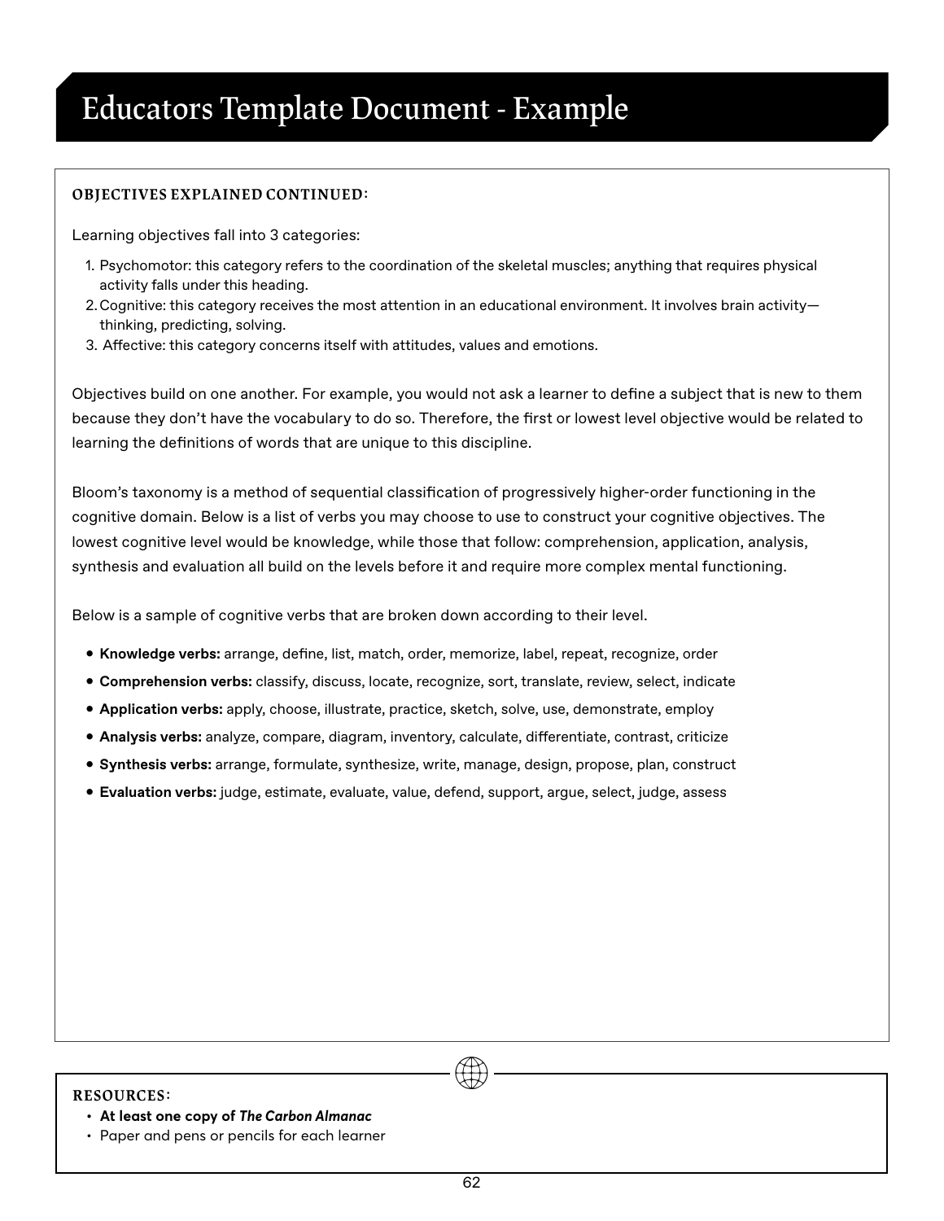# Educators Template Document - Example

**OBJECTIVES EXPLAINED CONTINUED:**

Learning objectives fall into 3 categories:

1. Psychomotor: this category refers to the coordination of the skeletal muscles; anything that requires physical activity falls under this heading.
2. Cognitive: this category receives the most attention in an educational environment. It involves brain activity—thinking, predicting, solving.
3. Affective: this category concerns itself with attitudes, values and emotions.

Objectives build on one another. For example, you would not ask a learner to define a subject that is new to them because they don't have the vocabulary to do so. Therefore, the first or lowest level objective would be related to learning the definitions of words that are unique to this discipline.

Bloom's taxonomy is a method of sequential classification of progressively higher-order functioning in the cognitive domain. Below is a list of verbs you may choose to use to construct your cognitive objectives. The lowest cognitive level would be knowledge, while those that follow: comprehension, application, analysis, synthesis and evaluation all build on the levels before it and require more complex mental functioning.

Below is a sample of cognitive verbs that are broken down according to their level.

- **Knowledge verbs:** arrange, define, list, match, order, memorize, label, repeat, recognize, order
- **Comprehension verbs:** classify, discuss, locate, recognize, sort, translate, review, select, indicate
- **Application verbs:** apply, choose, illustrate, practice, sketch, solve, use, demonstrate, employ
- **Analysis verbs:** analyze, compare, diagram, inventory, calculate, differentiate, contrast, criticize
- **Synthesis verbs:** arrange, formulate, synthesize, write, manage, design, propose, plan, construct
- **Evaluation verbs:** judge, estimate, evaluate, value, defend, support, argue, select, judge, assess

**RESOURCES:**

- **At least one copy of *The Carbon Almanac***
- Paper and pens or pencils for each learner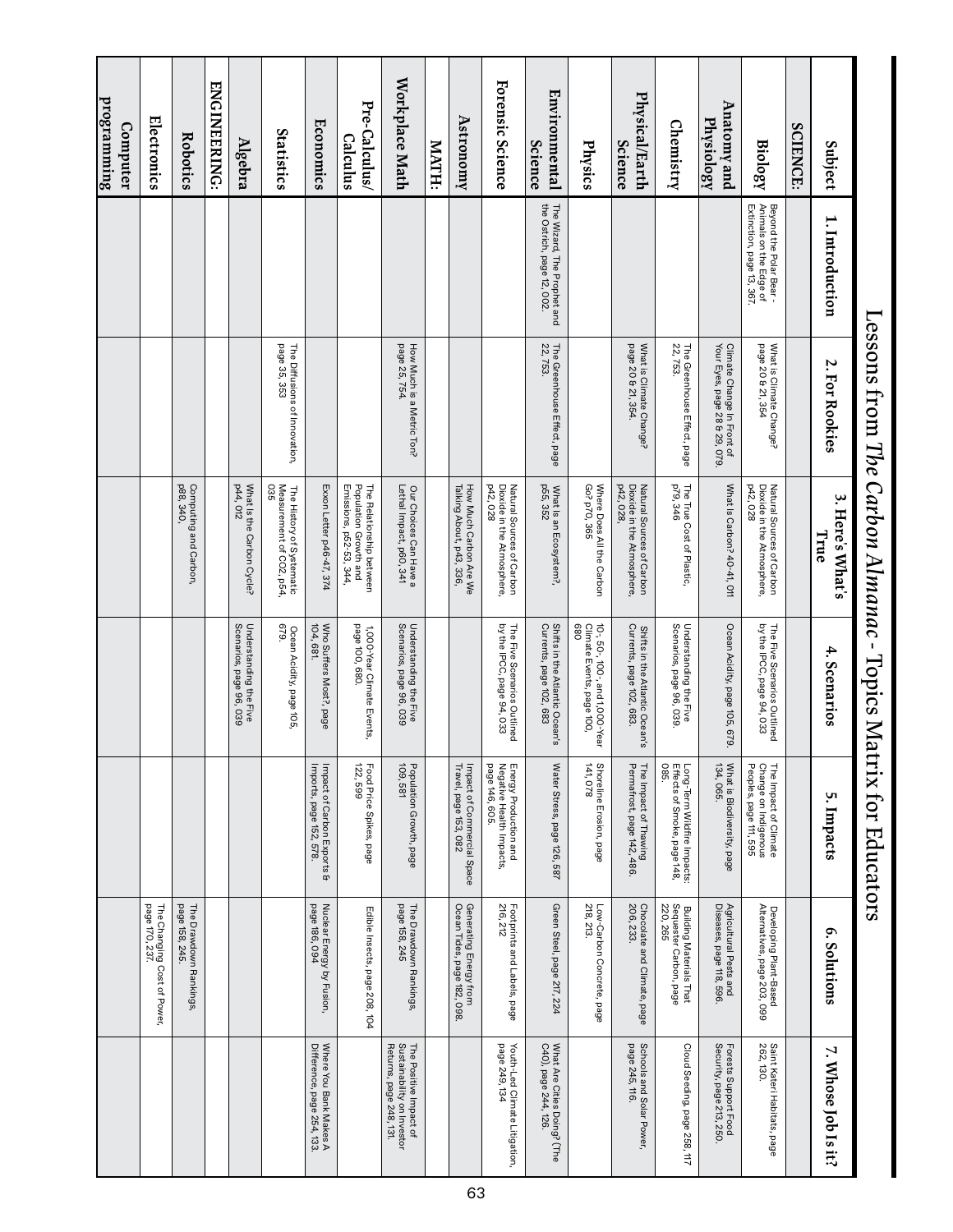# Lessons from *The Carbon Almanac* - Topics Matrix for Educators

| Subject | 1. Introduction | 2. For Rookies | 3. Here's What's True | 4. Scenarios | 5. Impacts | 6. Solutions | 7. Whose Job Is it? |
|---|---|---|---|---|---|---|---|
| **SCIENCE:** | | | | | | | |
| **Biology** | Beyond the Polar Bear - Animals on the Edge of Extinction, page 13, 367. | What is Climate Change? page 20 & 21, 354 | Natural Sources of Carbon Dioxide in the Atmosphere, p42, 028 | The Five Scenarios Outlined by the IPCC, page 94, 033 | The Impact of Climate Change on Indigenous Peoples, page 111, 595 | Developing Plant-Based Alternatives, page 203, 099 | Saint Kateri Habitats, page 262, 130. |
| **Anatomy and Physiology** | | Climate Change In Front of Your Eyes, page 28 & 29, 079. | What Is Carbon? 40-41, 011 | Ocean Acidity, page 105, 679. | What is Biodiversity, page 134, 065. | Agricultural Pests and Diseases, page 118, 596. | Forests Support Food Security, page 213, 250. |
| **Chemistry** | | The Greenhouse Effect, page 22, 753. | The True Cost of Plastic, p79, 346 | Understanding the Five Scenarios, page 96, 039. | Long-Term Wildfire Impacts: Effects of Smoke, page 148, 085. | Building Materials That Sequester Carbon, page 220, 265 | Cloud Seeding, page 258, 117 |
| **Physical/Earth Science** | | What is Climate Change? page 20 & 21, 354. | Natural Sources of Carbon Dioxide in the Atmosphere, p42, 028, | Shifts in the Atlantic Ocean's Currents, page 102, 683. | The Impact of Thawing Permafrost, page 142, 486. | Chocolate and Climate, page 206, 233. | Schools and Solar Power, page 245, 116. |
| **Physics** | | | Where Does All the Carbon Go? p70, 365 | 10-, 50-, 100-, and 1,000-Year Climate Events, page 100, 680 | Shoreline Erosion, page 141, 078 | Low-Carbon Concrete, page 218, 213. | |
| **Environmental Science** | The Wizard, The Prophet and the Ostrich, page 12, 002. | The Greenhouse Effect, page 22, 753. | What Is an Ecosystem?, p55, 352 | Shifts in the Atlantic Ocean's Currents, page 102, 683 | Water Stress, page 126, 587 | Green Steel, page 217, 224 | What Are Cities Doing? (The C40), page 244, 126. |
| **Forensic Science** | | | Natural Sources of Carbon Dioxide in the Atmosphere, p42, 028 | The Five Scenarios Outlined by the IPCC, page 94, 033 | Energy Production and Negative Health Impacts, page 146, 605. | Footprints and Labels, page 216, 212 | Youth-Led Climate Litigation, page 249, 134 |
| **Astronomy** | | | How Much Carbon Are We Talking About, p43, 336, | | Impact of Commercial Space Travel, page 153, 082 | Generating Energy from Ocean Tides, page 182, 098. | |
| **MATH:** | | | | | | | |
| **Workplace Math** | | How Much is a Metric Ton? page 25, 754. | Our Choices Can Have a Lethal Impact, p60, 341 | Understanding the Five Scenarios, page 96, 039 | Population Growth, page 109, 581 | The Drawdown Rankings, page 158, 245 | The Positive Impact of Sustainability on Investor Returns, page 248, 131. |
| **Pre-Calculus/ Calculus** | | | The Relationship between Population Growth and Emissions, p52-53, 344, | 1,000-Year Climate Events, page 100, 680. | Food Price Spikes, page 122, 599 | Edible Insects, page 208, 104 | |
| **Economics** | | | Exxon Letter p46-47, 374 | Who Suffers Most?, page 104, 681. | Impact of Carbon Exports & Imports, page 152, 578. | Nuclear Energy by Fusion, page 186, 094 | Where You Bank Makes A Difference, page 254, 133. |
| **Statistics** | | The Diffusions of Innovation, page 35, 353 | The History of Systematic Measurement of CO2, p54, 035 | Ocean Acidity, page 105, 679. | | | |
| **Algebra** | | | What Is the Carbon Cycle? p44, 012 | Understanding the Five Scenarios, page 96, 039 | | | |
| **ENGINEERING:** | | | | | | | |
| **Robotics** | | | Computing and Carbon, p88, 340, | | | The Drawdown Rankings, page 158, 245. | |
| **Electronics** | | | | | | The Changing Cost of Power, page 170, 237. | |
| **Computer programming** | | | | | | | |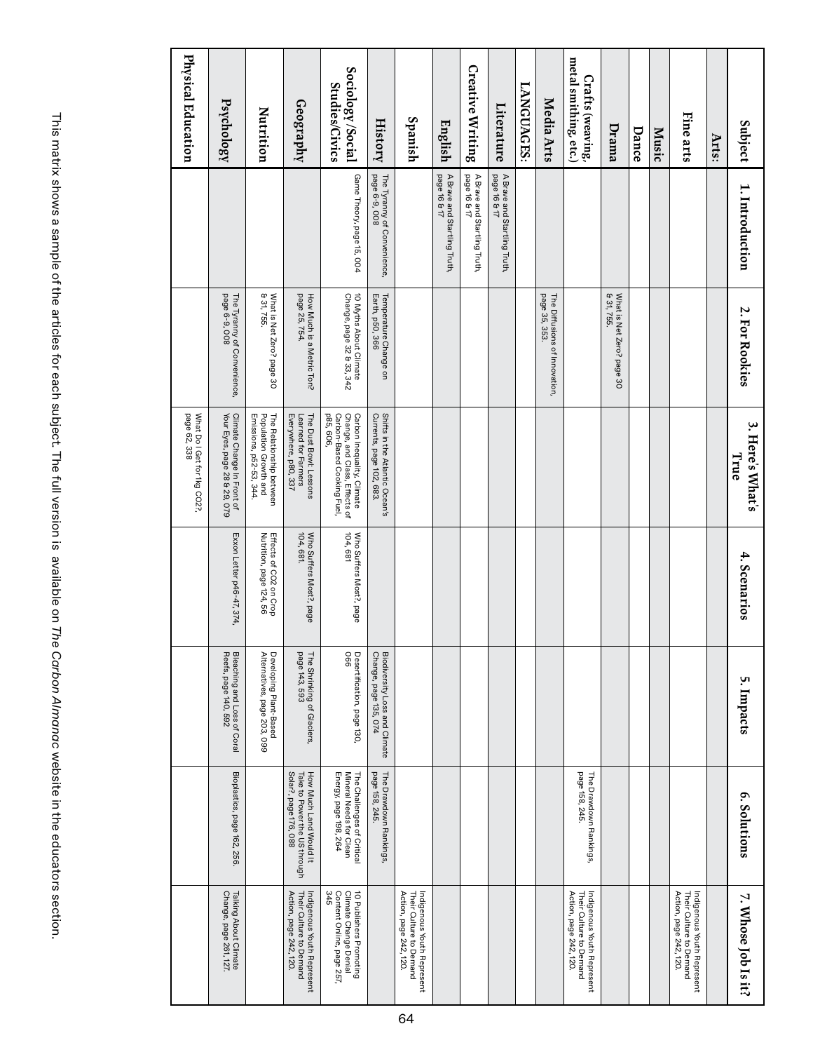| Subject | 1. Introduction | 2. For Rookies | 3. Here's What's True | 4. Scenarios | 5. Impacts | 6. Solutions | 7. Whose Job Is it? |
|---|---|---|---|---|---|---|---|
| **Arts:** | | | | | | | |
| **Fine arts** | | | | | | | Indigenous Youth Represent Their Culture to Demand Action, page 242, 120. |
| **Music** | | | | | | | |
| **Dance** | | | | | | | |
| **Drama** | | What is Net Zero? page 30 & 31, 755. | | | | | |
| **Crafts (weaving, metal smithing, etc.)** | | | | | | | |
| **Media Arts** | | The Diffusions of Innovation, page 35, 353. | | | | The Drawdown Rankings, page 158, 245. | Indigenous Youth Represent Their Culture to Demand Action, page 242, 120. |
| **LANGUAGES:** | | | | | | | |
| **Literature** | A Brave and Startling Truth, page 16 & 17 | | | | | | |
| **Creative Writing** | A Brave and Startling Truth, page 16 & 17 | | | | | | |
| **English** | A Brave and Startling Truth, page 16 & 17 | | | | | | |
| **Spanish** | | | | | | | Indigenous Youth Represent Their Culture to Demand Action, page 242, 120. |
| **History** | The Tyranny of Convenience, page 6-9, 008 | Temperature Change on Earth, p50, 366 | Shifts in the Atlantic Ocean's Currents, page 102, 683. | | Biodiversity Loss and Climate Change, page 135, 074 | The Drawdown Rankings, page 158, 245. | |
| **Sociology/Social Studies/Civics** | Game Theory, page 15, 004 | 10 Myths About Climate Change, page 32 & 33, 342 | Carbon Inequality, Climate Change, and Class, Effects of Carbon-Based Cooking Fuel, p85, 606, | Who Suffers Most?, page 104, 681 | Desertification, page 130, 066 | The Challenges of Critical Mineral Needs for Clean Energy, page 198, 264 | 10 Publishers Promoting Climate Change Denial Content Online, page 257, 345 |
| **Geography** | | How Much is a Metric Ton? page 25, 754. | The Dust Bowl: Lessons Learned for Farmers Everywhere, p80, 337 | Who Suffers Most?, page 104, 681. | The Shrinking of Glaciers, page 143, 593 | How Much Land Would It Take to Power the US through Solar?, page 176, 088 | Indigenous Youth Represent Their Culture to Demand Action, page 242, 120. |
| **Nutrition** | | What is Net Zero? page 30 & 31, 755. | The Relationship between Population Growth and Emissions, p52-53, 344. | Effects of CO2 on Crop Nutrition, page 124, 56 | Developing Plant-Based Alternatives, page 203, 099 | | |
| **Psychology** | | The Tyranny of Convenience, page 6-9, 008 | Climate Change In Front of Your Eyes, page 28 & 29, 079 | Exxon Letter p46-47, 374, | Bleaching and Loss of Coral Reefs, page 140, 592 | Bioplastics, page 162, 256. | Talking About Climate Change, page 261, 127. |
| **Physical Education** | | | What Do I Get for 1kg CO2?, page 62, 338 | | | | |

This matrix shows a sample of the articles for each subject. The full version is available on *The Carbon Almanac* website in the educators section.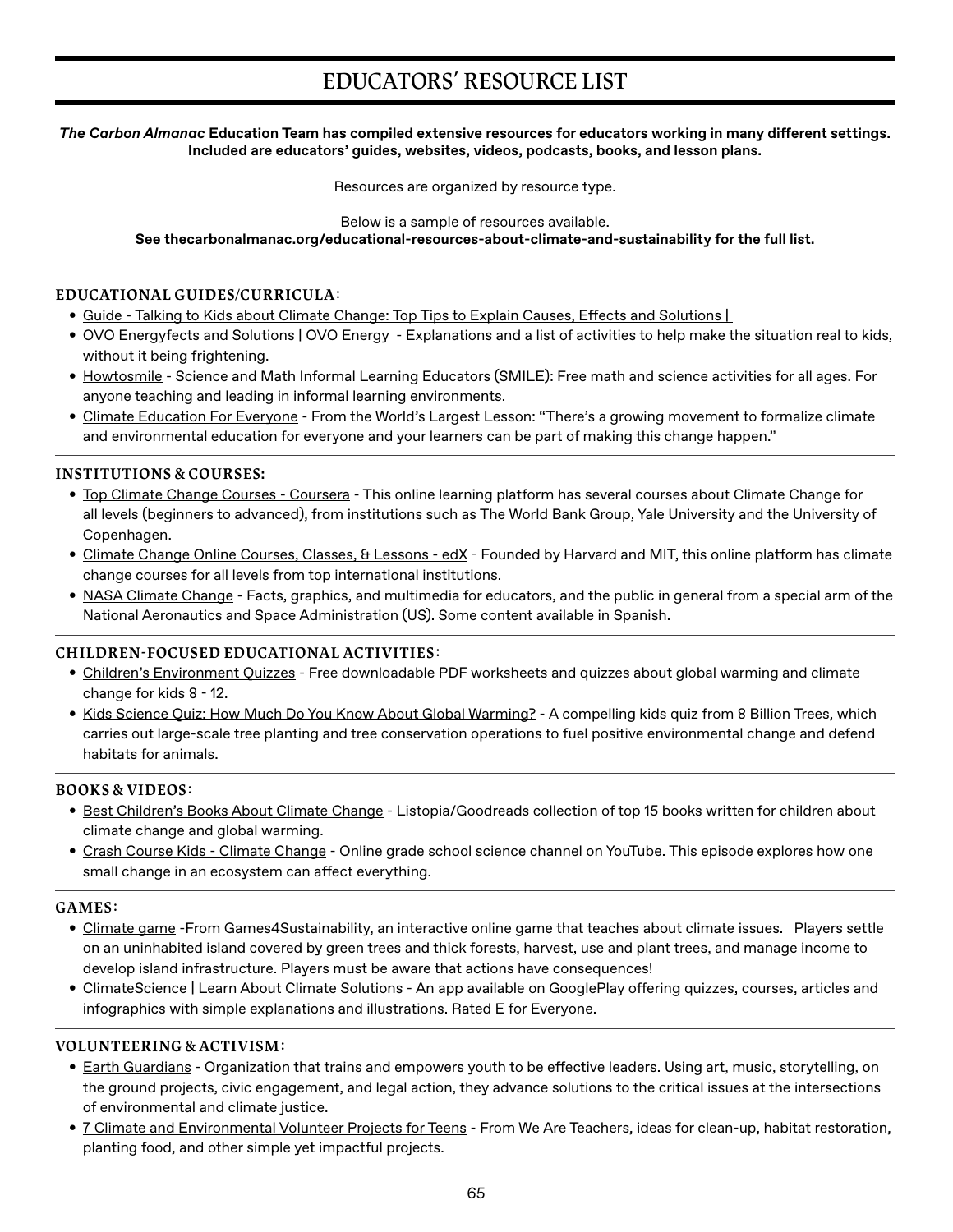# EDUCATORS' RESOURCE LIST

***The Carbon Almanac* Education Team has compiled extensive resources for educators working in many different settings. Included are educators' guides, websites, videos, podcasts, books, and lesson plans.**

Resources are organized by resource type.

Below is a sample of resources available.
**See thecarbonalmanac.org/educational-resources-about-climate-and-sustainability for the full list.**

## EDUCATIONAL GUIDES/CURRICULA:

- Guide - Talking to Kids about Climate Change: Top Tips to Explain Causes, Effects and Solutions |
- OVO Energyfects and Solutions | OVO Energy - Explanations and a list of activities to help make the situation real to kids, without it being frightening.
- Howtosmile - Science and Math Informal Learning Educators (SMILE): Free math and science activities for all ages. For anyone teaching and leading in informal learning environments.
- Climate Education For Everyone - From the World's Largest Lesson: "There's a growing movement to formalize climate and environmental education for everyone and your learners can be part of making this change happen."

## INSTITUTIONS & COURSES:

- Top Climate Change Courses - Coursera - This online learning platform has several courses about Climate Change for all levels (beginners to advanced), from institutions such as The World Bank Group, Yale University and the University of Copenhagen.
- Climate Change Online Courses, Classes, & Lessons - edX - Founded by Harvard and MIT, this online platform has climate change courses for all levels from top international institutions.
- NASA Climate Change - Facts, graphics, and multimedia for educators, and the public in general from a special arm of the National Aeronautics and Space Administration (US). Some content available in Spanish.

## CHILDREN-FOCUSED EDUCATIONAL ACTIVITIES:

- Children's Environment Quizzes - Free downloadable PDF worksheets and quizzes about global warming and climate change for kids 8 - 12.
- Kids Science Quiz: How Much Do You Know About Global Warming? - A compelling kids quiz from 8 Billion Trees, which carries out large-scale tree planting and tree conservation operations to fuel positive environmental change and defend habitats for animals.

## BOOKS & VIDEOS:

- Best Children's Books About Climate Change - Listopia/Goodreads collection of top 15 books written for children about climate change and global warming.
- Crash Course Kids - Climate Change - Online grade school science channel on YouTube. This episode explores how one small change in an ecosystem can affect everything.

## GAMES:

- Climate game -From Games4Sustainability, an interactive online game that teaches about climate issues. Players settle on an uninhabited island covered by green trees and thick forests, harvest, use and plant trees, and manage income to develop island infrastructure. Players must be aware that actions have consequences!
- ClimateScience | Learn About Climate Solutions - An app available on GooglePlay offering quizzes, courses, articles and infographics with simple explanations and illustrations. Rated E for Everyone.

## VOLUNTEERING & ACTIVISM:

- Earth Guardians - Organization that trains and empowers youth to be effective leaders. Using art, music, storytelling, on the ground projects, civic engagement, and legal action, they advance solutions to the critical issues at the intersections of environmental and climate justice.
- 7 Climate and Environmental Volunteer Projects for Teens - From We Are Teachers, ideas for clean-up, habitat restoration, planting food, and other simple yet impactful projects.